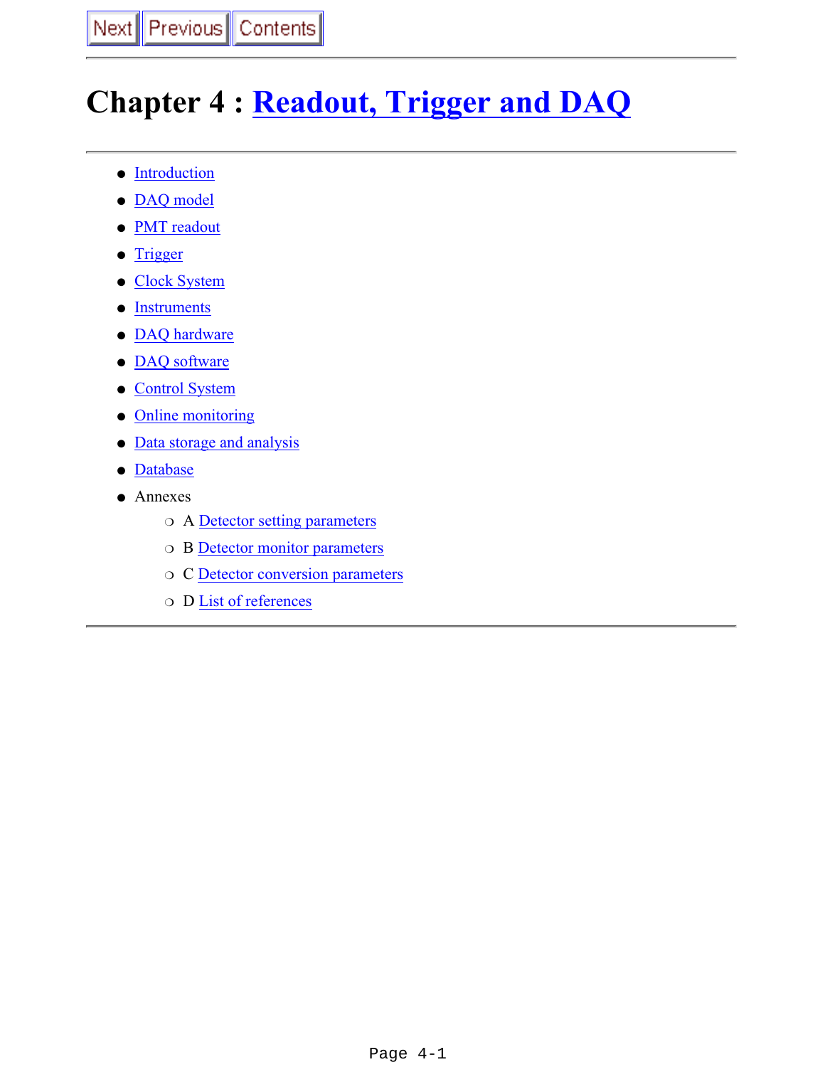Next Previous Contents

# Chapter 4 : Readout, Trigger and DAQ

- Introduction
- DAQ model
- PMT readout
- Trigger
- Clock System
- Instruments
- DAQ hardware
- DAQ software
- Control System
- Online monitoring
- Data storage and analysis
- Database
- Annexes
  - A Detector setting parameters
  - B Detector monitor parameters
  - C Detector conversion parameters
  - D List of references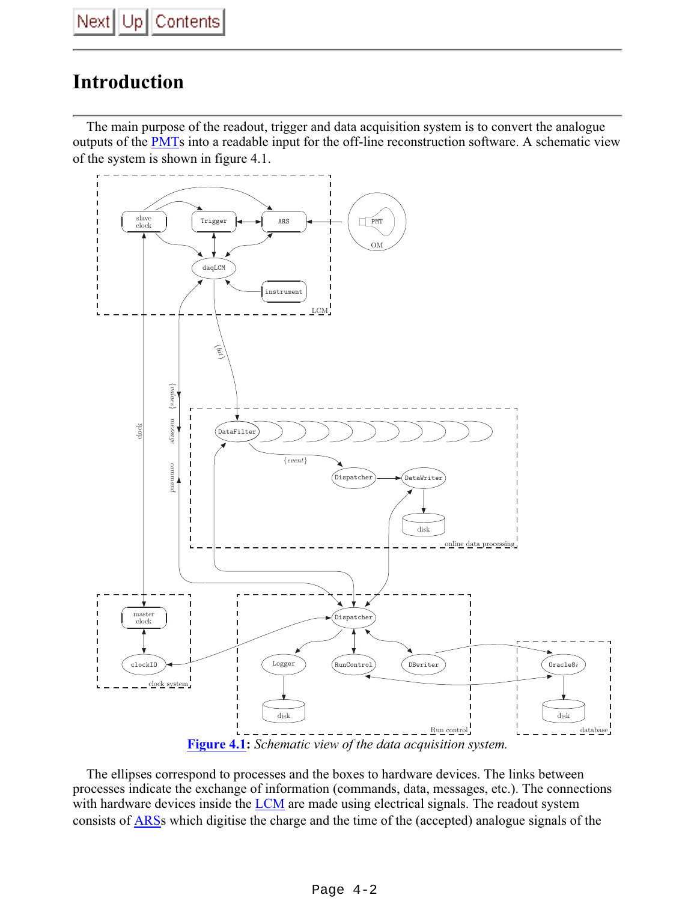# Introduction

The main purpose of the readout, trigger and data acquisition system is to convert the analogue outputs of the PMTs into a readable input for the off-line reconstruction software. A schematic view of the system is shown in figure 4.1.

**Figure 4.1**: *Schematic view of the data acquisition system.*

The ellipses correspond to processes and the boxes to hardware devices. The links between processes indicate the exchange of information (commands, data, messages, etc.). The connections with hardware devices inside the LCM are made using electrical signals. The readout system consists of ARSs which digitise the charge and the time of the (accepted) analogue signals of the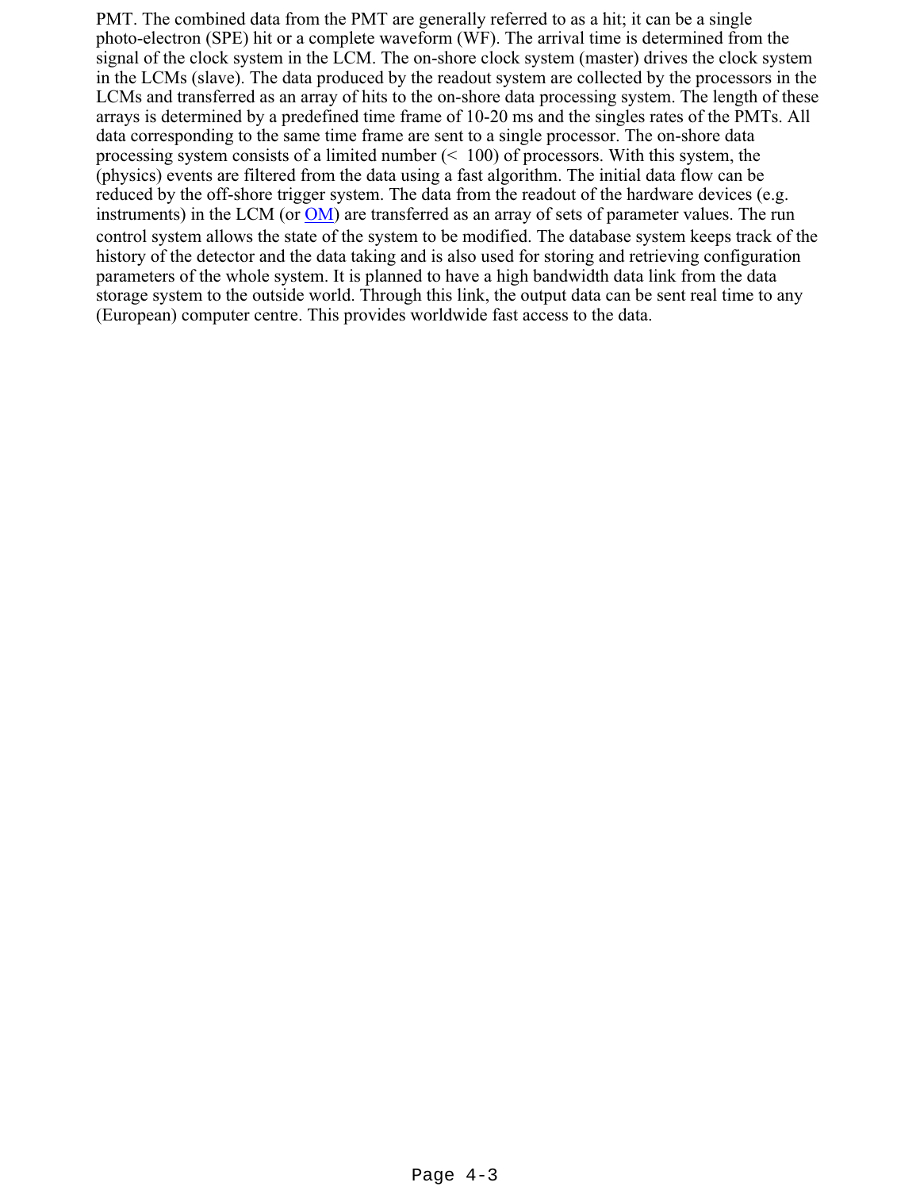PMT. The combined data from the PMT are generally referred to as a hit; it can be a single photo-electron (SPE) hit or a complete waveform (WF). The arrival time is determined from the signal of the clock system in the LCM. The on-shore clock system (master) drives the clock system in the LCMs (slave). The data produced by the readout system are collected by the processors in the LCMs and transferred as an array of hits to the on-shore data processing system. The length of these arrays is determined by a predefined time frame of 10-20 ms and the singles rates of the PMTs. All data corresponding to the same time frame are sent to a single processor. The on-shore data processing system consists of a limited number (< 100) of processors. With this system, the (physics) events are filtered from the data using a fast algorithm. The initial data flow can be reduced by the off-shore trigger system. The data from the readout of the hardware devices (e.g. instruments) in the LCM (or OM) are transferred as an array of sets of parameter values. The run control system allows the state of the system to be modified. The database system keeps track of the history of the detector and the data taking and is also used for storing and retrieving configuration parameters of the whole system. It is planned to have a high bandwidth data link from the data storage system to the outside world. Through this link, the output data can be sent real time to any (European) computer centre. This provides worldwide fast access to the data.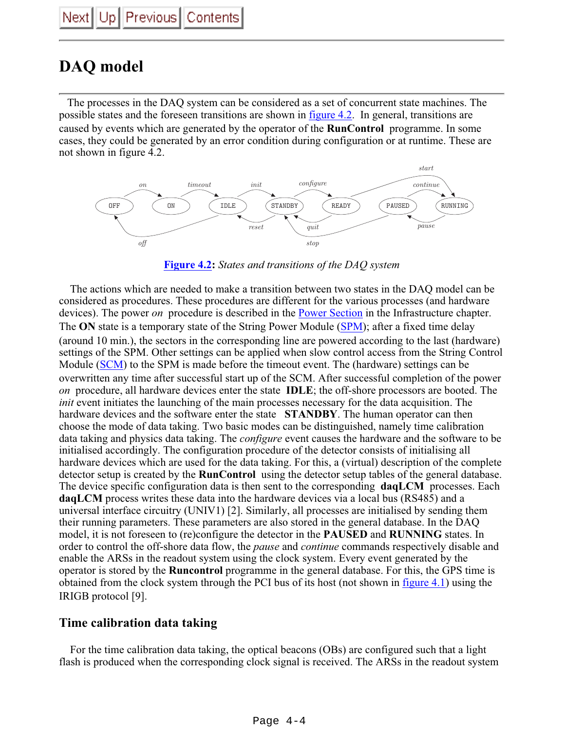# DAQ model

The processes in the DAQ system can be considered as a set of concurrent state machines. The possible states and the foreseen transitions are shown in figure 4.2. In general, transitions are caused by events which are generated by the operator of the **RunControl** programme. In some cases, they could be generated by an error condition during configuration or at runtime. These are not shown in figure 4.2.

start
on
timeout
init
configure
continue
OFF
ON
IDLE
STANDBY
READY
PAUSED
RUNNING
reset
quit
pause
off
stop

**Figure 4.2**: *States and transitions of the DAQ system*

The actions which are needed to make a transition between two states in the DAQ model can be considered as procedures. These procedures are different for the various processes (and hardware devices). The power *on* procedure is described in the Power Section in the Infrastructure chapter. The **ON** state is a temporary state of the String Power Module (SPM); after a fixed time delay (around 10 min.), the sectors in the corresponding line are powered according to the last (hardware) settings of the SPM. Other settings can be applied when slow control access from the String Control Module (SCM) to the SPM is made before the timeout event. The (hardware) settings can be overwritten any time after successful start up of the SCM. After successful completion of the power *on* procedure, all hardware devices enter the state **IDLE**; the off-shore processors are booted. The *init* event initiates the launching of the main processes necessary for the data acquisition. The hardware devices and the software enter the state **STANDBY**. The human operator can then choose the mode of data taking. Two basic modes can be distinguished, namely time calibration data taking and physics data taking. The *configure* event causes the hardware and the software to be initialised accordingly. The configuration procedure of the detector consists of initialising all hardware devices which are used for the data taking. For this, a (virtual) description of the complete detector setup is created by the **RunControl** using the detector setup tables of the general database. The device specific configuration data is then sent to the corresponding **daqLCM** processes. Each **daqLCM** process writes these data into the hardware devices via a local bus (RS485) and a universal interface circuitry (UNIV1) [2]. Similarly, all processes are initialised by sending them their running parameters. These parameters are also stored in the general database. In the DAQ model, it is not foreseen to (re)configure the detector in the **PAUSED** and **RUNNING** states. In order to control the off-shore data flow, the *pause* and *continue* commands respectively disable and enable the ARSs in the readout system using the clock system. Every event generated by the operator is stored by the **Runcontrol** programme in the general database. For this, the GPS time is obtained from the clock system through the PCI bus of its host (not shown in figure 4.1) using the IRIGB protocol [9].

## Time calibration data taking

For the time calibration data taking, the optical beacons (OBs) are configured such that a light flash is produced when the corresponding clock signal is received. The ARSs in the readout system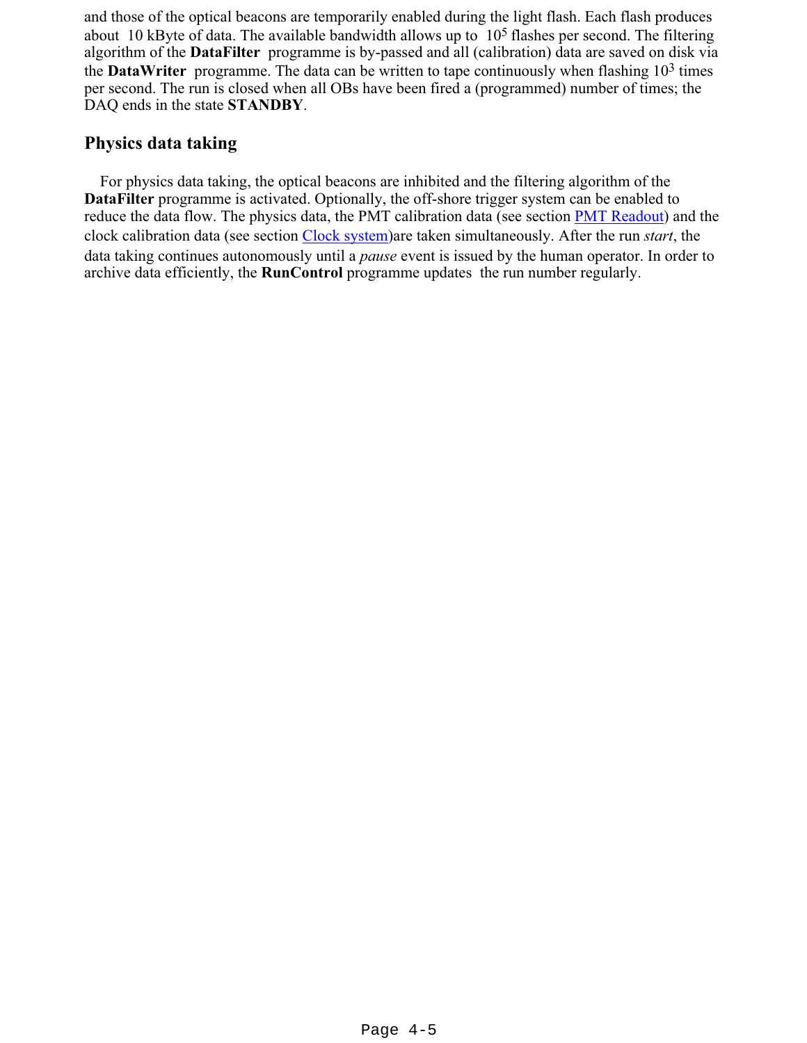and those of the optical beacons are temporarily enabled during the light flash. Each flash produces about 10 kByte of data. The available bandwidth allows up to $10^5$ flashes per second. The filtering algorithm of the **DataFilter** programme is by-passed and all (calibration) data are saved on disk via the **DataWriter** programme. The data can be written to tape continuously when flashing $10^3$ times per second. The run is closed when all OBs have been fired a (programmed) number of times; the DAQ ends in the state **STANDBY**.

## Physics data taking

For physics data taking, the optical beacons are inhibited and the filtering algorithm of the **DataFilter** programme is activated. Optionally, the off-shore trigger system can be enabled to reduce the data flow. The physics data, the PMT calibration data (see section PMT Readout) and the clock calibration data (see section Clock system)are taken simultaneously. After the run *start*, the data taking continues autonomously until a *pause* event is issued by the human operator. In order to archive data efficiently, the **RunControl** programme updates the run number regularly.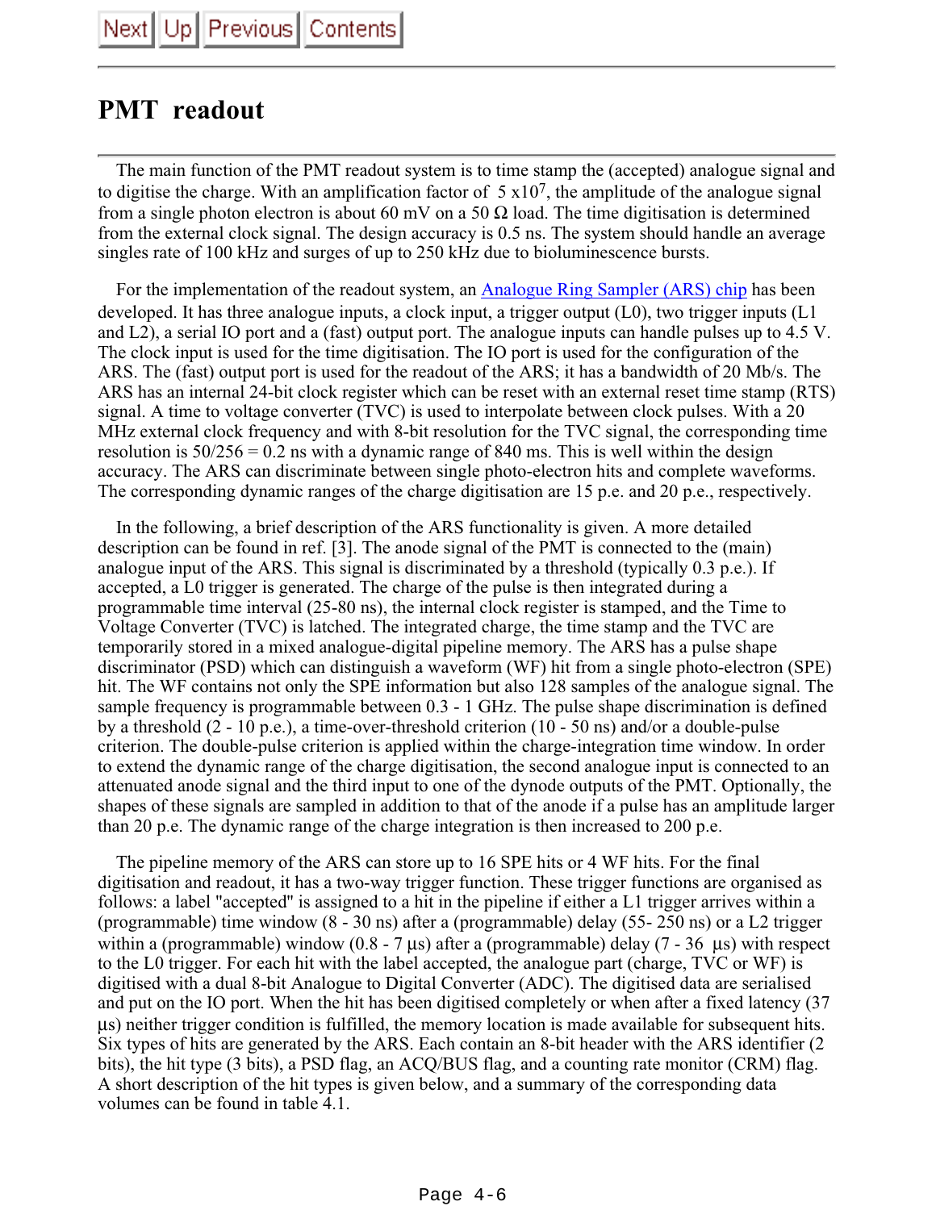# PMT readout

The main function of the PMT readout system is to time stamp the (accepted) analogue signal and to digitise the charge. With an amplification factor of $5 \times 10^7$, the amplitude of the analogue signal from a single photon electron is about 60 mV on a 50 Ω load. The time digitisation is determined from the external clock signal. The design accuracy is 0.5 ns. The system should handle an average singles rate of 100 kHz and surges of up to 250 kHz due to bioluminescence bursts.

For the implementation of the readout system, an Analogue Ring Sampler (ARS) chip has been developed. It has three analogue inputs, a clock input, a trigger output (L0), two trigger inputs (L1 and L2), a serial IO port and a (fast) output port. The analogue inputs can handle pulses up to 4.5 V. The clock input is used for the time digitisation. The IO port is used for the configuration of the ARS. The (fast) output port is used for the readout of the ARS; it has a bandwidth of 20 Mb/s. The ARS has an internal 24-bit clock register which can be reset with an external reset time stamp (RTS) signal. A time to voltage converter (TVC) is used to interpolate between clock pulses. With a 20 MHz external clock frequency and with 8-bit resolution for the TVC signal, the corresponding time resolution is 50/256 = 0.2 ns with a dynamic range of 840 ms. This is well within the design accuracy. The ARS can discriminate between single photo-electron hits and complete waveforms. The corresponding dynamic ranges of the charge digitisation are 15 p.e. and 20 p.e., respectively.

In the following, a brief description of the ARS functionality is given. A more detailed description can be found in ref. [3]. The anode signal of the PMT is connected to the (main) analogue input of the ARS. This signal is discriminated by a threshold (typically 0.3 p.e.). If accepted, a L0 trigger is generated. The charge of the pulse is then integrated during a programmable time interval (25-80 ns), the internal clock register is stamped, and the Time to Voltage Converter (TVC) is latched. The integrated charge, the time stamp and the TVC are temporarily stored in a mixed analogue-digital pipeline memory. The ARS has a pulse shape discriminator (PSD) which can distinguish a waveform (WF) hit from a single photo-electron (SPE) hit. The WF contains not only the SPE information but also 128 samples of the analogue signal. The sample frequency is programmable between 0.3 - 1 GHz. The pulse shape discrimination is defined by a threshold (2 - 10 p.e.), a time-over-threshold criterion (10 - 50 ns) and/or a double-pulse criterion. The double-pulse criterion is applied within the charge-integration time window. In order to extend the dynamic range of the charge digitisation, the second analogue input is connected to an attenuated anode signal and the third input to one of the dynode outputs of the PMT. Optionally, the shapes of these signals are sampled in addition to that of the anode if a pulse has an amplitude larger than 20 p.e. The dynamic range of the charge integration is then increased to 200 p.e.

The pipeline memory of the ARS can store up to 16 SPE hits or 4 WF hits. For the final digitisation and readout, it has a two-way trigger function. These trigger functions are organised as follows: a label "accepted" is assigned to a hit in the pipeline if either a L1 trigger arrives within a (programmable) time window (8 - 30 ns) after a (programmable) delay (55- 250 ns) or a L2 trigger within a (programmable) window (0.8 - 7 µs) after a (programmable) delay (7 - 36 µs) with respect to the L0 trigger. For each hit with the label accepted, the analogue part (charge, TVC or WF) is digitised with a dual 8-bit Analogue to Digital Converter (ADC). The digitised data are serialised and put on the IO port. When the hit has been digitised completely or when after a fixed latency (37 µs) neither trigger condition is fulfilled, the memory location is made available for subsequent hits. Six types of hits are generated by the ARS. Each contain an 8-bit header with the ARS identifier (2 bits), the hit type (3 bits), a PSD flag, an ACQ/BUS flag, and a counting rate monitor (CRM) flag. A short description of the hit types is given below, and a summary of the corresponding data volumes can be found in table 4.1.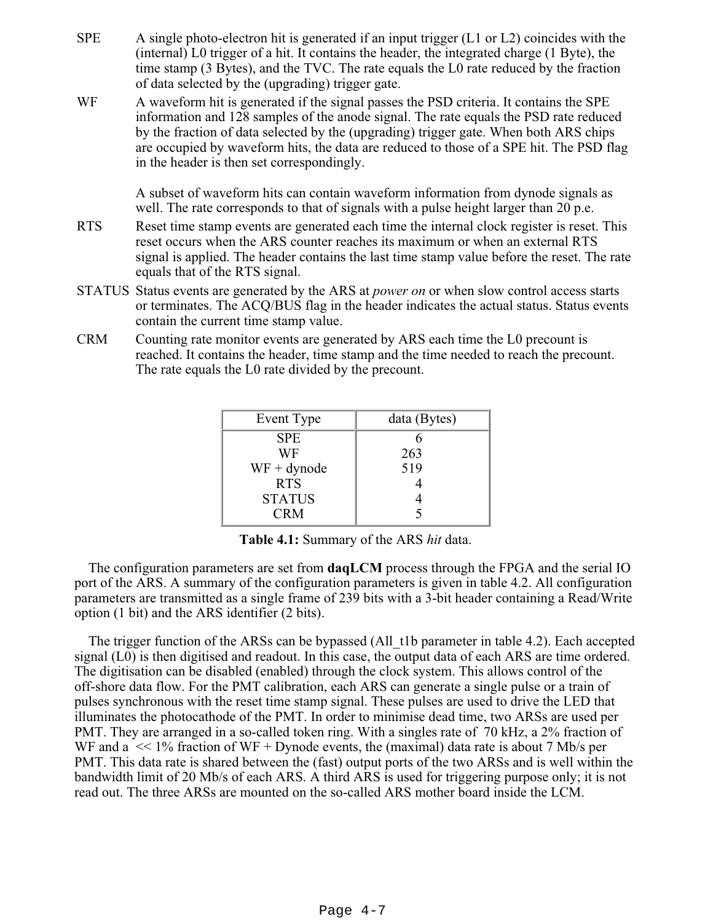SPE — A single photo-electron hit is generated if an input trigger (L1 or L2) coincides with the (internal) L0 trigger of a hit. It contains the header, the integrated charge (1 Byte), the time stamp (3 Bytes), and the TVC. The rate equals the L0 rate reduced by the fraction of data selected by the (upgrading) trigger gate.

WF — A waveform hit is generated if the signal passes the PSD criteria. It contains the SPE information and 128 samples of the anode signal. The rate equals the PSD rate reduced by the fraction of data selected by the (upgrading) trigger gate. When both ARS chips are occupied by waveform hits, the data are reduced to those of a SPE hit. The PSD flag in the header is then set correspondingly.

A subset of waveform hits can contain waveform information from dynode signals as well. The rate corresponds to that of signals with a pulse height larger than 20 p.e.

RTS — Reset time stamp events are generated each time the internal clock register is reset. This reset occurs when the ARS counter reaches its maximum or when an external RTS signal is applied. The header contains the last time stamp value before the reset. The rate equals that of the RTS signal.

STATUS — Status events are generated by the ARS at *power on* or when slow control access starts or terminates. The ACQ/BUS flag in the header indicates the actual status. Status events contain the current time stamp value.

CRM — Counting rate monitor events are generated by ARS each time the L0 precount is reached. It contains the header, time stamp and the time needed to reach the precount. The rate equals the L0 rate divided by the precount.

| Event Type | data (Bytes) |
|---|---|
| SPE | 6 |
| WF | 263 |
| WF + dynode | 519 |
| RTS | 4 |
| STATUS | 4 |
| CRM | 5 |

**Table 4.1:** Summary of the ARS *hit* data.

The configuration parameters are set from **daqLCM** process through the FPGA and the serial IO port of the ARS. A summary of the configuration parameters is given in table 4.2. All configuration parameters are transmitted as a single frame of 239 bits with a 3-bit header containing a Read/Write option (1 bit) and the ARS identifier (2 bits).

The trigger function of the ARSs can be bypassed (All_t1b parameter in table 4.2). Each accepted signal (L0) is then digitised and readout. In this case, the output data of each ARS are time ordered. The digitisation can be disabled (enabled) through the clock system. This allows control of the off-shore data flow. For the PMT calibration, each ARS can generate a single pulse or a train of pulses synchronous with the reset time stamp signal. These pulses are used to drive the LED that illuminates the photocathode of the PMT. In order to minimise dead time, two ARSs are used per PMT. They are arranged in a so-called token ring. With a singles rate of 70 kHz, a 2% fraction of WF and a << 1% fraction of WF + Dynode events, the (maximal) data rate is about 7 Mb/s per PMT. This data rate is shared between the (fast) output ports of the two ARSs and is well within the bandwidth limit of 20 Mb/s of each ARS. A third ARS is used for triggering purpose only; it is not read out. The three ARSs are mounted on the so-called ARS mother board inside the LCM.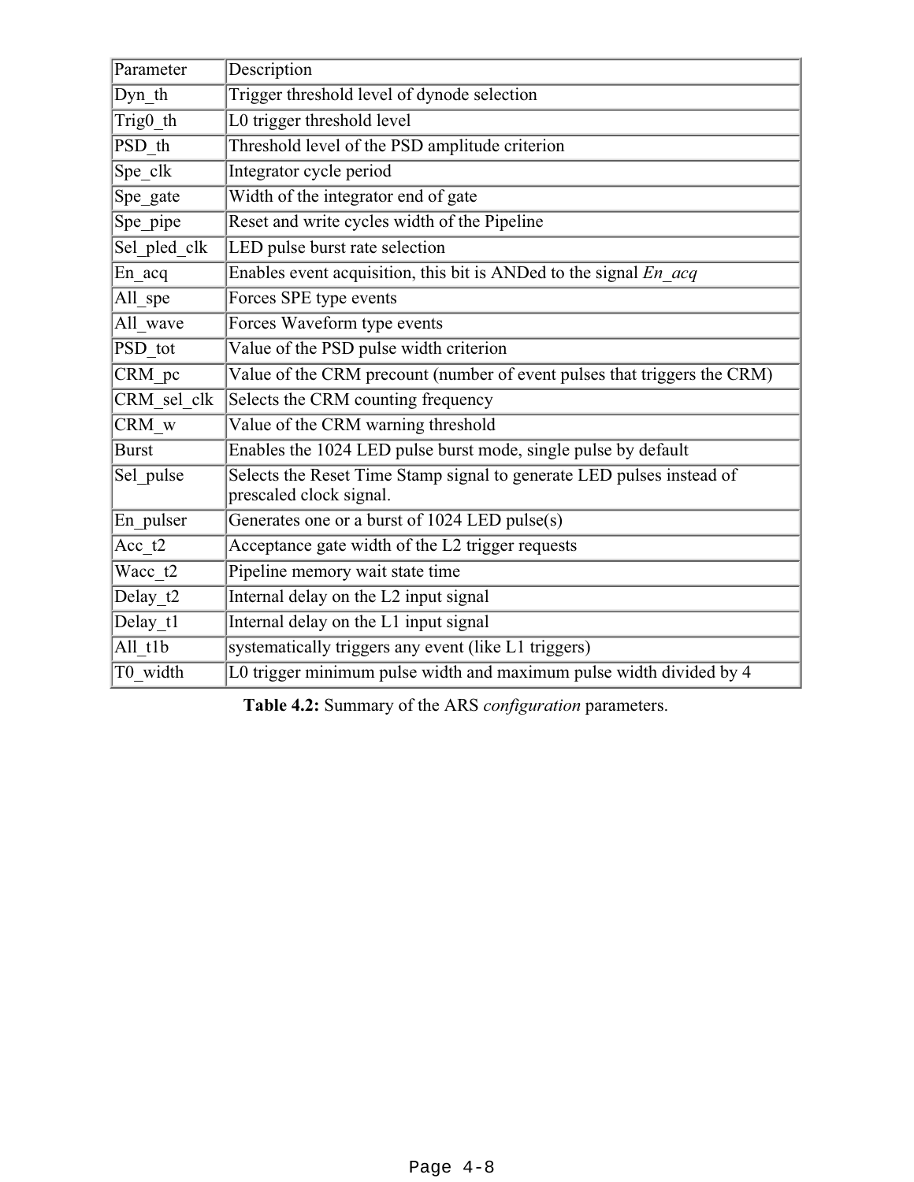| Parameter | Description |
| --- | --- |
| Dyn_th | Trigger threshold level of dynode selection |
| Trig0_th | L0 trigger threshold level |
| PSD_th | Threshold level of the PSD amplitude criterion |
| Spe_clk | Integrator cycle period |
| Spe_gate | Width of the integrator end of gate |
| Spe_pipe | Reset and write cycles width of the Pipeline |
| Sel_pled_clk | LED pulse burst rate selection |
| En_acq | Enables event acquisition, this bit is ANDed to the signal *En_acq* |
| All_spe | Forces SPE type events |
| All_wave | Forces Waveform type events |
| PSD_tot | Value of the PSD pulse width criterion |
| CRM_pc | Value of the CRM precount (number of event pulses that triggers the CRM) |
| CRM_sel_clk | Selects the CRM counting frequency |
| CRM_w | Value of the CRM warning threshold |
| Burst | Enables the 1024 LED pulse burst mode, single pulse by default |
| Sel_pulse | Selects the Reset Time Stamp signal to generate LED pulses instead of prescaled clock signal. |
| En_pulser | Generates one or a burst of 1024 LED pulse(s) |
| Acc_t2 | Acceptance gate width of the L2 trigger requests |
| Wacc_t2 | Pipeline memory wait state time |
| Delay_t2 | Internal delay on the L2 input signal |
| Delay_t1 | Internal delay on the L1 input signal |
| All_t1b | systematically triggers any event (like L1 triggers) |
| T0_width | L0 trigger minimum pulse width and maximum pulse width divided by 4 |

**Table 4.2:** Summary of the ARS *configuration* parameters.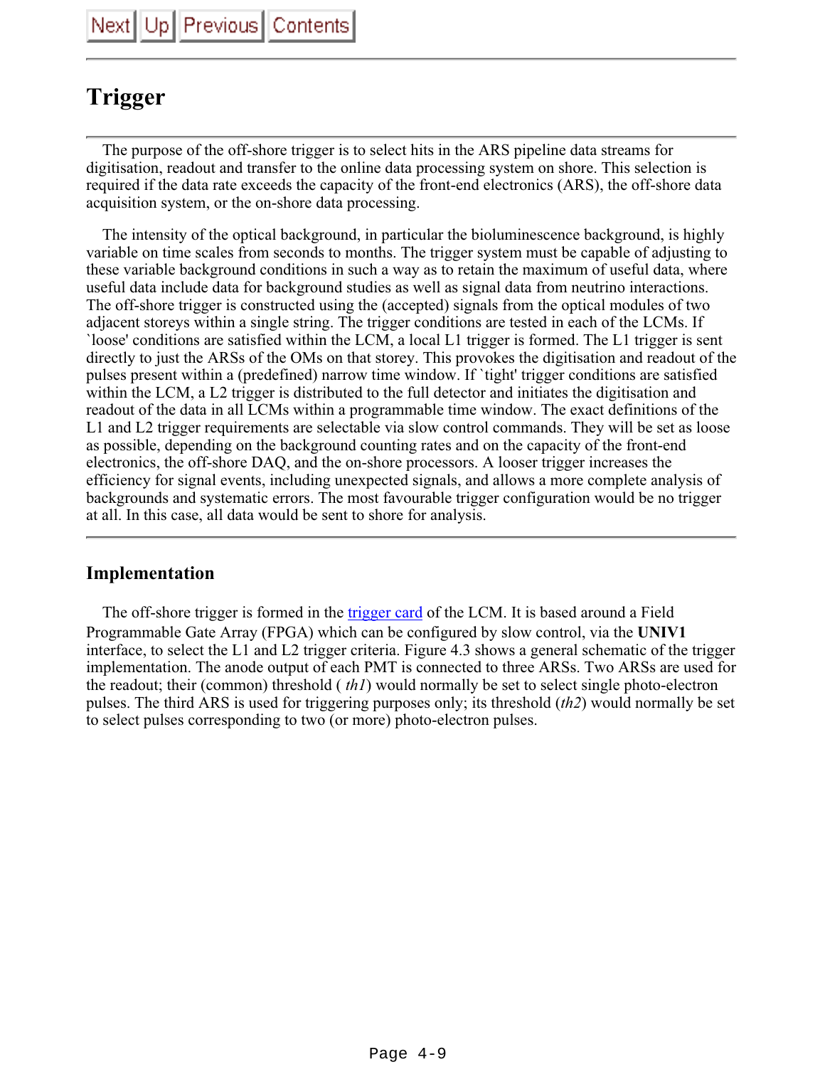# Trigger

The purpose of the off-shore trigger is to select hits in the ARS pipeline data streams for digitisation, readout and transfer to the online data processing system on shore. This selection is required if the data rate exceeds the capacity of the front-end electronics (ARS), the off-shore data acquisition system, or the on-shore data processing.

The intensity of the optical background, in particular the bioluminescence background, is highly variable on time scales from seconds to months. The trigger system must be capable of adjusting to these variable background conditions in such a way as to retain the maximum of useful data, where useful data include data for background studies as well as signal data from neutrino interactions. The off-shore trigger is constructed using the (accepted) signals from the optical modules of two adjacent storeys within a single string. The trigger conditions are tested in each of the LCMs. If `loose' conditions are satisfied within the LCM, a local L1 trigger is formed. The L1 trigger is sent directly to just the ARSs of the OMs on that storey. This provokes the digitisation and readout of the pulses present within a (predefined) narrow time window. If `tight' trigger conditions are satisfied within the LCM, a L2 trigger is distributed to the full detector and initiates the digitisation and readout of the data in all LCMs within a programmable time window. The exact definitions of the L1 and L2 trigger requirements are selectable via slow control commands. They will be set as loose as possible, depending on the background counting rates and on the capacity of the front-end electronics, the off-shore DAQ, and the on-shore processors. A looser trigger increases the efficiency for signal events, including unexpected signals, and allows a more complete analysis of backgrounds and systematic errors. The most favourable trigger configuration would be no trigger at all. In this case, all data would be sent to shore for analysis.

## Implementation

The off-shore trigger is formed in the trigger card of the LCM. It is based around a Field Programmable Gate Array (FPGA) which can be configured by slow control, via the **UNIV1** interface, to select the L1 and L2 trigger criteria. Figure 4.3 shows a general schematic of the trigger implementation. The anode output of each PMT is connected to three ARSs. Two ARSs are used for the readout; their (common) threshold ( *th1*) would normally be set to select single photo-electron pulses. The third ARS is used for triggering purposes only; its threshold (*th2*) would normally be set to select pulses corresponding to two (or more) photo-electron pulses.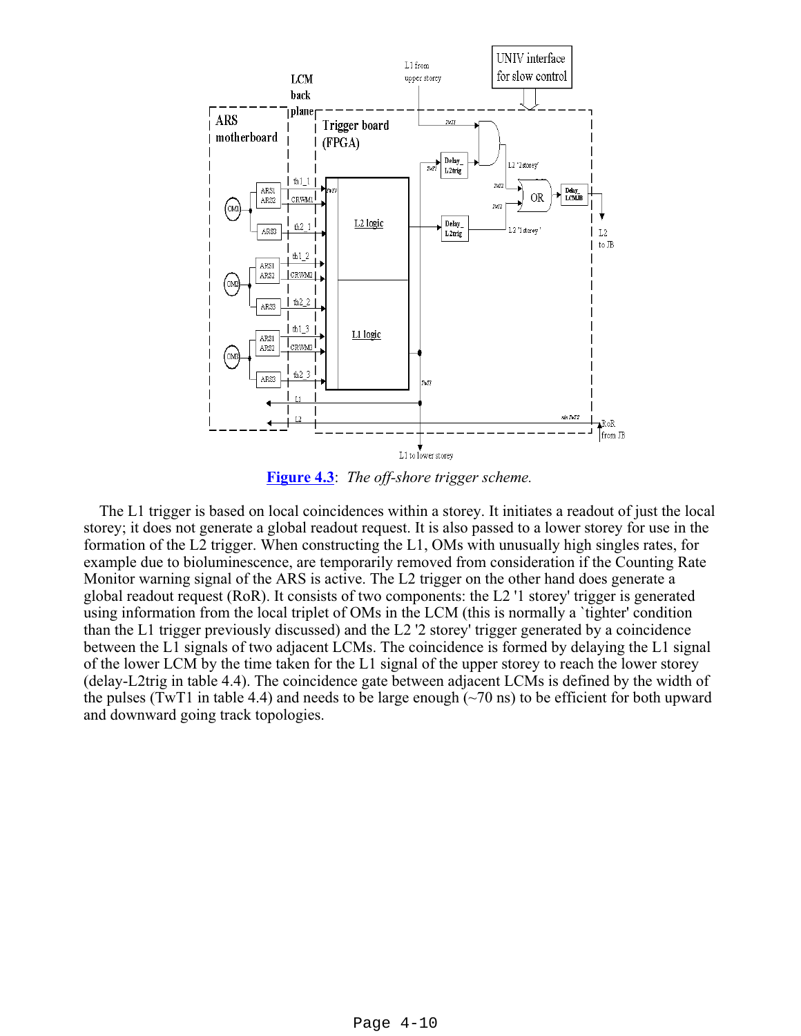Figure 4.3: *The off-shore trigger scheme.*

The L1 trigger is based on local coincidences within a storey. It initiates a readout of just the local storey; it does not generate a global readout request. It is also passed to a lower storey for use in the formation of the L2 trigger. When constructing the L1, OMs with unusually high singles rates, for example due to bioluminescence, are temporarily removed from consideration if the Counting Rate Monitor warning signal of the ARS is active. The L2 trigger on the other hand does generate a global readout request (RoR). It consists of two components: the L2 '1 storey' trigger is generated using information from the local triplet of OMs in the LCM (this is normally a `tighter' condition than the L1 trigger previously discussed) and the L2 '2 storey' trigger generated by a coincidence between the L1 signals of two adjacent LCMs. The coincidence is formed by delaying the L1 signal of the lower LCM by the time taken for the L1 signal of the upper storey to reach the lower storey (delay-L2trig in table 4.4). The coincidence gate between adjacent LCMs is defined by the width of the pulses (TwT1 in table 4.4) and needs to be large enough (~70 ns) to be efficient for both upward and downward going track topologies.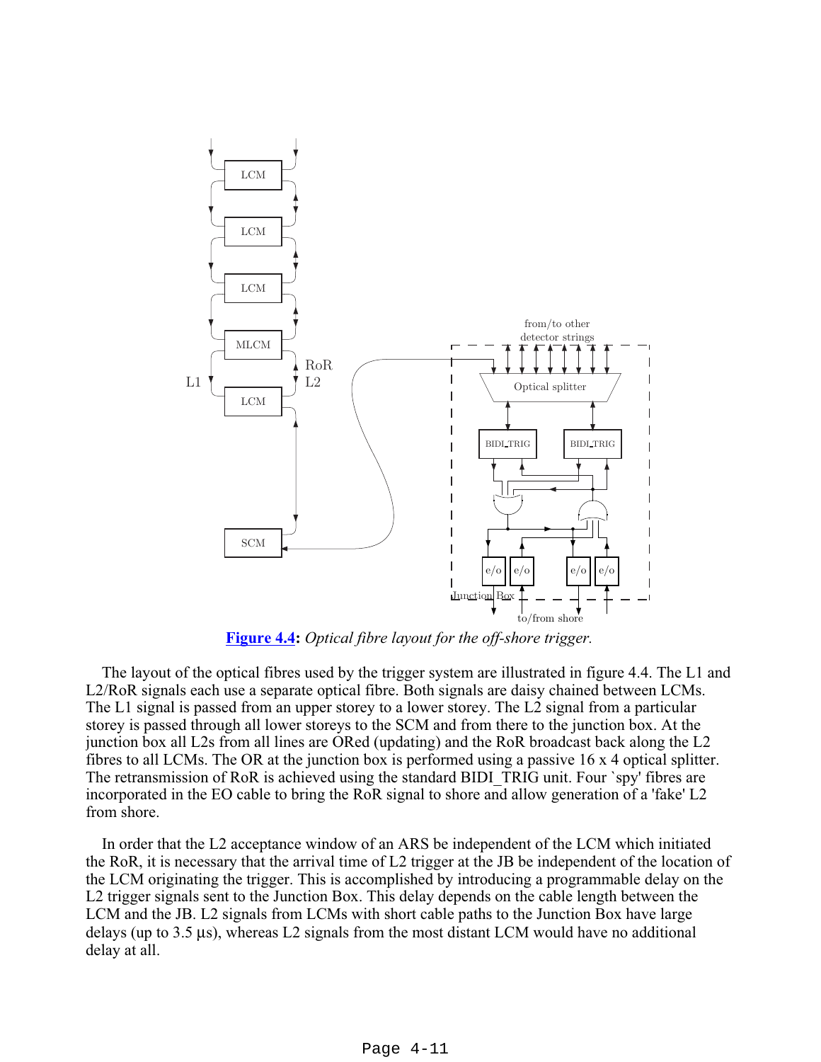LCM

LCM

LCM

MLCM

L1

RoR

L2

LCM

SCM

from/to other
detector strings

Optical splitter

BIDI_TRIG

BIDI_TRIG

e/o

e/o

e/o

e/o

Junction Box

to/from shore

**Figure 4.4**: *Optical fibre layout for the off-shore trigger.*

The layout of the optical fibres used by the trigger system are illustrated in figure 4.4. The L1 and L2/RoR signals each use a separate optical fibre. Both signals are daisy chained between LCMs. The L1 signal is passed from an upper storey to a lower storey. The L2 signal from a particular storey is passed through all lower storeys to the SCM and from there to the junction box. At the junction box all L2s from all lines are ORed (updating) and the RoR broadcast back along the L2 fibres to all LCMs. The OR at the junction box is performed using a passive 16 x 4 optical splitter. The retransmission of RoR is achieved using the standard BIDI_TRIG unit. Four `spy' fibres are incorporated in the EO cable to bring the RoR signal to shore and allow generation of a 'fake' L2 from shore.

In order that the L2 acceptance window of an ARS be independent of the LCM which initiated the RoR, it is necessary that the arrival time of L2 trigger at the JB be independent of the location of the LCM originating the trigger. This is accomplished by introducing a programmable delay on the L2 trigger signals sent to the Junction Box. This delay depends on the cable length between the LCM and the JB. L2 signals from LCMs with short cable paths to the Junction Box have large delays (up to 3.5 µs), whereas L2 signals from the most distant LCM would have no additional delay at all.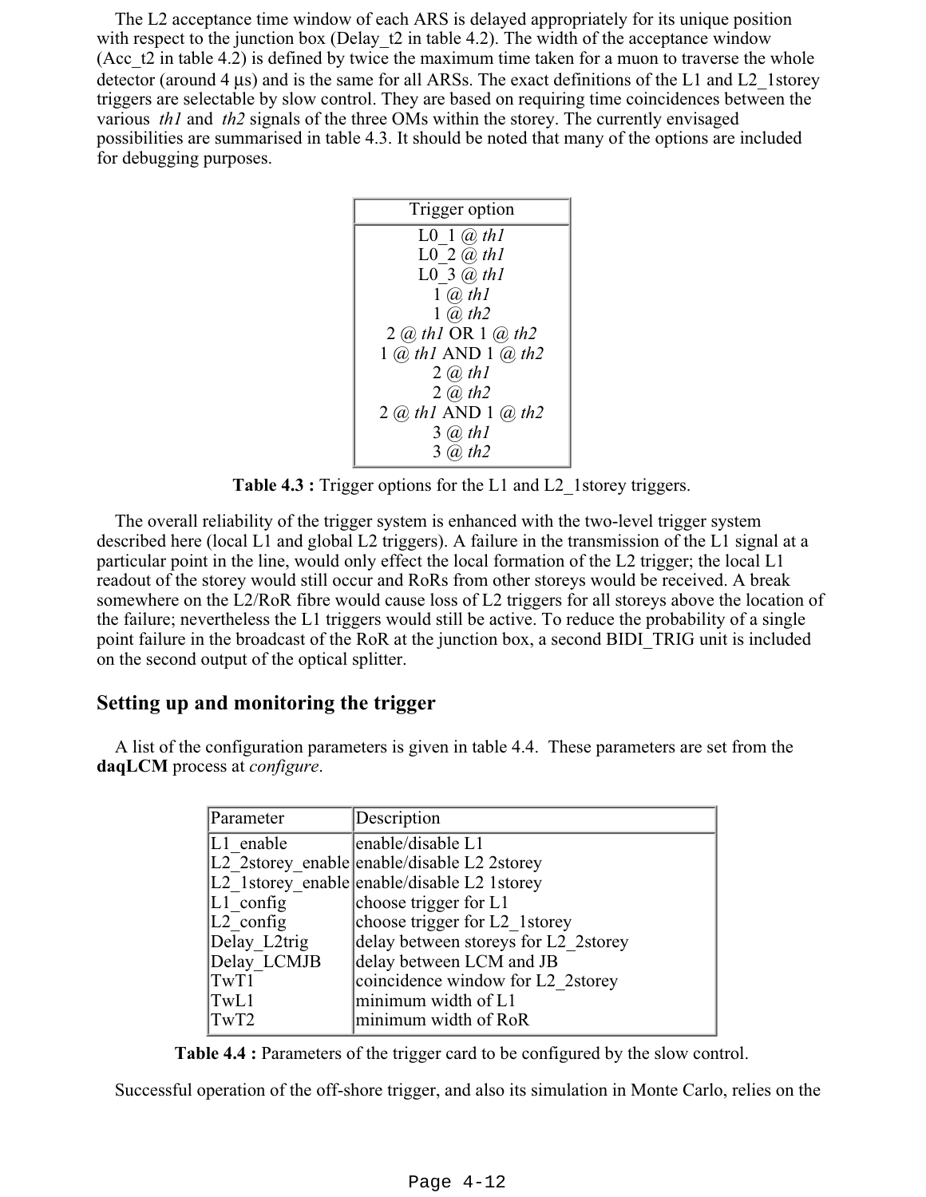The L2 acceptance time window of each ARS is delayed appropriately for its unique position with respect to the junction box (Delay_t2 in table 4.2). The width of the acceptance window (Acc_t2 in table 4.2) is defined by twice the maximum time taken for a muon to traverse the whole detector (around 4 μs) and is the same for all ARSs. The exact definitions of the L1 and L2_1storey triggers are selectable by slow control. They are based on requiring time coincidences between the various *th1* and *th2* signals of the three OMs within the storey. The currently envisaged possibilities are summarised in table 4.3. It should be noted that many of the options are included for debugging purposes.

| Trigger option |
|---|
| L0_1 @ *th1* |
| L0_2 @ *th1* |
| L0_3 @ *th1* |
| 1 @ *th1* |
| 1 @ *th2* |
| 2 @ *th1* OR 1 @ *th2* |
| 1 @ *th1* AND 1 @ *th2* |
| 2 @ *th1* |
| 2 @ *th2* |
| 2 @ *th1* AND 1 @ *th2* |
| 3 @ *th1* |
| 3 @ *th2* |

**Table 4.3 :** Trigger options for the L1 and L2_1storey triggers.

The overall reliability of the trigger system is enhanced with the two-level trigger system described here (local L1 and global L2 triggers). A failure in the transmission of the L1 signal at a particular point in the line, would only effect the local formation of the L2 trigger; the local L1 readout of the storey would still occur and RoRs from other storeys would be received. A break somewhere on the L2/RoR fibre would cause loss of L2 triggers for all storeys above the location of the failure; nevertheless the L1 triggers would still be active. To reduce the probability of a single point failure in the broadcast of the RoR at the junction box, a second BIDI_TRIG unit is included on the second output of the optical splitter.

## Setting up and monitoring the trigger

A list of the configuration parameters is given in table 4.4. These parameters are set from the **daqLCM** process at *configure*.

| Parameter | Description |
|---|---|
| L1_enable | enable/disable L1 |
| L2_2storey_enable | enable/disable L2 2storey |
| L2_1storey_enable | enable/disable L2 1storey |
| L1_config | choose trigger for L1 |
| L2_config | choose trigger for L2_1storey |
| Delay_L2trig | delay between storeys for L2_2storey |
| Delay_LCMJB | delay between LCM and JB |
| TwT1 | coincidence window for L2_2storey |
| TwL1 | minimum width of L1 |
| TwT2 | minimum width of RoR |

**Table 4.4 :** Parameters of the trigger card to be configured by the slow control.

Successful operation of the off-shore trigger, and also its simulation in Monte Carlo, relies on the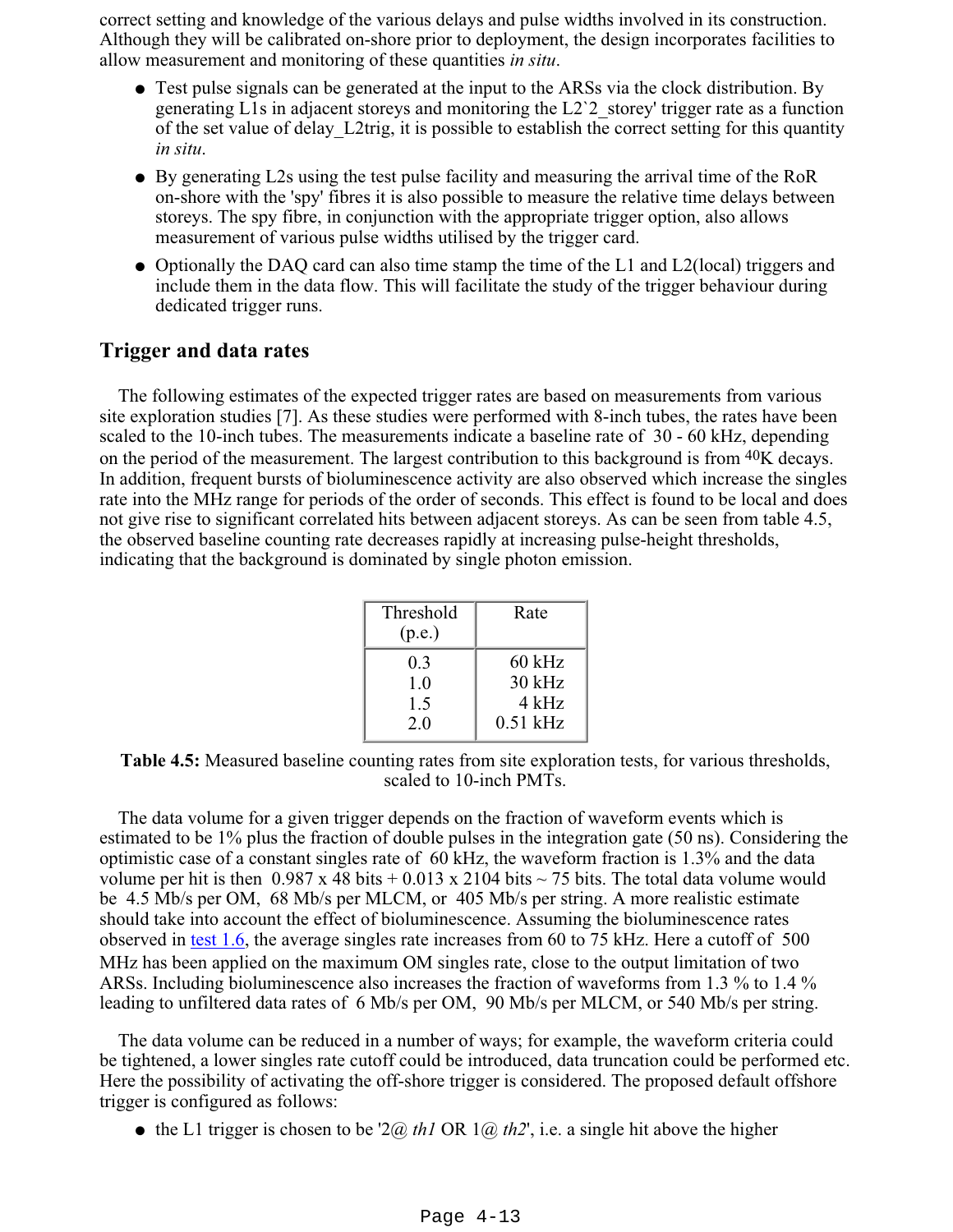correct setting and knowledge of the various delays and pulse widths involved in its construction. Although they will be calibrated on-shore prior to deployment, the design incorporates facilities to allow measurement and monitoring of these quantities *in situ*.

- Test pulse signals can be generated at the input to the ARSs via the clock distribution. By generating L1s in adjacent storeys and monitoring the L2`2_storey' trigger rate as a function of the set value of delay_L2trig, it is possible to establish the correct setting for this quantity *in situ*.
- By generating L2s using the test pulse facility and measuring the arrival time of the RoR on-shore with the 'spy' fibres it is also possible to measure the relative time delays between storeys. The spy fibre, in conjunction with the appropriate trigger option, also allows measurement of various pulse widths utilised by the trigger card.
- Optionally the DAQ card can also time stamp the time of the L1 and L2(local) triggers and include them in the data flow. This will facilitate the study of the trigger behaviour during dedicated trigger runs.

## Trigger and data rates

The following estimates of the expected trigger rates are based on measurements from various site exploration studies [7]. As these studies were performed with 8-inch tubes, the rates have been scaled to the 10-inch tubes. The measurements indicate a baseline rate of 30 - 60 kHz, depending on the period of the measurement. The largest contribution to this background is from $^{40}K$ decays. In addition, frequent bursts of bioluminescence activity are also observed which increase the singles rate into the MHz range for periods of the order of seconds. This effect is found to be local and does not give rise to significant correlated hits between adjacent storeys. As can be seen from table 4.5, the observed baseline counting rate decreases rapidly at increasing pulse-height thresholds, indicating that the background is dominated by single photon emission.

| Threshold (p.e.) | Rate |
|---|---|
| 0.3 | 60 kHz |
| 1.0 | 30 kHz |
| 1.5 | 4 kHz |
| 2.0 | 0.51 kHz |

**Table 4.5:** Measured baseline counting rates from site exploration tests, for various thresholds, scaled to 10-inch PMTs.

The data volume for a given trigger depends on the fraction of waveform events which is estimated to be 1% plus the fraction of double pulses in the integration gate (50 ns). Considering the optimistic case of a constant singles rate of 60 kHz, the waveform fraction is 1.3% and the data volume per hit is then 0.987 x 48 bits + 0.013 x 2104 bits ~ 75 bits. The total data volume would be 4.5 Mb/s per OM, 68 Mb/s per MLCM, or 405 Mb/s per string. A more realistic estimate should take into account the effect of bioluminescence. Assuming the bioluminescence rates observed in test 1.6, the average singles rate increases from 60 to 75 kHz. Here a cutoff of 500 MHz has been applied on the maximum OM singles rate, close to the output limitation of two ARSs. Including bioluminescence also increases the fraction of waveforms from 1.3 % to 1.4 % leading to unfiltered data rates of 6 Mb/s per OM, 90 Mb/s per MLCM, or 540 Mb/s per string.

The data volume can be reduced in a number of ways; for example, the waveform criteria could be tightened, a lower singles rate cutoff could be introduced, data truncation could be performed etc. Here the possibility of activating the off-shore trigger is considered. The proposed default offshore trigger is configured as follows:

- the L1 trigger is chosen to be '2@ *th1* OR 1@ *th2*', i.e. a single hit above the higher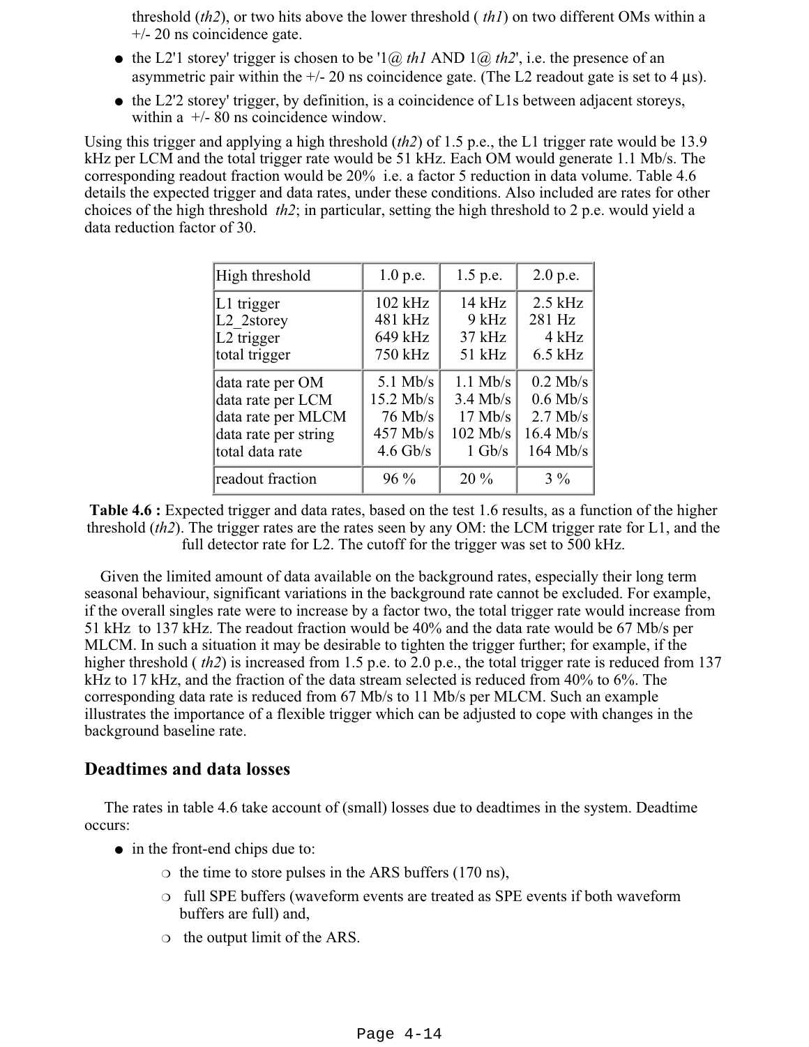threshold (*th2*), or two hits above the lower threshold ( *th1*) on two different OMs within a +/- 20 ns coincidence gate.

- the L2'1 storey' trigger is chosen to be '1@ *th1* AND 1@ *th2*', i.e. the presence of an asymmetric pair within the +/- 20 ns coincidence gate. (The L2 readout gate is set to 4 µs).
- the L2'2 storey' trigger, by definition, is a coincidence of L1s between adjacent storeys, within a +/- 80 ns coincidence window.

Using this trigger and applying a high threshold (*th2*) of 1.5 p.e., the L1 trigger rate would be 13.9 kHz per LCM and the total trigger rate would be 51 kHz. Each OM would generate 1.1 Mb/s. The corresponding readout fraction would be 20% i.e. a factor 5 reduction in data volume. Table 4.6 details the expected trigger and data rates, under these conditions. Also included are rates for other choices of the high threshold *th2*; in particular, setting the high threshold to 2 p.e. would yield a data reduction factor of 30.

| High threshold | 1.0 p.e. | 1.5 p.e. | 2.0 p.e. |
|---|---|---|---|
| L1 trigger | 102 kHz | 14 kHz | 2.5 kHz |
| L2_2storey | 481 kHz | 9 kHz | 281 Hz |
| L2 trigger | 649 kHz | 37 kHz | 4 kHz |
| total trigger | 750 kHz | 51 kHz | 6.5 kHz |
| data rate per OM | 5.1 Mb/s | 1.1 Mb/s | 0.2 Mb/s |
| data rate per LCM | 15.2 Mb/s | 3.4 Mb/s | 0.6 Mb/s |
| data rate per MLCM | 76 Mb/s | 17 Mb/s | 2.7 Mb/s |
| data rate per string | 457 Mb/s | 102 Mb/s | 16.4 Mb/s |
| total data rate | 4.6 Gb/s | 1 Gb/s | 164 Mb/s |
| readout fraction | 96 % | 20 % | 3 % |

**Table 4.6 :** Expected trigger and data rates, based on the test 1.6 results, as a function of the higher threshold (*th2*). The trigger rates are the rates seen by any OM: the LCM trigger rate for L1, and the full detector rate for L2. The cutoff for the trigger was set to 500 kHz.

Given the limited amount of data available on the background rates, especially their long term seasonal behaviour, significant variations in the background rate cannot be excluded. For example, if the overall singles rate were to increase by a factor two, the total trigger rate would increase from 51 kHz to 137 kHz. The readout fraction would be 40% and the data rate would be 67 Mb/s per MLCM. In such a situation it may be desirable to tighten the trigger further; for example, if the higher threshold ( *th2*) is increased from 1.5 p.e. to 2.0 p.e., the total trigger rate is reduced from 137 kHz to 17 kHz, and the fraction of the data stream selected is reduced from 40% to 6%. The corresponding data rate is reduced from 67 Mb/s to 11 Mb/s per MLCM. Such an example illustrates the importance of a flexible trigger which can be adjusted to cope with changes in the background baseline rate.

## Deadtimes and data losses

The rates in table 4.6 take account of (small) losses due to deadtimes in the system. Deadtime occurs:

- in the front-end chips due to:
  - the time to store pulses in the ARS buffers (170 ns),
  - full SPE buffers (waveform events are treated as SPE events if both waveform buffers are full) and,
  - the output limit of the ARS.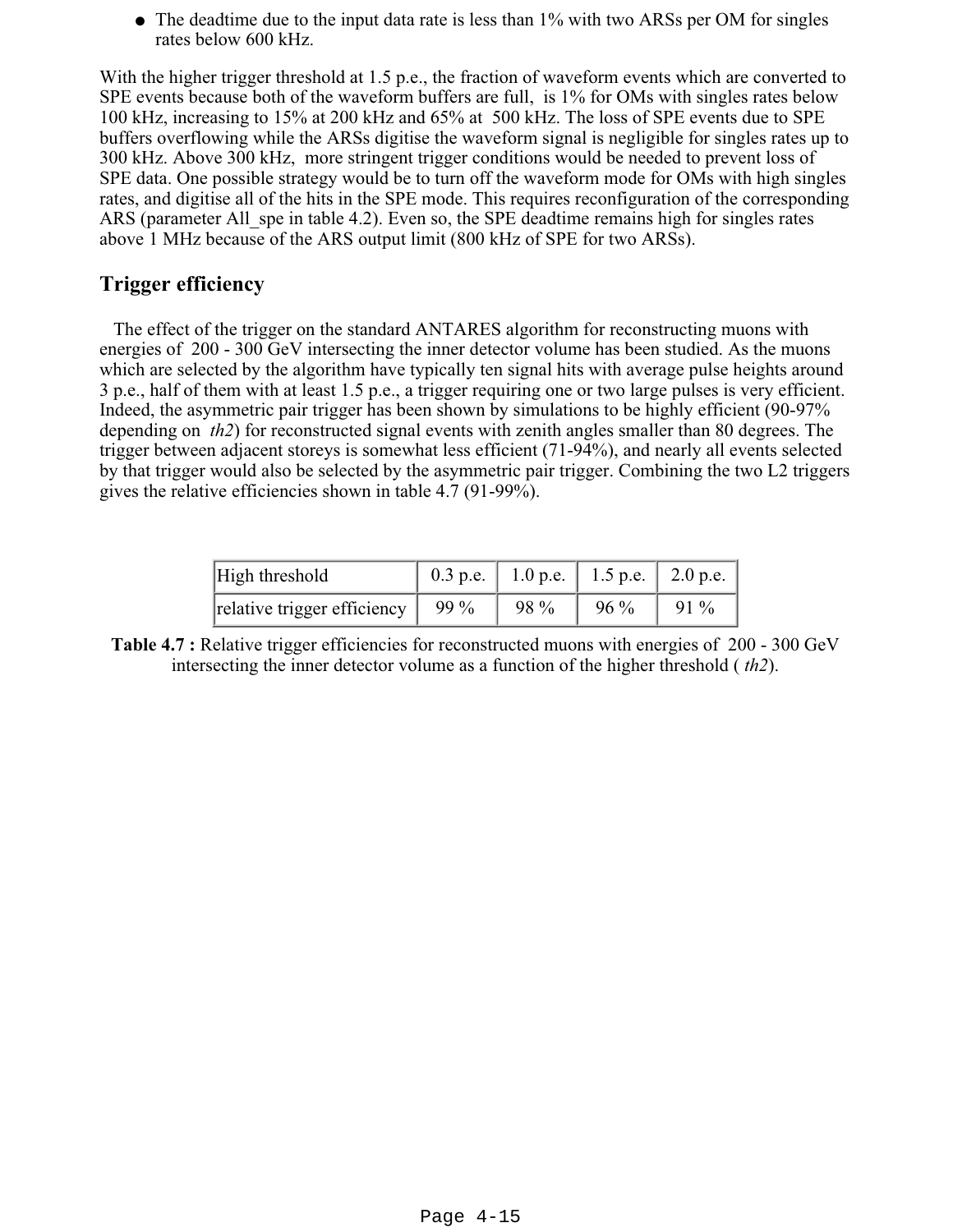- The deadtime due to the input data rate is less than 1% with two ARSs per OM for singles rates below 600 kHz.

With the higher trigger threshold at 1.5 p.e., the fraction of waveform events which are converted to SPE events because both of the waveform buffers are full, is 1% for OMs with singles rates below 100 kHz, increasing to 15% at 200 kHz and 65% at 500 kHz. The loss of SPE events due to SPE buffers overflowing while the ARSs digitise the waveform signal is negligible for singles rates up to 300 kHz. Above 300 kHz, more stringent trigger conditions would be needed to prevent loss of SPE data. One possible strategy would be to turn off the waveform mode for OMs with high singles rates, and digitise all of the hits in the SPE mode. This requires reconfiguration of the corresponding ARS (parameter All_spe in table 4.2). Even so, the SPE deadtime remains high for singles rates above 1 MHz because of the ARS output limit (800 kHz of SPE for two ARSs).

## Trigger efficiency

The effect of the trigger on the standard ANTARES algorithm for reconstructing muons with energies of 200 - 300 GeV intersecting the inner detector volume has been studied. As the muons which are selected by the algorithm have typically ten signal hits with average pulse heights around 3 p.e., half of them with at least 1.5 p.e., a trigger requiring one or two large pulses is very efficient. Indeed, the asymmetric pair trigger has been shown by simulations to be highly efficient (90-97% depending on *th2*) for reconstructed signal events with zenith angles smaller than 80 degrees. The trigger between adjacent storeys is somewhat less efficient (71-94%), and nearly all events selected by that trigger would also be selected by the asymmetric pair trigger. Combining the two L2 triggers gives the relative efficiencies shown in table 4.7 (91-99%).

| High threshold | 0.3 p.e. | 1.0 p.e. | 1.5 p.e. | 2.0 p.e. |
|---|---|---|---|---|
| relative trigger efficiency | 99 % | 98 % | 96 % | 91 % |

**Table 4.7 :** Relative trigger efficiencies for reconstructed muons with energies of 200 - 300 GeV intersecting the inner detector volume as a function of the higher threshold ( *th2*).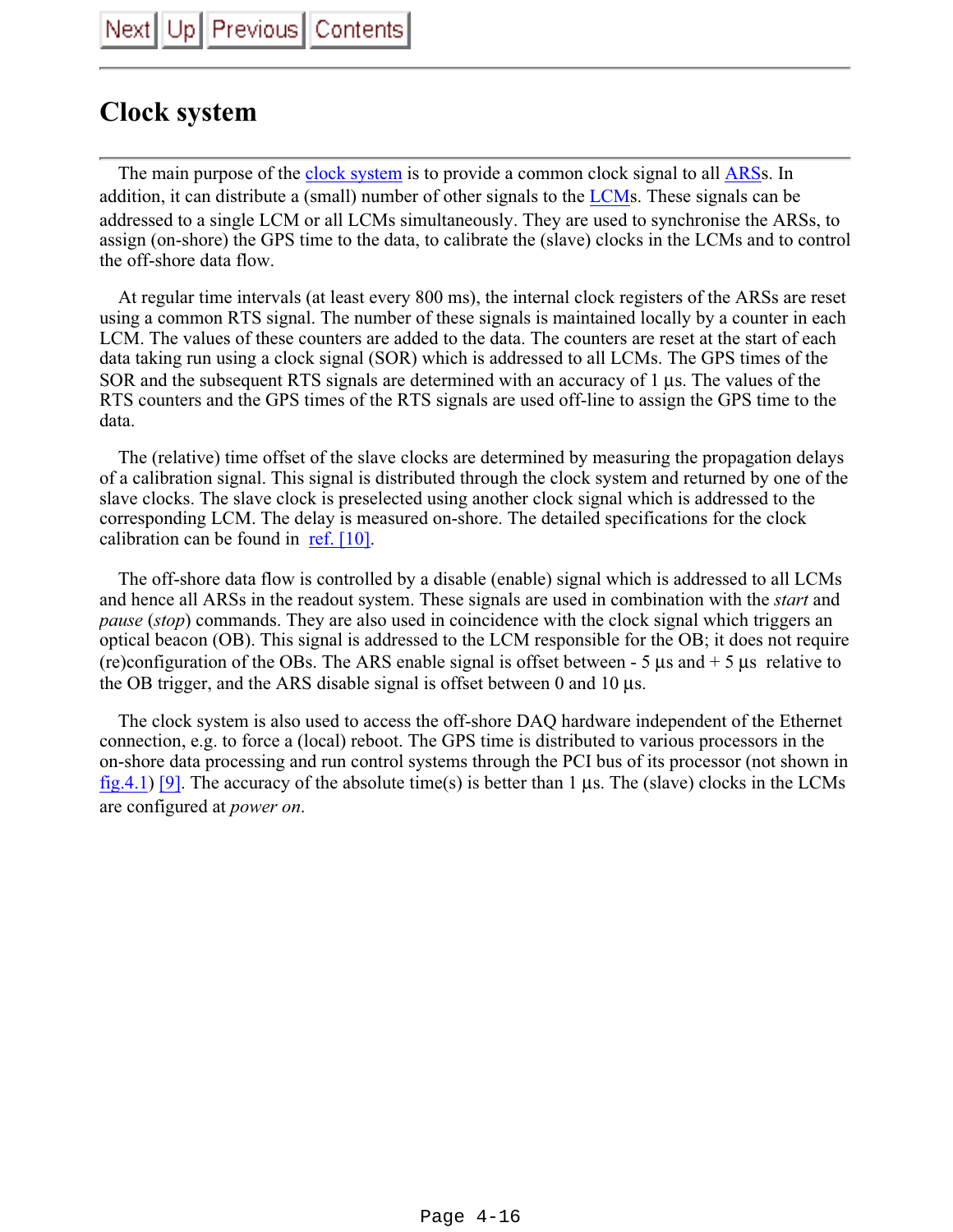# Clock system

The main purpose of the clock system is to provide a common clock signal to all ARSs. In addition, it can distribute a (small) number of other signals to the LCMs. These signals can be addressed to a single LCM or all LCMs simultaneously. They are used to synchronise the ARSs, to assign (on-shore) the GPS time to the data, to calibrate the (slave) clocks in the LCMs and to control the off-shore data flow.

At regular time intervals (at least every 800 ms), the internal clock registers of the ARSs are reset using a common RTS signal. The number of these signals is maintained locally by a counter in each LCM. The values of these counters are added to the data. The counters are reset at the start of each data taking run using a clock signal (SOR) which is addressed to all LCMs. The GPS times of the SOR and the subsequent RTS signals are determined with an accuracy of 1 µs. The values of the RTS counters and the GPS times of the RTS signals are used off-line to assign the GPS time to the data.

The (relative) time offset of the slave clocks are determined by measuring the propagation delays of a calibration signal. This signal is distributed through the clock system and returned by one of the slave clocks. The slave clock is preselected using another clock signal which is addressed to the corresponding LCM. The delay is measured on-shore. The detailed specifications for the clock calibration can be found in ref. [10].

The off-shore data flow is controlled by a disable (enable) signal which is addressed to all LCMs and hence all ARSs in the readout system. These signals are used in combination with the *start* and *pause* (*stop*) commands. They are also used in coincidence with the clock signal which triggers an optical beacon (OB). This signal is addressed to the LCM responsible for the OB; it does not require (re)configuration of the OBs. The ARS enable signal is offset between - 5 µs and + 5 µs relative to the OB trigger, and the ARS disable signal is offset between 0 and 10 µs.

The clock system is also used to access the off-shore DAQ hardware independent of the Ethernet connection, e.g. to force a (local) reboot. The GPS time is distributed to various processors in the on-shore data processing and run control systems through the PCI bus of its processor (not shown in fig.4.1) [9]. The accuracy of the absolute time(s) is better than 1 µs. The (slave) clocks in the LCMs are configured at *power on*.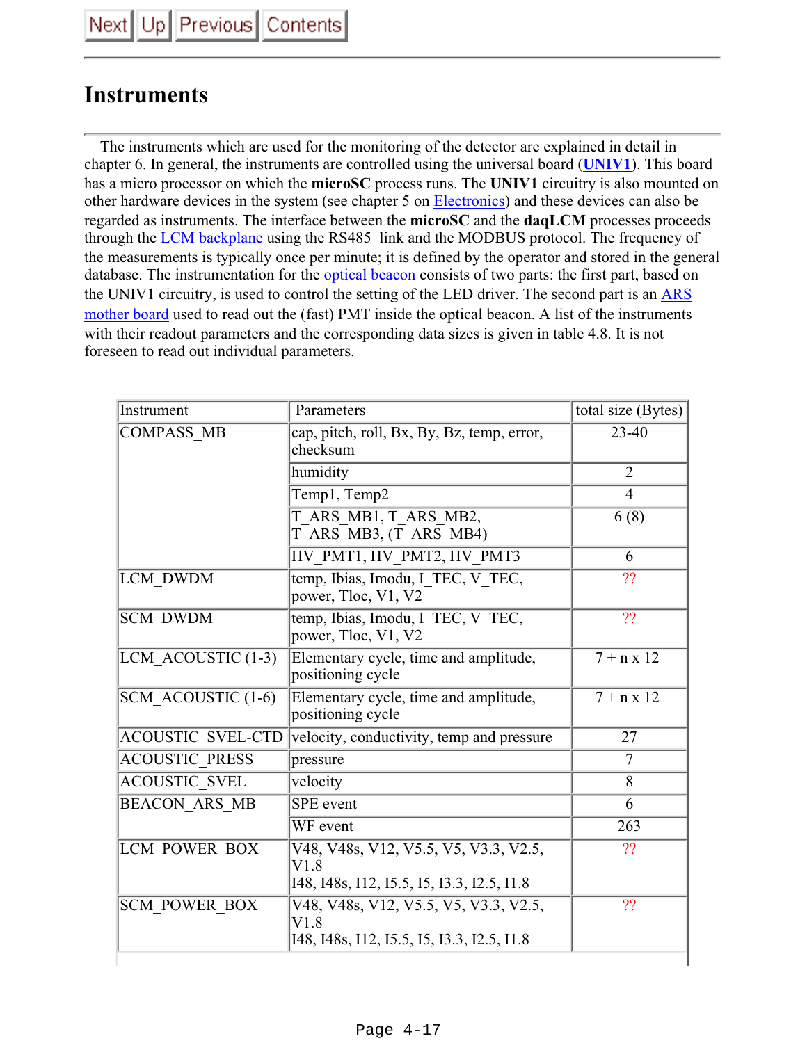Next Up Previous Contents

# Instruments

The instruments which are used for the monitoring of the detector are explained in detail in chapter 6. In general, the instruments are controlled using the universal board (**UNIV1**). This board has a micro processor on which the **microSC** process runs. The **UNIV1** circuitry is also mounted on other hardware devices in the system (see chapter 5 on Electronics) and these devices can also be regarded as instruments. The interface between the **microSC** and the **daqLCM** processes proceeds through the LCM backplane using the RS485 link and the MODBUS protocol. The frequency of the measurements is typically once per minute; it is defined by the operator and stored in the general database. The instrumentation for the optical beacon consists of two parts: the first part, based on the UNIV1 circuitry, is used to control the setting of the LED driver. The second part is an ARS mother board used to read out the (fast) PMT inside the optical beacon. A list of the instruments with their readout parameters and the corresponding data sizes is given in table 4.8. It is not foreseen to read out individual parameters.

| Instrument | Parameters | total size (Bytes) |
|---|---|---|
| COMPASS_MB | cap, pitch, roll, Bx, By, Bz, temp, error, checksum | 23-40 |
| | humidity | 2 |
| | Temp1, Temp2 | 4 |
| | T_ARS_MB1, T_ARS_MB2, T_ARS_MB3, (T_ARS_MB4) | 6 (8) |
| | HV_PMT1, HV_PMT2, HV_PMT3 | 6 |
| LCM_DWDM | temp, Ibias, Imodu, I_TEC, V_TEC, power, Tloc, V1, V2 | ?? |
| SCM_DWDM | temp, Ibias, Imodu, I_TEC, V_TEC, power, Tloc, V1, V2 | ?? |
| LCM_ACOUSTIC (1-3) | Elementary cycle, time and amplitude, positioning cycle | 7 + n x 12 |
| SCM_ACOUSTIC (1-6) | Elementary cycle, time and amplitude, positioning cycle | 7 + n x 12 |
| ACOUSTIC_SVEL-CTD | velocity, conductivity, temp and pressure | 27 |
| ACOUSTIC_PRESS | pressure | 7 |
| ACOUSTIC_SVEL | velocity | 8 |
| BEACON_ARS_MB | SPE event | 6 |
| | WF event | 263 |
| LCM_POWER_BOX | V48, V48s, V12, V5.5, V5, V3.3, V2.5, V1.8<br>I48, I48s, I12, I5.5, I5, I3.3, I2.5, I1.8 | ?? |
| SCM_POWER_BOX | V48, V48s, V12, V5.5, V5, V3.3, V2.5, V1.8<br>I48, I48s, I12, I5.5, I5, I3.3, I2.5, I1.8 | ?? |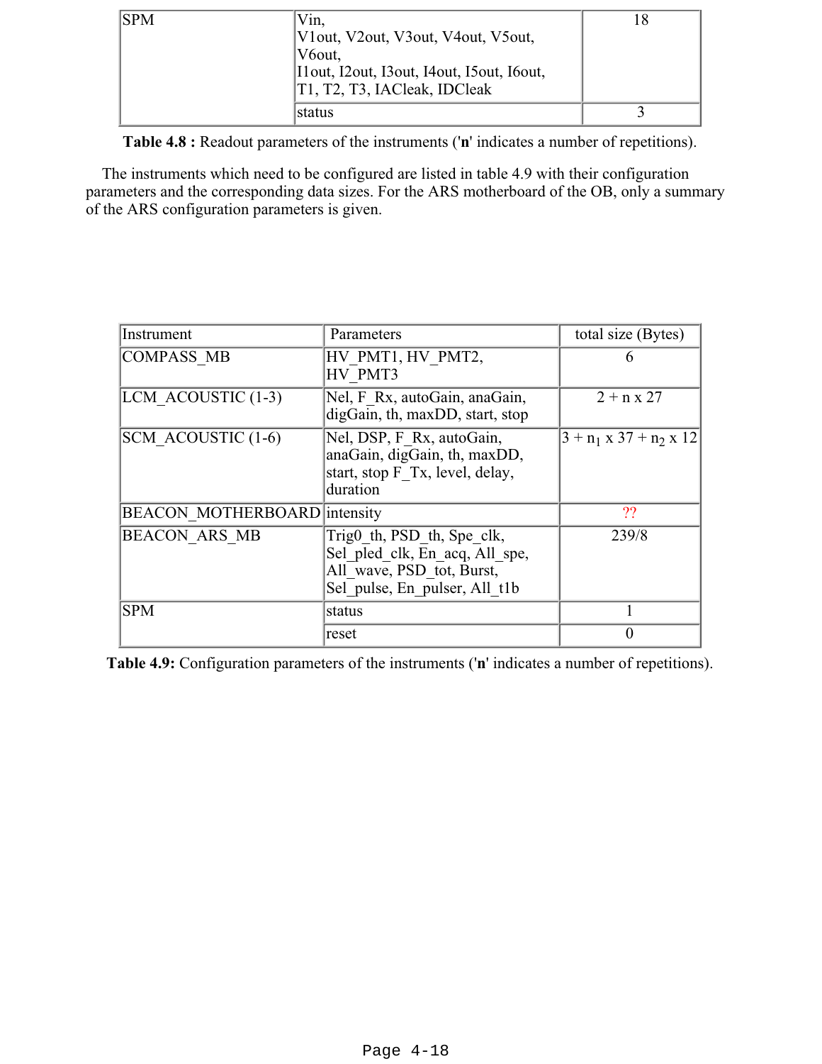| | | |
|---|---|---|
| SPM | Vin, V1out, V2out, V3out, V4out, V5out, V6out, I1out, I2out, I3out, I4out, I5out, I6out, T1, T2, T3, IACleak, IDCleak | 18 |
| | status | 3 |

**Table 4.8 :** Readout parameters of the instruments ('**n**' indicates a number of repetitions).

The instruments which need to be configured are listed in table 4.9 with their configuration parameters and the corresponding data sizes. For the ARS motherboard of the OB, only a summary of the ARS configuration parameters is given.

| Instrument | Parameters | total size (Bytes) |
|---|---|---|
| COMPASS_MB | HV_PMT1, HV_PMT2, HV_PMT3 | 6 |
| LCM_ACOUSTIC (1-3) | Nel, F_Rx, autoGain, anaGain, digGain, th, maxDD, start, stop | 2 + n x 27 |
| SCM_ACOUSTIC (1-6) | Nel, DSP, F_Rx, autoGain, anaGain, digGain, th, maxDD, start, stop F_Tx, level, delay, duration | 3 + $n_1$ x 37 + $n_2$ x 12 |
| BEACON_MOTHERBOARD | intensity | ?? |
| BEACON_ARS_MB | Trig0_th, PSD_th, Spe_clk, Sel_pled_clk, En_acq, All_spe, All_wave, PSD_tot, Burst, Sel_pulse, En_pulser, All_t1b | 239/8 |
| SPM | status | 1 |
| | reset | 0 |

**Table 4.9:** Configuration parameters of the instruments ('**n**' indicates a number of repetitions).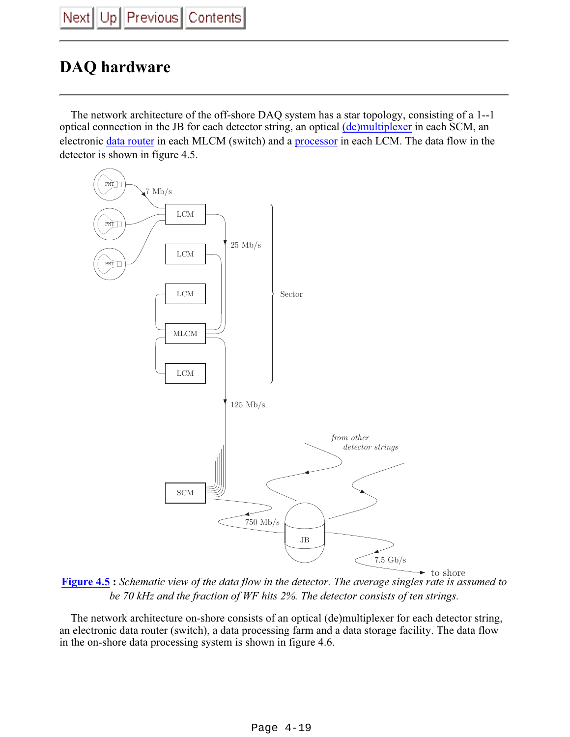Next Up Previous Contents

# DAQ hardware

The network architecture of the off-shore DAQ system has a star topology, consisting of a 1--1 optical connection in the JB for each detector string, an optical (de)multiplexer in each SCM, an electronic data router in each MLCM (switch) and a processor in each LCM. The data flow in the detector is shown in figure 4.5.

PMT
PMT
PMT
7 Mb/s
LCM
LCM
LCM
MLCM
LCM
25 Mb/s
Sector
125 Mb/s
SCM
750 Mb/s
*from other detector strings*
JB
7.5 Gb/s
to shore

**Figure 4.5** : *Schematic view of the data flow in the detector. The average singles rate is assumed to be 70 kHz and the fraction of WF hits 2%. The detector consists of ten strings.*

The network architecture on-shore consists of an optical (de)multiplexer for each detector string, an electronic data router (switch), a data processing farm and a data storage facility. The data flow in the on-shore data processing system is shown in figure 4.6.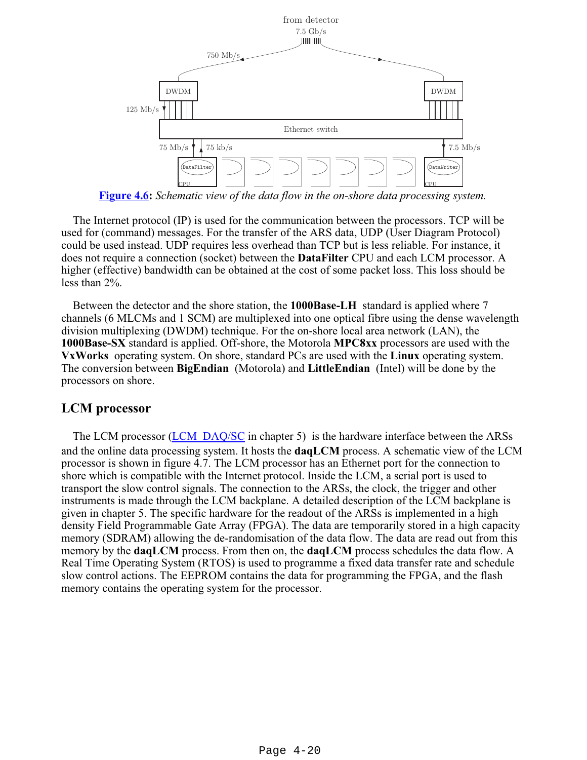from detector

7.5 Gb/s

750 Mb/s

DWDM

DWDM

125 Mb/s

Ethernet switch

75 Mb/s

75 kb/s

7.5 Mb/s

DataFilter

DataWriter

CPU

CPU

**Figure 4.6**: *Schematic view of the data flow in the on-shore data processing system.*

The Internet protocol (IP) is used for the communication between the processors. TCP will be used for (command) messages. For the transfer of the ARS data, UDP (User Diagram Protocol) could be used instead. UDP requires less overhead than TCP but is less reliable. For instance, it does not require a connection (socket) between the **DataFilter** CPU and each LCM processor. A higher (effective) bandwidth can be obtained at the cost of some packet loss. This loss should be less than 2%.

Between the detector and the shore station, the **1000Base-LH** standard is applied where 7 channels (6 MLCMs and 1 SCM) are multiplexed into one optical fibre using the dense wavelength division multiplexing (DWDM) technique. For the on-shore local area network (LAN), the **1000Base-SX** standard is applied. Off-shore, the Motorola **MPC8xx** processors are used with the **VxWorks** operating system. On shore, standard PCs are used with the **Linux** operating system. The conversion between **BigEndian** (Motorola) and **LittleEndian** (Intel) will be done by the processors on shore.

## LCM processor

The LCM processor (LCM DAQ/SC in chapter 5) is the hardware interface between the ARSs and the online data processing system. It hosts the **daqLCM** process. A schematic view of the LCM processor is shown in figure 4.7. The LCM processor has an Ethernet port for the connection to shore which is compatible with the Internet protocol. Inside the LCM, a serial port is used to transport the slow control signals. The connection to the ARSs, the clock, the trigger and other instruments is made through the LCM backplane. A detailed description of the LCM backplane is given in chapter 5. The specific hardware for the readout of the ARSs is implemented in a high density Field Programmable Gate Array (FPGA). The data are temporarily stored in a high capacity memory (SDRAM) allowing the de-randomisation of the data flow. The data are read out from this memory by the **daqLCM** process. From then on, the **daqLCM** process schedules the data flow. A Real Time Operating System (RTOS) is used to programme a fixed data transfer rate and schedule slow control actions. The EEPROM contains the data for programming the FPGA, and the flash memory contains the operating system for the processor.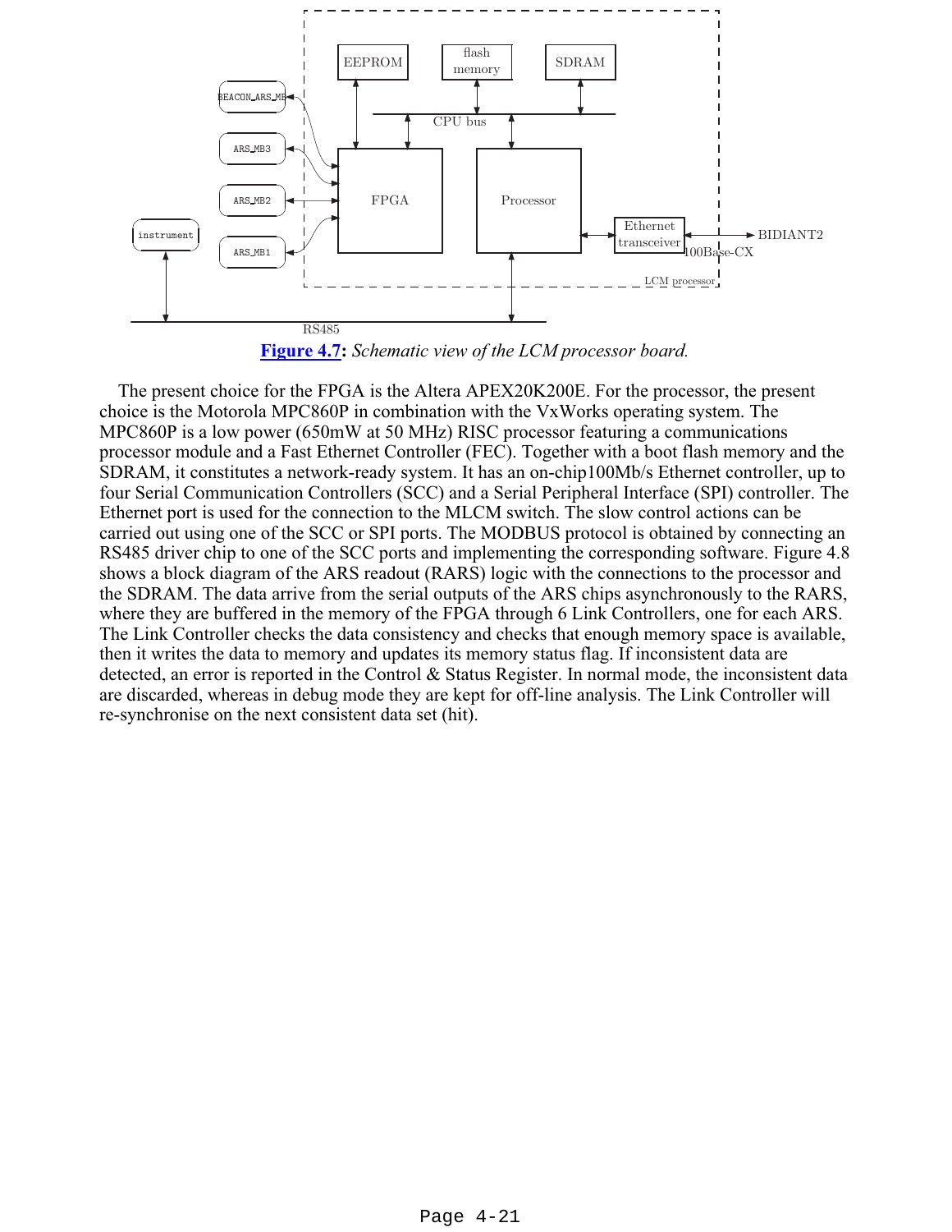EEPROM

flash memory

SDRAM

BEACON_ARS_MB

ARS_MB3

ARS_MB2

ARS_MB1

instrument

CPU bus

FPGA

Processor

Ethernet transceiver

BIDIANT2

100Base-CX

LCM processor

RS485

**Figure 4.7**: *Schematic view of the LCM processor board.*

The present choice for the FPGA is the Altera APEX20K200E. For the processor, the present choice is the Motorola MPC860P in combination with the VxWorks operating system. The MPC860P is a low power (650mW at 50 MHz) RISC processor featuring a communications processor module and a Fast Ethernet Controller (FEC). Together with a boot flash memory and the SDRAM, it constitutes a network-ready system. It has an on-chip100Mb/s Ethernet controller, up to four Serial Communication Controllers (SCC) and a Serial Peripheral Interface (SPI) controller. The Ethernet port is used for the connection to the MLCM switch. The slow control actions can be carried out using one of the SCC or SPI ports. The MODBUS protocol is obtained by connecting an RS485 driver chip to one of the SCC ports and implementing the corresponding software. Figure 4.8 shows a block diagram of the ARS readout (RARS) logic with the connections to the processor and the SDRAM. The data arrive from the serial outputs of the ARS chips asynchronously to the RARS, where they are buffered in the memory of the FPGA through 6 Link Controllers, one for each ARS. The Link Controller checks the data consistency and checks that enough memory space is available, then it writes the data to memory and updates its memory status flag. If inconsistent data are detected, an error is reported in the Control & Status Register. In normal mode, the inconsistent data are discarded, whereas in debug mode they are kept for off-line analysis. The Link Controller will re-synchronise on the next consistent data set (hit).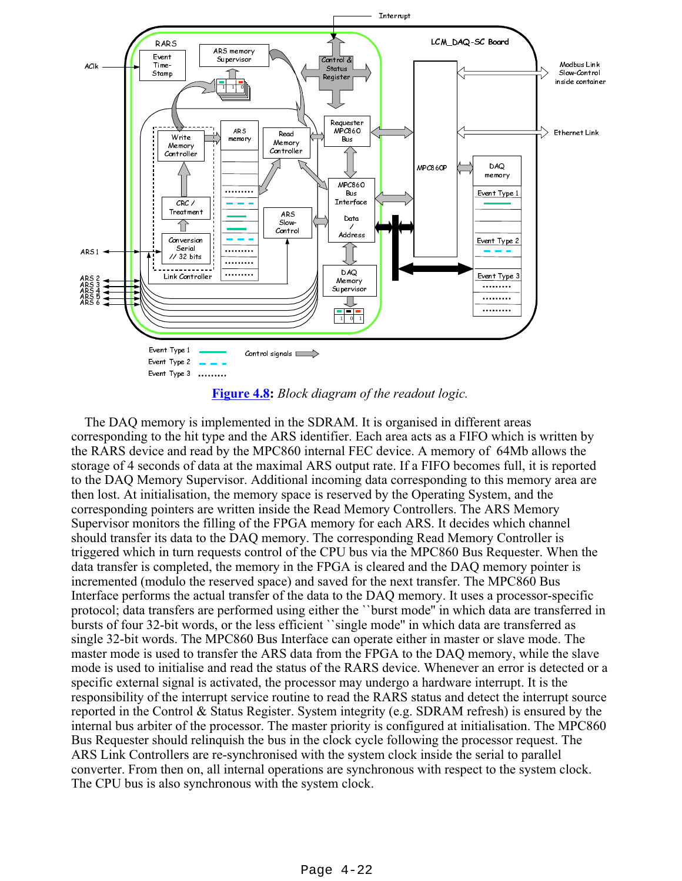Interrupt

LCM_DAQ-SC Board

RARS

Event Time-Stamp

ARS memory Supervisor

Control & Status Register

AClk

Modbus Link Slow-Control inside container

Write Memory Controller

ARS memory

Read Memory Controller

Requester MPC860 Bus

Ethernet Link

MPC860P

DAQ memory

CRC / Treatment

MPC860 Bus Interface

Event Type 1

Data / Address

ARS Slow-Control

Conversion Serial // 32 bits

ARS 1

Event Type 2

Link Controller

DAQ Memory Supervisor

Event Type 3

ARS 2
ARS 3
ARS 4
ARS 5
ARS 6

Event Type 1

Event Type 2

Event Type 3

Control signals

**Figure 4.8**: *Block diagram of the readout logic.*

The DAQ memory is implemented in the SDRAM. It is organised in different areas corresponding to the hit type and the ARS identifier. Each area acts as a FIFO which is written by the RARS device and read by the MPC860 internal FEC device. A memory of 64Mb allows the storage of 4 seconds of data at the maximal ARS output rate. If a FIFO becomes full, it is reported to the DAQ Memory Supervisor. Additional incoming data corresponding to this memory area are then lost. At initialisation, the memory space is reserved by the Operating System, and the corresponding pointers are written inside the Read Memory Controllers. The ARS Memory Supervisor monitors the filling of the FPGA memory for each ARS. It decides which channel should transfer its data to the DAQ memory. The corresponding Read Memory Controller is triggered which in turn requests control of the CPU bus via the MPC860 Bus Requester. When the data transfer is completed, the memory in the FPGA is cleared and the DAQ memory pointer is incremented (modulo the reserved space) and saved for the next transfer. The MPC860 Bus Interface performs the actual transfer of the data to the DAQ memory. It uses a processor-specific protocol; data transfers are performed using either the ``burst mode'' in which data are transferred in bursts of four 32-bit words, or the less efficient ``single mode'' in which data are transferred as single 32-bit words. The MPC860 Bus Interface can operate either in master or slave mode. The master mode is used to transfer the ARS data from the FPGA to the DAQ memory, while the slave mode is used to initialise and read the status of the RARS device. Whenever an error is detected or a specific external signal is activated, the processor may undergo a hardware interrupt. It is the responsibility of the interrupt service routine to read the RARS status and detect the interrupt source reported in the Control & Status Register. System integrity (e.g. SDRAM refresh) is ensured by the internal bus arbiter of the processor. The master priority is configured at initialisation. The MPC860 Bus Requester should relinquish the bus in the clock cycle following the processor request. The ARS Link Controllers are re-synchronised with the system clock inside the serial to parallel converter. From then on, all internal operations are synchronous with respect to the system clock. The CPU bus is also synchronous with the system clock.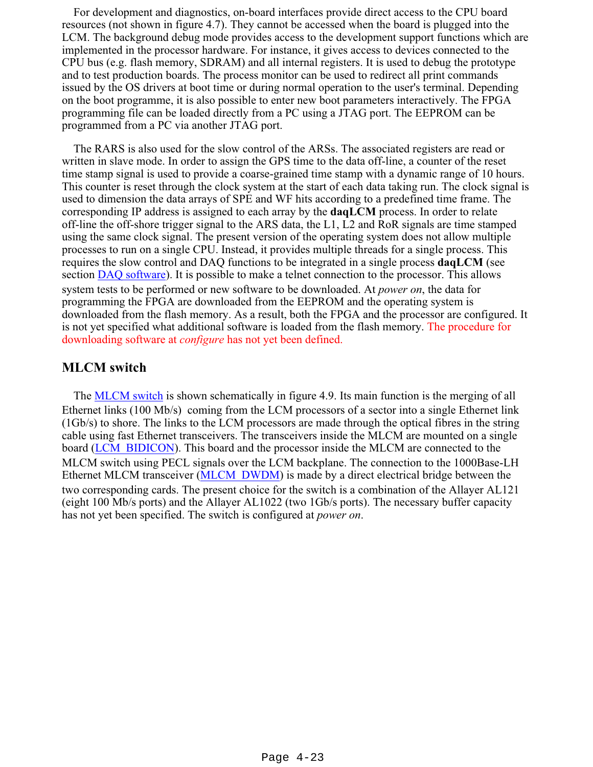For development and diagnostics, on-board interfaces provide direct access to the CPU board resources (not shown in figure 4.7). They cannot be accessed when the board is plugged into the LCM. The background debug mode provides access to the development support functions which are implemented in the processor hardware. For instance, it gives access to devices connected to the CPU bus (e.g. flash memory, SDRAM) and all internal registers. It is used to debug the prototype and to test production boards. The process monitor can be used to redirect all print commands issued by the OS drivers at boot time or during normal operation to the user's terminal. Depending on the boot programme, it is also possible to enter new boot parameters interactively. The FPGA programming file can be loaded directly from a PC using a JTAG port. The EEPROM can be programmed from a PC via another JTAG port.

The RARS is also used for the slow control of the ARSs. The associated registers are read or written in slave mode. In order to assign the GPS time to the data off-line, a counter of the reset time stamp signal is used to provide a coarse-grained time stamp with a dynamic range of 10 hours. This counter is reset through the clock system at the start of each data taking run. The clock signal is used to dimension the data arrays of SPE and WF hits according to a predefined time frame. The corresponding IP address is assigned to each array by the **daqLCM** process. In order to relate off-line the off-shore trigger signal to the ARS data, the L1, L2 and RoR signals are time stamped using the same clock signal. The present version of the operating system does not allow multiple processes to run on a single CPU. Instead, it provides multiple threads for a single process. This requires the slow control and DAQ functions to be integrated in a single process **daqLCM** (see section DAQ software). It is possible to make a telnet connection to the processor. This allows system tests to be performed or new software to be downloaded. At *power on*, the data for programming the FPGA are downloaded from the EEPROM and the operating system is downloaded from the flash memory. As a result, both the FPGA and the processor are configured. It is not yet specified what additional software is loaded from the flash memory. The procedure for downloading software at *configure* has not yet been defined.

## MLCM switch

The MLCM switch is shown schematically in figure 4.9. Its main function is the merging of all Ethernet links (100 Mb/s) coming from the LCM processors of a sector into a single Ethernet link (1Gb/s) to shore. The links to the LCM processors are made through the optical fibres in the string cable using fast Ethernet transceivers. The transceivers inside the MLCM are mounted on a single board (LCM_BIDICON). This board and the processor inside the MLCM are connected to the MLCM switch using PECL signals over the LCM backplane. The connection to the 1000Base-LH Ethernet MLCM transceiver (MLCM_DWDM) is made by a direct electrical bridge between the two corresponding cards. The present choice for the switch is a combination of the Allayer AL121 (eight 100 Mb/s ports) and the Allayer AL1022 (two 1Gb/s ports). The necessary buffer capacity has not yet been specified. The switch is configured at *power on*.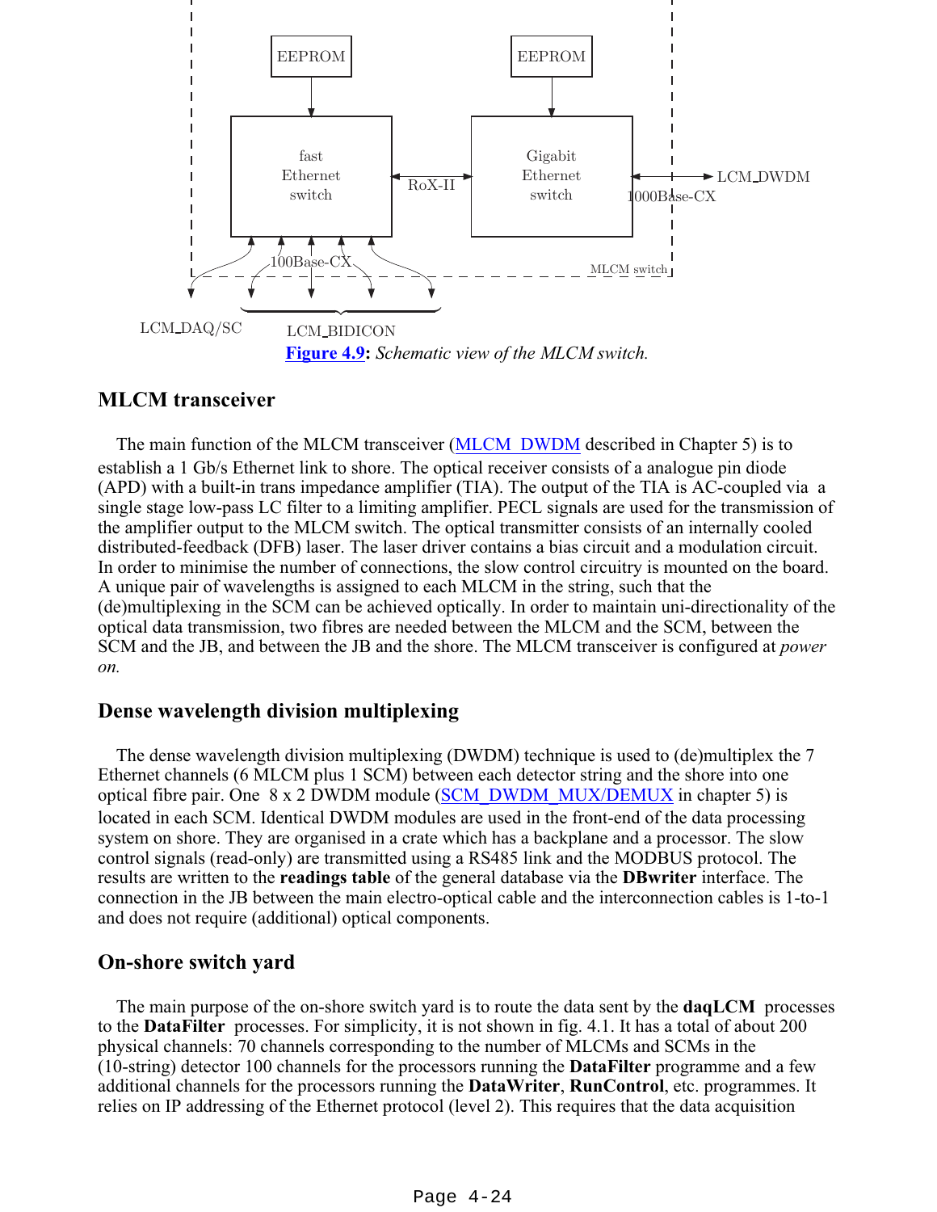EEPROM

EEPROM

fast Ethernet switch

RoX-II

Gigabit Ethernet switch

LCM_DWDM

1000Base-CX

100Base-CX

MLCM switch

LCM_DAQ/SC

LCM_BIDICON

**Figure 4.9**: *Schematic view of the MLCM switch.*

### MLCM transceiver

The main function of the MLCM transceiver (MLCM_DWDM described in Chapter 5) is to establish a 1 Gb/s Ethernet link to shore. The optical receiver consists of a analogue pin diode (APD) with a built-in trans impedance amplifier (TIA). The output of the TIA is AC-coupled via a single stage low-pass LC filter to a limiting amplifier. PECL signals are used for the transmission of the amplifier output to the MLCM switch. The optical transmitter consists of an internally cooled distributed-feedback (DFB) laser. The laser driver contains a bias circuit and a modulation circuit. In order to minimise the number of connections, the slow control circuitry is mounted on the board. A unique pair of wavelengths is assigned to each MLCM in the string, such that the (de)multiplexing in the SCM can be achieved optically. In order to maintain uni-directionality of the optical data transmission, two fibres are needed between the MLCM and the SCM, between the SCM and the JB, and between the JB and the shore. The MLCM transceiver is configured at *power on.*

### Dense wavelength division multiplexing

The dense wavelength division multiplexing (DWDM) technique is used to (de)multiplex the 7 Ethernet channels (6 MLCM plus 1 SCM) between each detector string and the shore into one optical fibre pair. One 8 x 2 DWDM module (SCM_DWDM_MUX/DEMUX in chapter 5) is located in each SCM. Identical DWDM modules are used in the front-end of the data processing system on shore. They are organised in a crate which has a backplane and a processor. The slow control signals (read-only) are transmitted using a RS485 link and the MODBUS protocol. The results are written to the **readings table** of the general database via the **DBwriter** interface. The connection in the JB between the main electro-optical cable and the interconnection cables is 1-to-1 and does not require (additional) optical components.

### On-shore switch yard

The main purpose of the on-shore switch yard is to route the data sent by the **daqLCM** processes to the **DataFilter** processes. For simplicity, it is not shown in fig. 4.1. It has a total of about 200 physical channels: 70 channels corresponding to the number of MLCMs and SCMs in the (10-string) detector 100 channels for the processors running the **DataFilter** programme and a few additional channels for the processors running the **DataWriter**, **RunControl**, etc. programmes. It relies on IP addressing of the Ethernet protocol (level 2). This requires that the data acquisition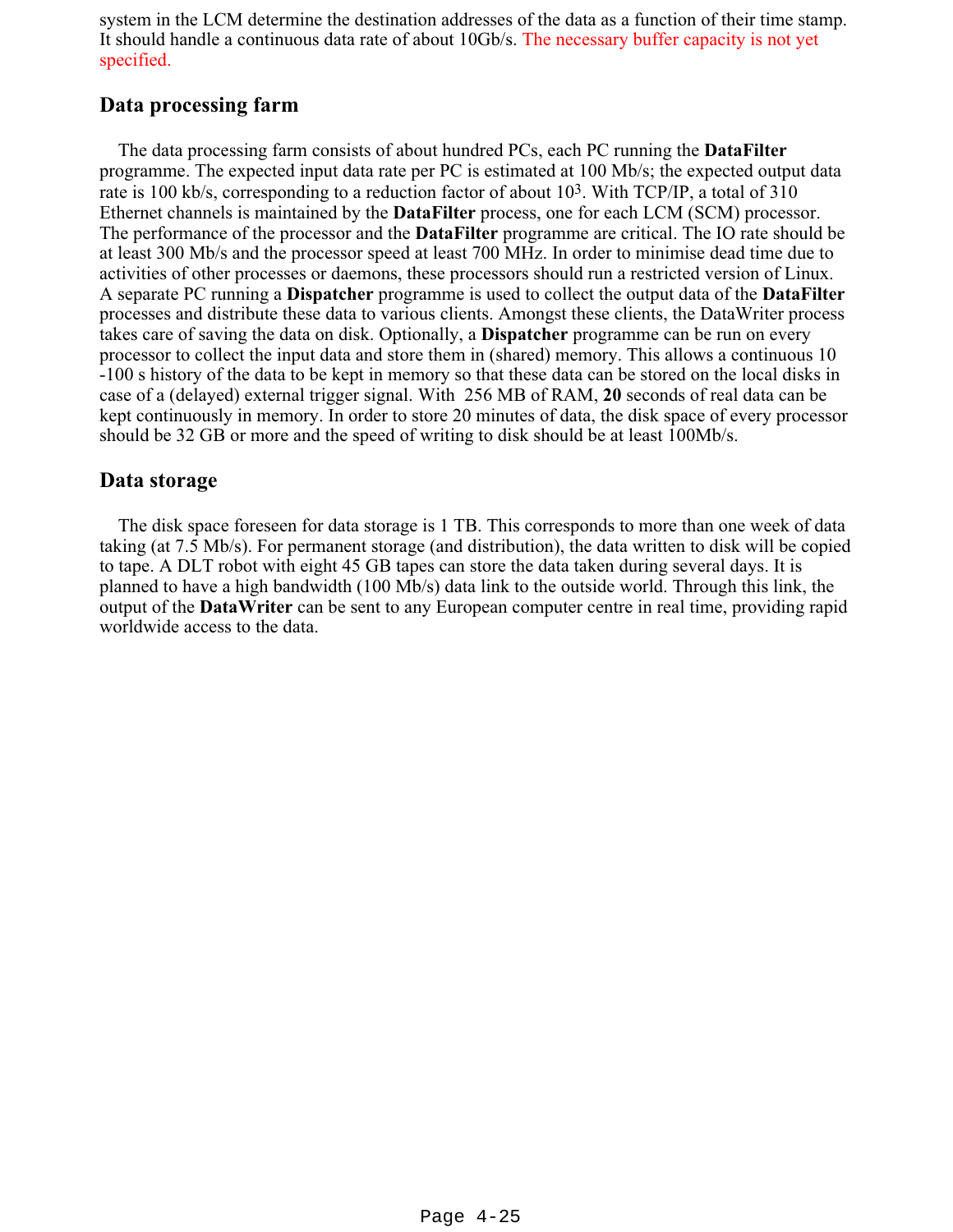system in the LCM determine the destination addresses of the data as a function of their time stamp. It should handle a continuous data rate of about 10Gb/s. The necessary buffer capacity is not yet specified.

## Data processing farm

The data processing farm consists of about hundred PCs, each PC running the **DataFilter** programme. The expected input data rate per PC is estimated at 100 Mb/s; the expected output data rate is 100 kb/s, corresponding to a reduction factor of about $10^3$. With TCP/IP, a total of 310 Ethernet channels is maintained by the **DataFilter** process, one for each LCM (SCM) processor. The performance of the processor and the **DataFilter** programme are critical. The IO rate should be at least 300 Mb/s and the processor speed at least 700 MHz. In order to minimise dead time due to activities of other processes or daemons, these processors should run a restricted version of Linux. A separate PC running a **Dispatcher** programme is used to collect the output data of the **DataFilter** processes and distribute these data to various clients. Amongst these clients, the DataWriter process takes care of saving the data on disk. Optionally, a **Dispatcher** programme can be run on every processor to collect the input data and store them in (shared) memory. This allows a continuous 10 -100 s history of the data to be kept in memory so that these data can be stored on the local disks in case of a (delayed) external trigger signal. With 256 MB of RAM, **20** seconds of real data can be kept continuously in memory. In order to store 20 minutes of data, the disk space of every processor should be 32 GB or more and the speed of writing to disk should be at least 100Mb/s.

## Data storage

The disk space foreseen for data storage is 1 TB. This corresponds to more than one week of data taking (at 7.5 Mb/s). For permanent storage (and distribution), the data written to disk will be copied to tape. A DLT robot with eight 45 GB tapes can store the data taken during several days. It is planned to have a high bandwidth (100 Mb/s) data link to the outside world. Through this link, the output of the **DataWriter** can be sent to any European computer centre in real time, providing rapid worldwide access to the data.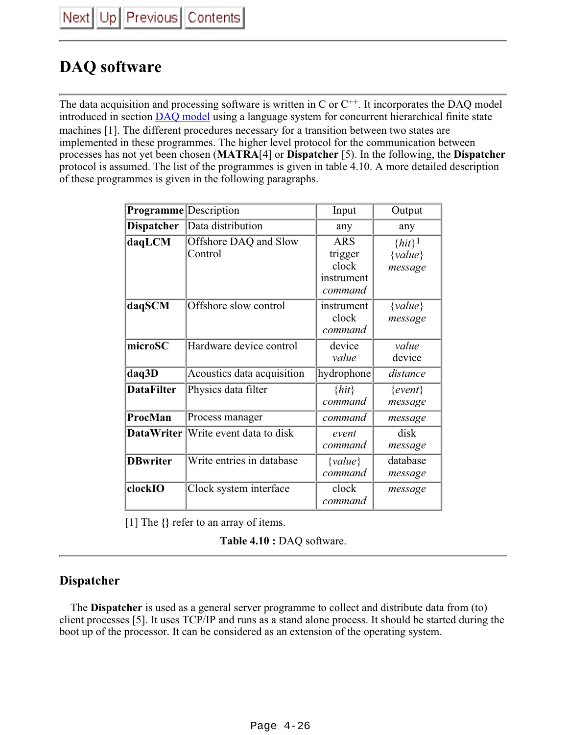Next Up Previous Contents

# DAQ software

The data acquisition and processing software is written in C or $C^{++}$. It incorporates the DAQ model introduced in section DAQ model using a language system for concurrent hierarchical finite state machines [1]. The different procedures necessary for a transition between two states are implemented in these programmes. The higher level protocol for the communication between processes has not yet been chosen (**MATRA**[4] or **Dispatcher** [5]. In the following, the **Dispatcher** protocol is assumed. The list of the programmes is given in table 4.10. A more detailed description of these programmes is given in the following paragraphs.

| **Programme** | Description | Input | Output |
|---|---|---|---|
| **Dispatcher** | Data distribution | any | any |
| **daqLCM** | Offshore DAQ and Slow Control | ARS trigger clock instrument *command* | {*hit*}[1] {*value*} *message* |
| **daqSCM** | Offshore slow control | instrument clock *command* | {*value*} *message* |
| **microSC** | Hardware device control | device *value* | *value* device |
| **daq3D** | Acoustics data acquisition | hydrophone | *distance* |
| **DataFilter** | Physics data filter | {*hit*} *command* | {*event*} *message* |
| **ProcMan** | Process manager | *command* | *message* |
| **DataWriter** | Write event data to disk | *event* *command* | disk *message* |
| **DBwriter** | Write entries in database | {*value*} *command* | database *message* |
| **clockIO** | Clock system interface | clock *command* | *message* |

[1] The **{}** refer to an array of items.

**Table 4.10 :** DAQ software.

## Dispatcher

The **Dispatcher** is used as a general server programme to collect and distribute data from (to) client processes [5]. It uses TCP/IP and runs as a stand alone process. It should be started during the boot up of the processor. It can be considered as an extension of the operating system.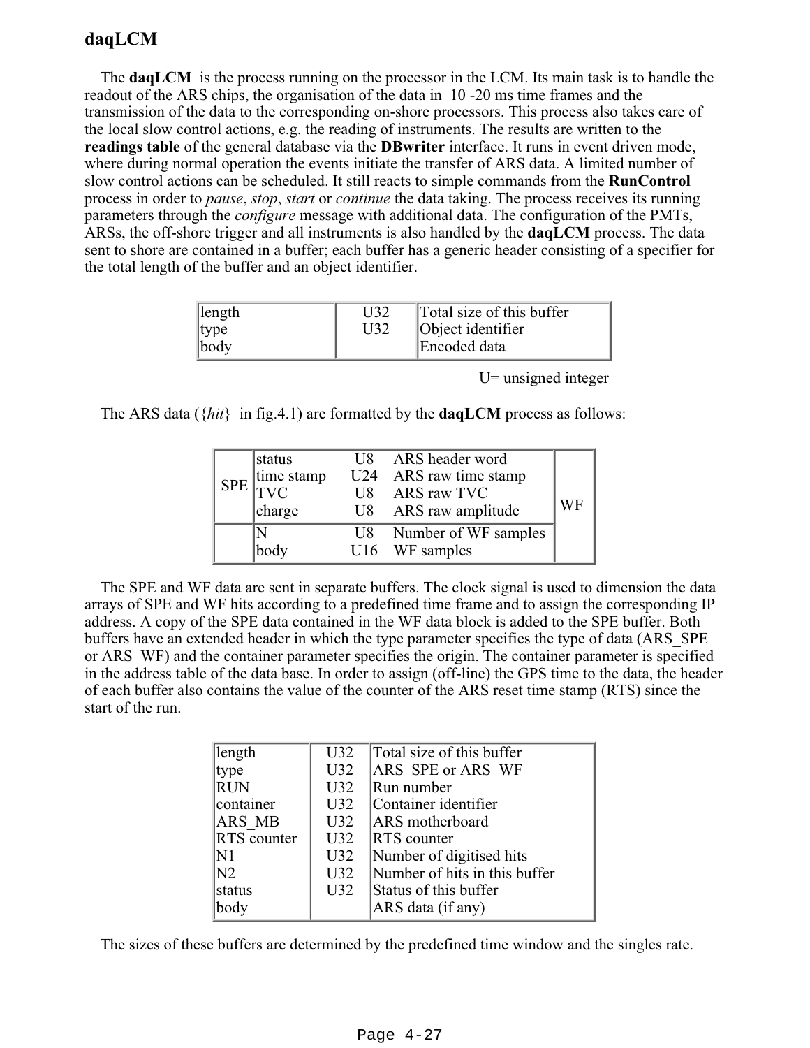## daqLCM

The **daqLCM** is the process running on the processor in the LCM. Its main task is to handle the readout of the ARS chips, the organisation of the data in 10 -20 ms time frames and the transmission of the data to the corresponding on-shore processors. This process also takes care of the local slow control actions, e.g. the reading of instruments. The results are written to the **readings table** of the general database via the **DBwriter** interface. It runs in event driven mode, where during normal operation the events initiate the transfer of ARS data. A limited number of slow control actions can be scheduled. It still reacts to simple commands from the **RunControl** process in order to *pause*, *stop*, *start* or *continue* the data taking. The process receives its running parameters through the *configure* message with additional data. The configuration of the PMTs, ARSs, the off-shore trigger and all instruments is also handled by the **daqLCM** process. The data sent to shore are contained in a buffer; each buffer has a generic header consisting of a specifier for the total length of the buffer and an object identifier.

| | | |
|---|---|---|
| length | U32 | Total size of this buffer |
| type | U32 | Object identifier |
| body | | Encoded data |

U= unsigned integer

The ARS data ({*hit*} in fig.4.1) are formatted by the **daqLCM** process as follows:

| | | | | |
|---|---|---|---|---|
| SPE | status | U8 | ARS header word | WF |
| | time stamp | U24 | ARS raw time stamp | |
| | TVC | U8 | ARS raw TVC | |
| | charge | U8 | ARS raw amplitude | |
| | N | U8 | Number of WF samples | |
| | body | U16 | WF samples | |

The SPE and WF data are sent in separate buffers. The clock signal is used to dimension the data arrays of SPE and WF hits according to a predefined time frame and to assign the corresponding IP address. A copy of the SPE data contained in the WF data block is added to the SPE buffer. Both buffers have an extended header in which the type parameter specifies the type of data (ARS_SPE or ARS_WF) and the container parameter specifies the origin. The container parameter is specified in the address table of the data base. In order to assign (off-line) the GPS time to the data, the header of each buffer also contains the value of the counter of the ARS reset time stamp (RTS) since the start of the run.

| | | |
|---|---|---|
| length | U32 | Total size of this buffer |
| type | U32 | ARS_SPE or ARS_WF |
| RUN | U32 | Run number |
| container | U32 | Container identifier |
| ARS_MB | U32 | ARS motherboard |
| RTS counter | U32 | RTS counter |
| N1 | U32 | Number of digitised hits |
| N2 | U32 | Number of hits in this buffer |
| status | U32 | Status of this buffer |
| body | | ARS data (if any) |

The sizes of these buffers are determined by the predefined time window and the singles rate.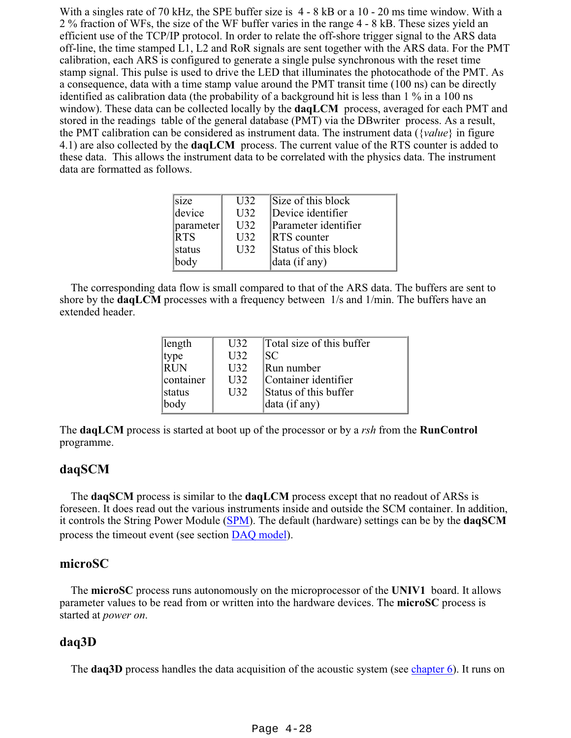With a singles rate of 70 kHz, the SPE buffer size is 4 - 8 kB or a 10 - 20 ms time window. With a 2 % fraction of WFs, the size of the WF buffer varies in the range 4 - 8 kB. These sizes yield an efficient use of the TCP/IP protocol. In order to relate the off-shore trigger signal to the ARS data off-line, the time stamped L1, L2 and RoR signals are sent together with the ARS data. For the PMT calibration, each ARS is configured to generate a single pulse synchronous with the reset time stamp signal. This pulse is used to drive the LED that illuminates the photocathode of the PMT. As a consequence, data with a time stamp value around the PMT transit time (100 ns) can be directly identified as calibration data (the probability of a background hit is less than 1 % in a 100 ns window). These data can be collected locally by the **daqLCM** process, averaged for each PMT and stored in the readings table of the general database (PMT) via the DBwriter process. As a result, the PMT calibration can be considered as instrument data. The instrument data ({*value*} in figure 4.1) are also collected by the **daqLCM** process. The current value of the RTS counter is added to these data. This allows the instrument data to be correlated with the physics data. The instrument data are formatted as follows.

| | | |
|---|---|---|
| size | U32 | Size of this block |
| device | U32 | Device identifier |
| parameter | U32 | Parameter identifier |
| RTS | U32 | RTS counter |
| status | U32 | Status of this block |
| body | | data (if any) |

The corresponding data flow is small compared to that of the ARS data. The buffers are sent to shore by the **daqLCM** processes with a frequency between 1/s and 1/min. The buffers have an extended header.

| | | |
|---|---|---|
| length | U32 | Total size of this buffer |
| type | U32 | SC |
| RUN | U32 | Run number |
| container | U32 | Container identifier |
| status | U32 | Status of this buffer |
| body | | data (if any) |

The **daqLCM** process is started at boot up of the processor or by a *rsh* from the **RunControl** programme.

## daqSCM

The **daqSCM** process is similar to the **daqLCM** process except that no readout of ARSs is foreseen. It does read out the various instruments inside and outside the SCM container. In addition, it controls the String Power Module (SPM). The default (hardware) settings can be by the **daqSCM** process the timeout event (see section DAQ model).

## microSC

The **microSC** process runs autonomously on the microprocessor of the **UNIV1** board. It allows parameter values to be read from or written into the hardware devices. The **microSC** process is started at *power on*.

## daq3D

The **daq3D** process handles the data acquisition of the acoustic system (see chapter 6). It runs on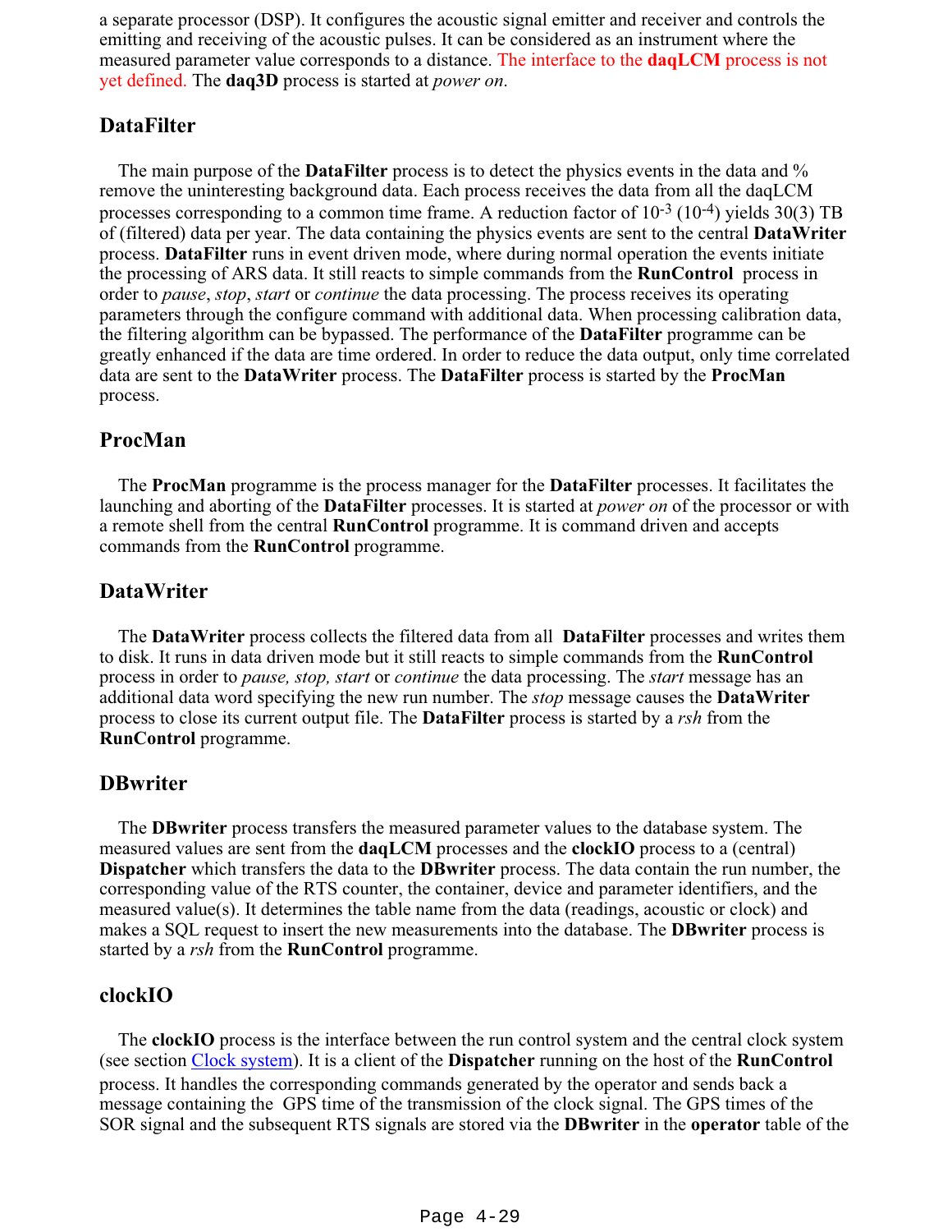a separate processor (DSP). It configures the acoustic signal emitter and receiver and controls the emitting and receiving of the acoustic pulses. It can be considered as an instrument where the measured parameter value corresponds to a distance. The interface to the **daqLCM** process is not yet defined. The **daq3D** process is started at *power on*.

### DataFilter

The main purpose of the **DataFilter** process is to detect the physics events in the data and % remove the uninteresting background data. Each process receives the data from all the daqLCM processes corresponding to a common time frame. A reduction factor of $10^{-3}$ ($10^{-4}$) yields 30(3) TB of (filtered) data per year. The data containing the physics events are sent to the central **DataWriter** process. **DataFilter** runs in event driven mode, where during normal operation the events initiate the processing of ARS data. It still reacts to simple commands from the **RunControl** process in order to *pause*, *stop*, *start* or *continue* the data processing. The process receives its operating parameters through the configure command with additional data. When processing calibration data, the filtering algorithm can be bypassed. The performance of the **DataFilter** programme can be greatly enhanced if the data are time ordered. In order to reduce the data output, only time correlated data are sent to the **DataWriter** process. The **DataFilter** process is started by the **ProcMan** process.

### ProcMan

The **ProcMan** programme is the process manager for the **DataFilter** processes. It facilitates the launching and aborting of the **DataFilter** processes. It is started at *power on* of the processor or with a remote shell from the central **RunControl** programme. It is command driven and accepts commands from the **RunControl** programme.

### DataWriter

The **DataWriter** process collects the filtered data from all **DataFilter** processes and writes them to disk. It runs in data driven mode but it still reacts to simple commands from the **RunControl** process in order to *pause, stop, start* or *continue* the data processing. The *start* message has an additional data word specifying the new run number. The *stop* message causes the **DataWriter** process to close its current output file. The **DataFilter** process is started by a *rsh* from the **RunControl** programme.

### DBwriter

The **DBwriter** process transfers the measured parameter values to the database system. The measured values are sent from the **daqLCM** processes and the **clockIO** process to a (central) **Dispatcher** which transfers the data to the **DBwriter** process. The data contain the run number, the corresponding value of the RTS counter, the container, device and parameter identifiers, and the measured value(s). It determines the table name from the data (readings, acoustic or clock) and makes a SQL request to insert the new measurements into the database. The **DBwriter** process is started by a *rsh* from the **RunControl** programme.

### clockIO

The **clockIO** process is the interface between the run control system and the central clock system (see section Clock system). It is a client of the **Dispatcher** running on the host of the **RunControl** process. It handles the corresponding commands generated by the operator and sends back a message containing the GPS time of the transmission of the clock signal. The GPS times of the SOR signal and the subsequent RTS signals are stored via the **DBwriter** in the **operator** table of the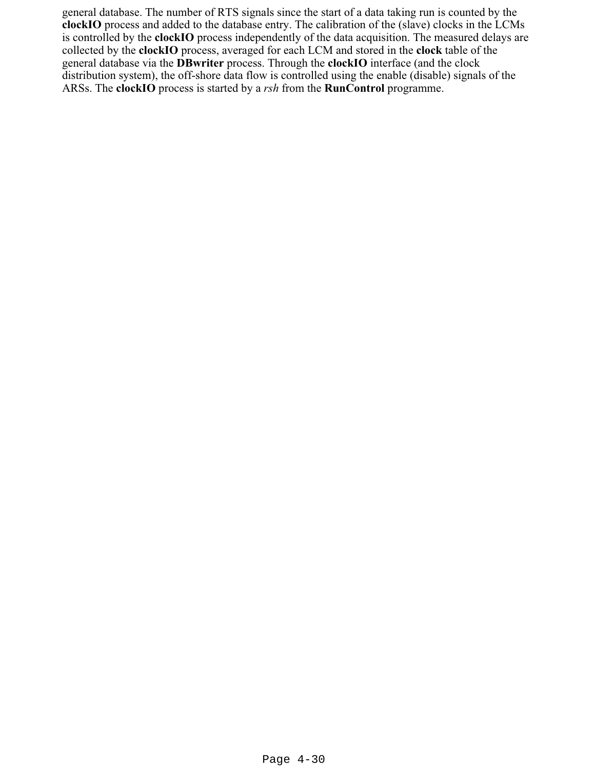general database. The number of RTS signals since the start of a data taking run is counted by the **clockIO** process and added to the database entry. The calibration of the (slave) clocks in the LCMs is controlled by the **clockIO** process independently of the data acquisition. The measured delays are collected by the **clockIO** process, averaged for each LCM and stored in the **clock** table of the general database via the **DBwriter** process. Through the **clockIO** interface (and the clock distribution system), the off-shore data flow is controlled using the enable (disable) signals of the ARSs. The **clockIO** process is started by a *rsh* from the **RunControl** programme.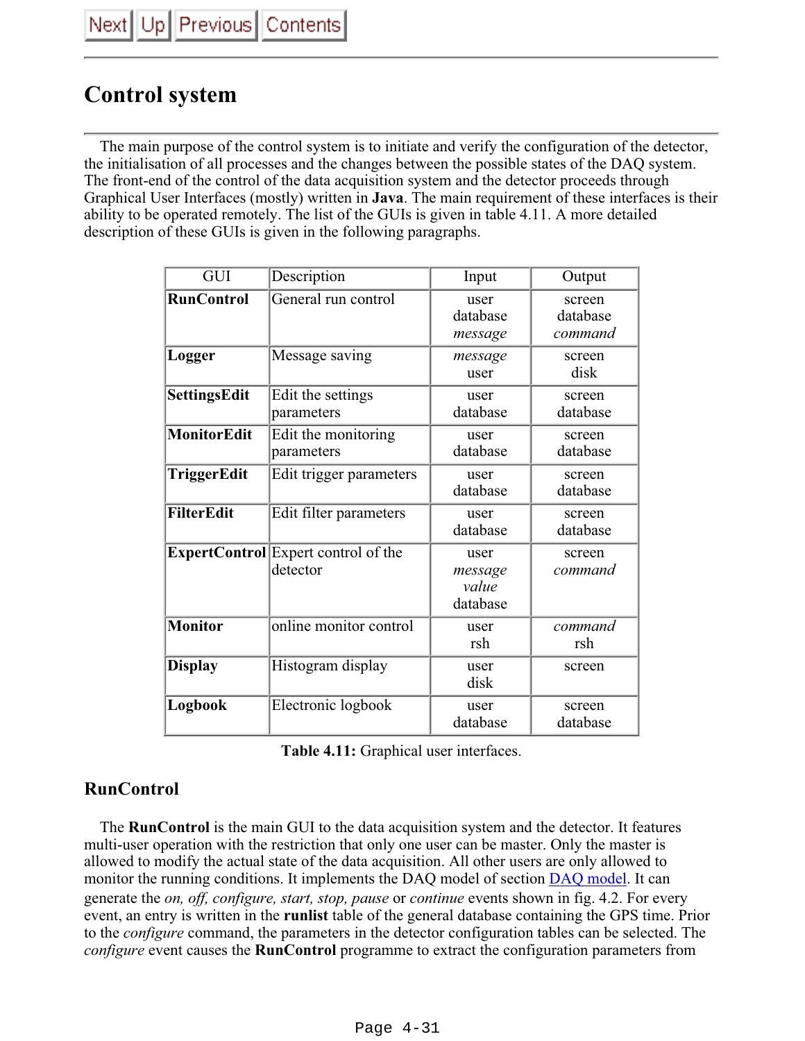Next Up Previous Contents

# Control system

The main purpose of the control system is to initiate and verify the configuration of the detector, the initialisation of all processes and the changes between the possible states of the DAQ system. The front-end of the control of the data acquisition system and the detector proceeds through Graphical User Interfaces (mostly) written in **Java**. The main requirement of these interfaces is their ability to be operated remotely. The list of the GUIs is given in table 4.11. A more detailed description of these GUIs is given in the following paragraphs.

| GUI | Description | Input | Output |
|---|---|---|---|
| **RunControl** | General run control | user<br>database<br>*message* | screen<br>database<br>*command* |
| **Logger** | Message saving | *message*<br>user | screen<br>disk |
| **SettingsEdit** | Edit the settings parameters | user<br>database | screen<br>database |
| **MonitorEdit** | Edit the monitoring parameters | user<br>database | screen<br>database |
| **TriggerEdit** | Edit trigger parameters | user<br>database | screen<br>database |
| **FilterEdit** | Edit filter parameters | user<br>database | screen<br>database |
| **ExpertControl** | Expert control of the detector | user<br>*message*<br>*value*<br>database | screen<br>*command* |
| **Monitor** | online monitor control | user<br>rsh | *command*<br>rsh |
| **Display** | Histogram display | user<br>disk | screen |
| **Logbook** | Electronic logbook | user<br>database | screen<br>database |

**Table 4.11:** Graphical user interfaces.

## RunControl

The **RunControl** is the main GUI to the data acquisition system and the detector. It features multi-user operation with the restriction that only one user can be master. Only the master is allowed to modify the actual state of the data acquisition. All other users are only allowed to monitor the running conditions. It implements the DAQ model of section DAQ model. It can generate the *on, off, configure, start, stop, pause* or *continue* events shown in fig. 4.2. For every event, an entry is written in the **runlist** table of the general database containing the GPS time. Prior to the *configure* command, the parameters in the detector configuration tables can be selected. The *configure* event causes the **RunControl** programme to extract the configuration parameters from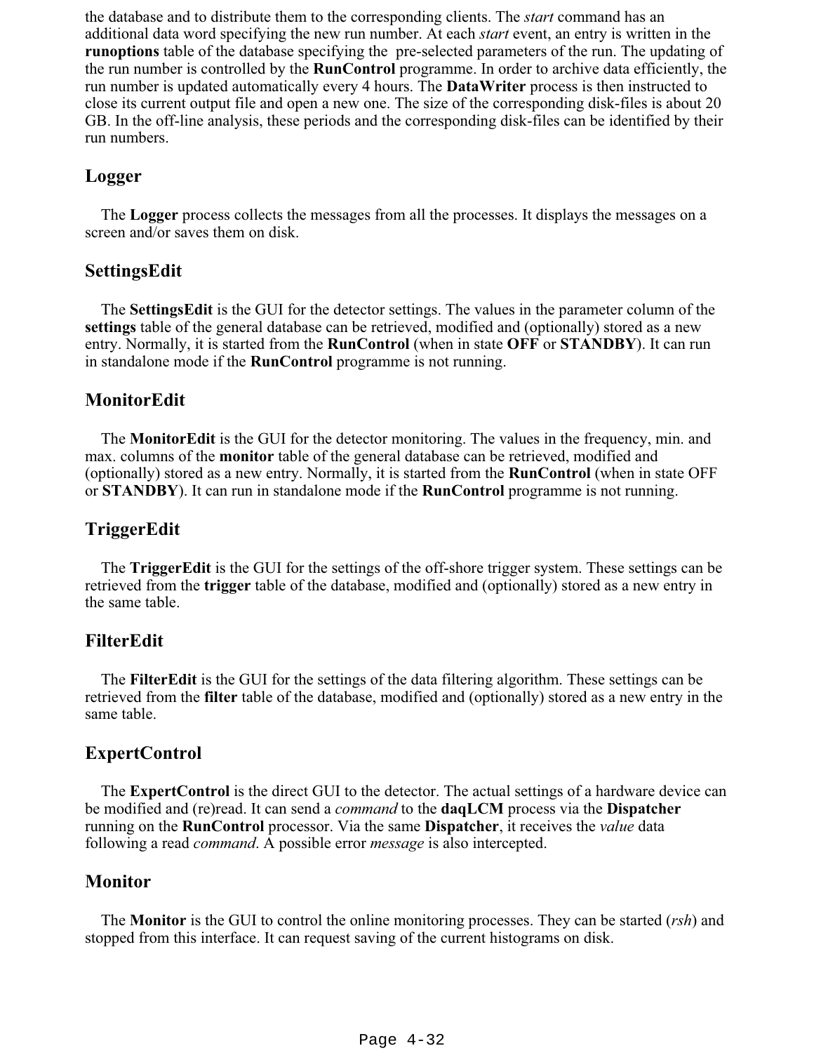the database and to distribute them to the corresponding clients. The *start* command has an additional data word specifying the new run number. At each *start* event, an entry is written in the **runoptions** table of the database specifying the pre-selected parameters of the run. The updating of the run number is controlled by the **RunControl** programme. In order to archive data efficiently, the run number is updated automatically every 4 hours. The **DataWriter** process is then instructed to close its current output file and open a new one. The size of the corresponding disk-files is about 20 GB. In the off-line analysis, these periods and the corresponding disk-files can be identified by their run numbers.

### Logger

The **Logger** process collects the messages from all the processes. It displays the messages on a screen and/or saves them on disk.

### SettingsEdit

The **SettingsEdit** is the GUI for the detector settings. The values in the parameter column of the **settings** table of the general database can be retrieved, modified and (optionally) stored as a new entry. Normally, it is started from the **RunControl** (when in state **OFF** or **STANDBY**). It can run in standalone mode if the **RunControl** programme is not running.

### MonitorEdit

The **MonitorEdit** is the GUI for the detector monitoring. The values in the frequency, min. and max. columns of the **monitor** table of the general database can be retrieved, modified and (optionally) stored as a new entry. Normally, it is started from the **RunControl** (when in state OFF or **STANDBY**). It can run in standalone mode if the **RunControl** programme is not running.

### TriggerEdit

The **TriggerEdit** is the GUI for the settings of the off-shore trigger system. These settings can be retrieved from the **trigger** table of the database, modified and (optionally) stored as a new entry in the same table.

### FilterEdit

The **FilterEdit** is the GUI for the settings of the data filtering algorithm. These settings can be retrieved from the **filter** table of the database, modified and (optionally) stored as a new entry in the same table.

### ExpertControl

The **ExpertControl** is the direct GUI to the detector. The actual settings of a hardware device can be modified and (re)read. It can send a *command* to the **daqLCM** process via the **Dispatcher** running on the **RunControl** processor. Via the same **Dispatcher**, it receives the *value* data following a read *command*. A possible error *message* is also intercepted.

### Monitor

The **Monitor** is the GUI to control the online monitoring processes. They can be started (*rsh*) and stopped from this interface. It can request saving of the current histograms on disk.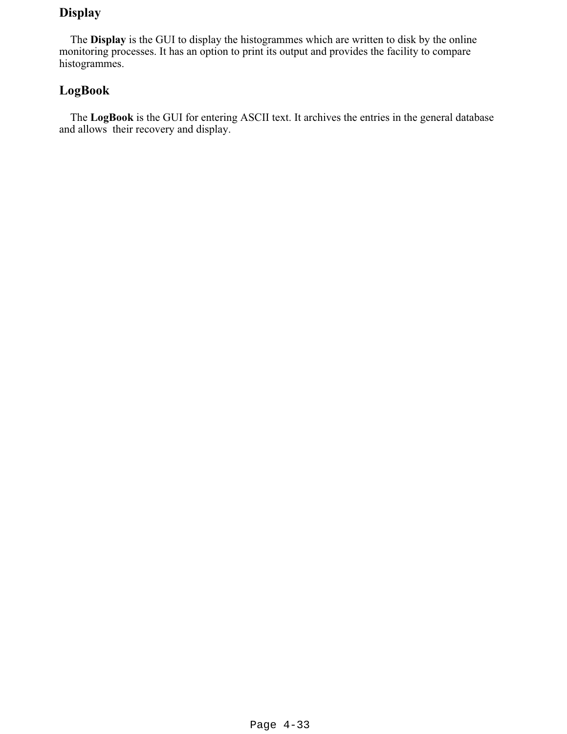### Display

The **Display** is the GUI to display the histogrammes which are written to disk by the online monitoring processes. It has an option to print its output and provides the facility to compare histogrammes.

### LogBook

The **LogBook** is the GUI for entering ASCII text. It archives the entries in the general database and allows their recovery and display.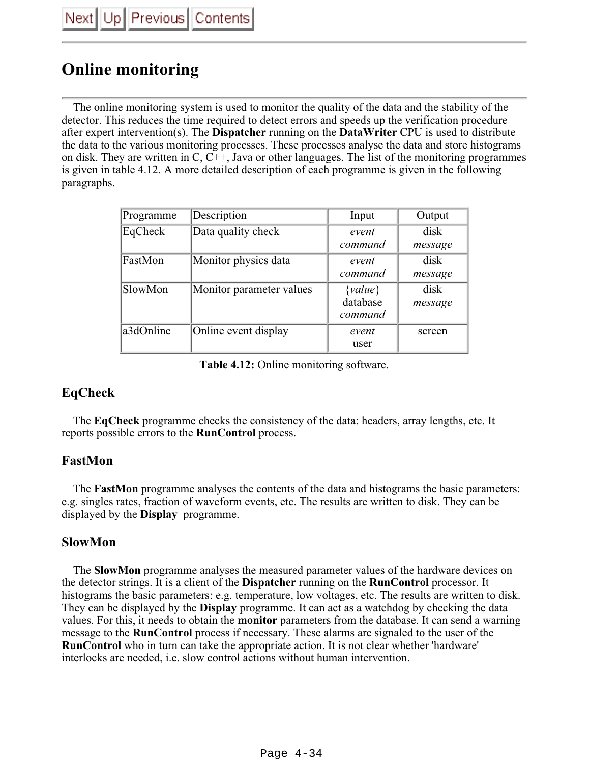# Online monitoring

The online monitoring system is used to monitor the quality of the data and the stability of the detector. This reduces the time required to detect errors and speeds up the verification procedure after expert intervention(s). The **Dispatcher** running on the **DataWriter** CPU is used to distribute the data to the various monitoring processes. These processes analyse the data and store histograms on disk. They are written in C, C++, Java or other languages. The list of the monitoring programmes is given in table 4.12. A more detailed description of each programme is given in the following paragraphs.

| Programme | Description | Input | Output |
|---|---|---|---|
| EqCheck | Data quality check | *event*<br>*command* | disk<br>*message* |
| FastMon | Monitor physics data | *event*<br>*command* | disk<br>*message* |
| SlowMon | Monitor parameter values | {*value*}<br>database<br>*command* | disk<br>*message* |
| a3dOnline | Online event display | *event*<br>user | screen |

**Table 4.12:** Online monitoring software.

## EqCheck

The **EqCheck** programme checks the consistency of the data: headers, array lengths, etc. It reports possible errors to the **RunControl** process.

## FastMon

The **FastMon** programme analyses the contents of the data and histograms the basic parameters: e.g. singles rates, fraction of waveform events, etc. The results are written to disk. They can be displayed by the **Display** programme.

## SlowMon

The **SlowMon** programme analyses the measured parameter values of the hardware devices on the detector strings. It is a client of the **Dispatcher** running on the **RunControl** processor. It histograms the basic parameters: e.g. temperature, low voltages, etc. The results are written to disk. They can be displayed by the **Display** programme. It can act as a watchdog by checking the data values. For this, it needs to obtain the **monitor** parameters from the database. It can send a warning message to the **RunControl** process if necessary. These alarms are signaled to the user of the **RunControl** who in turn can take the appropriate action. It is not clear whether 'hardware' interlocks are needed, i.e. slow control actions without human intervention.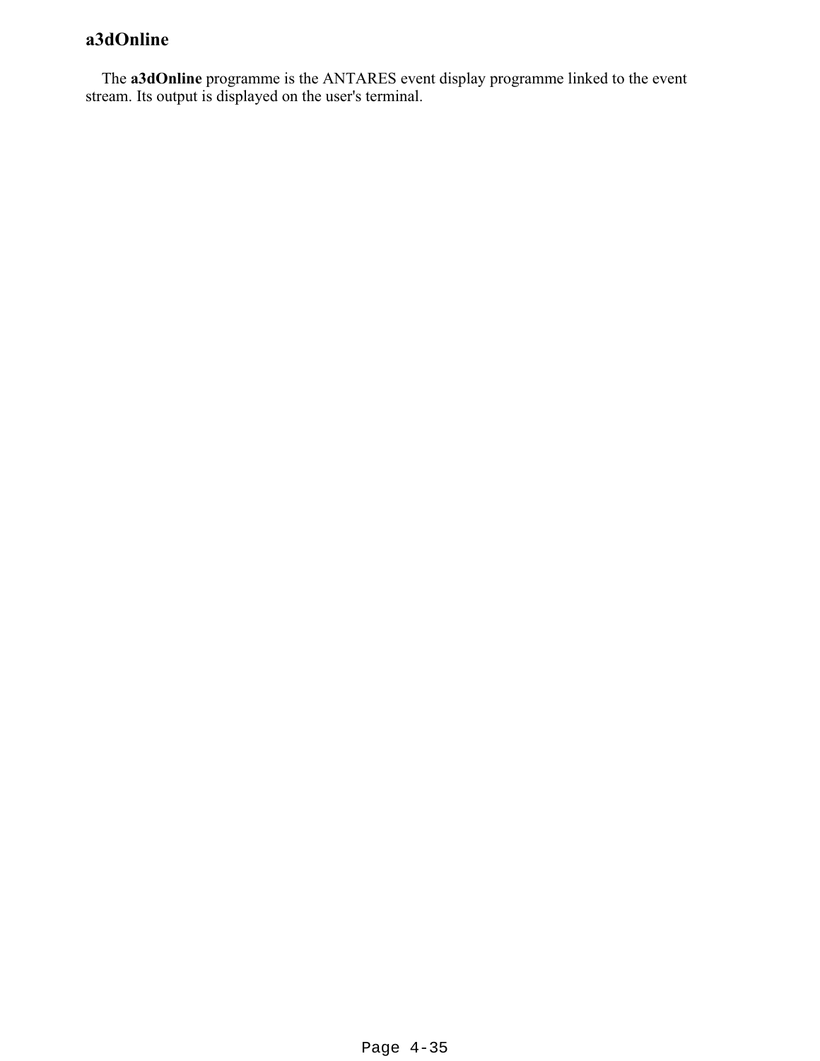## a3dOnline

The **a3dOnline** programme is the ANTARES event display programme linked to the event stream. Its output is displayed on the user's terminal.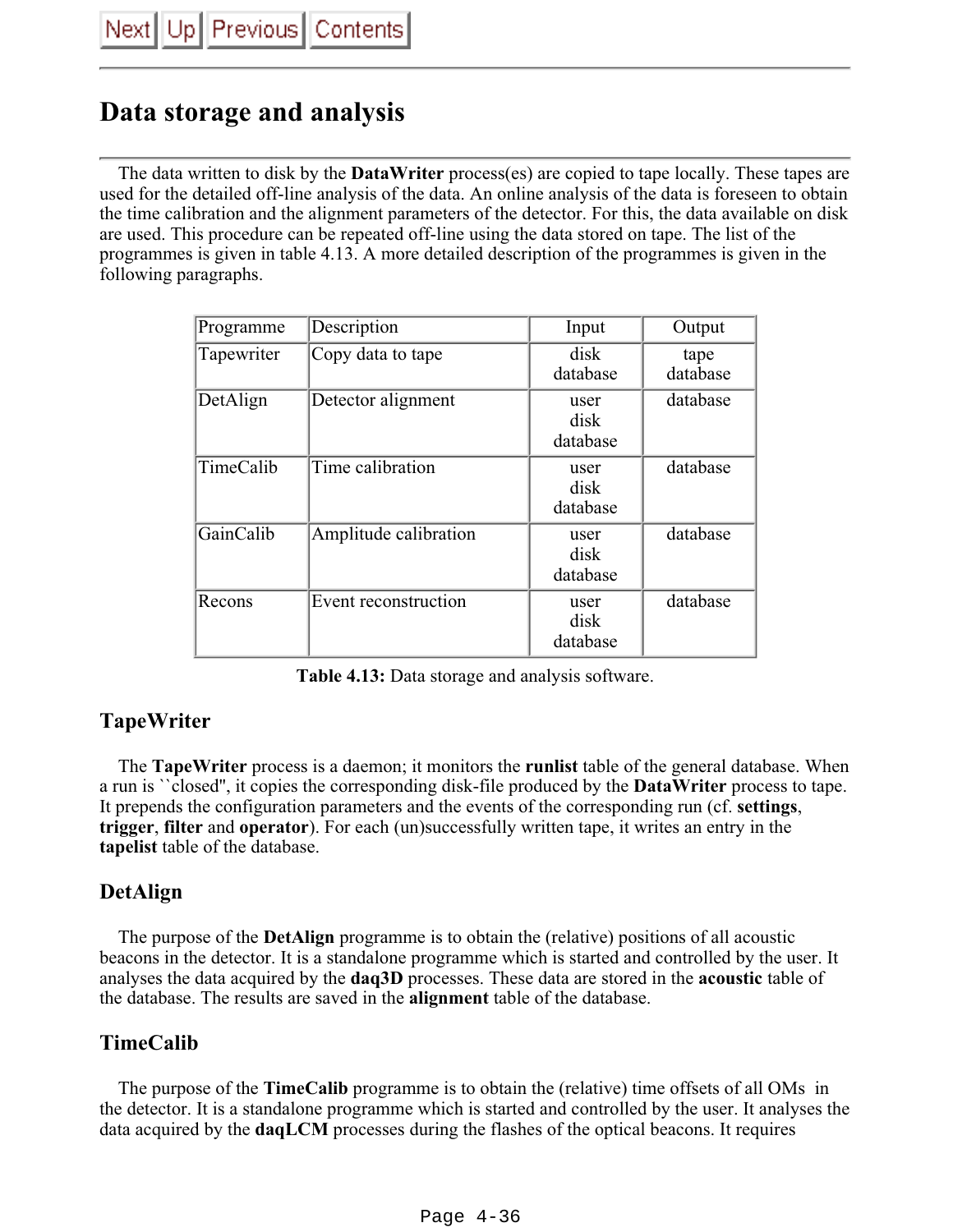# Data storage and analysis

The data written to disk by the **DataWriter** process(es) are copied to tape locally. These tapes are used for the detailed off-line analysis of the data. An online analysis of the data is foreseen to obtain the time calibration and the alignment parameters of the detector. For this, the data available on disk are used. This procedure can be repeated off-line using the data stored on tape. The list of the programmes is given in table 4.13. A more detailed description of the programmes is given in the following paragraphs.

| Programme | Description | Input | Output |
|---|---|---|---|
| Tapewriter | Copy data to tape | disk database | tape database |
| DetAlign | Detector alignment | user disk database | database |
| TimeCalib | Time calibration | user disk database | database |
| GainCalib | Amplitude calibration | user disk database | database |
| Recons | Event reconstruction | user disk database | database |

**Table 4.13:** Data storage and analysis software.

## TapeWriter

The **TapeWriter** process is a daemon; it monitors the **runlist** table of the general database. When a run is ``closed'', it copies the corresponding disk-file produced by the **DataWriter** process to tape. It prepends the configuration parameters and the events of the corresponding run (cf. **settings**, **trigger**, **filter** and **operator**). For each (un)successfully written tape, it writes an entry in the **tapelist** table of the database.

## DetAlign

The purpose of the **DetAlign** programme is to obtain the (relative) positions of all acoustic beacons in the detector. It is a standalone programme which is started and controlled by the user. It analyses the data acquired by the **daq3D** processes. These data are stored in the **acoustic** table of the database. The results are saved in the **alignment** table of the database.

## TimeCalib

The purpose of the **TimeCalib** programme is to obtain the (relative) time offsets of all OMs in the detector. It is a standalone programme which is started and controlled by the user. It analyses the data acquired by the **daqLCM** processes during the flashes of the optical beacons. It requires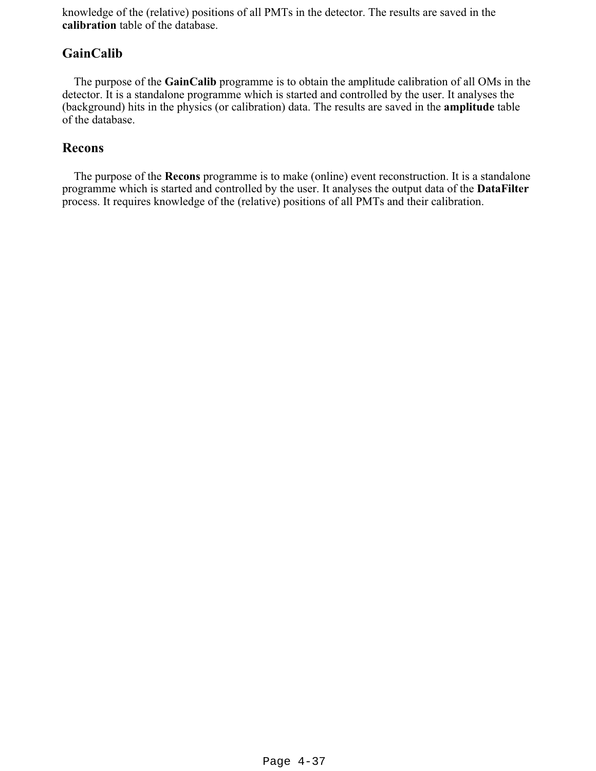knowledge of the (relative) positions of all PMTs in the detector. The results are saved in the **calibration** table of the database.

### GainCalib

The purpose of the **GainCalib** programme is to obtain the amplitude calibration of all OMs in the detector. It is a standalone programme which is started and controlled by the user. It analyses the (background) hits in the physics (or calibration) data. The results are saved in the **amplitude** table of the database.

### Recons

The purpose of the **Recons** programme is to make (online) event reconstruction. It is a standalone programme which is started and controlled by the user. It analyses the output data of the **DataFilter** process. It requires knowledge of the (relative) positions of all PMTs and their calibration.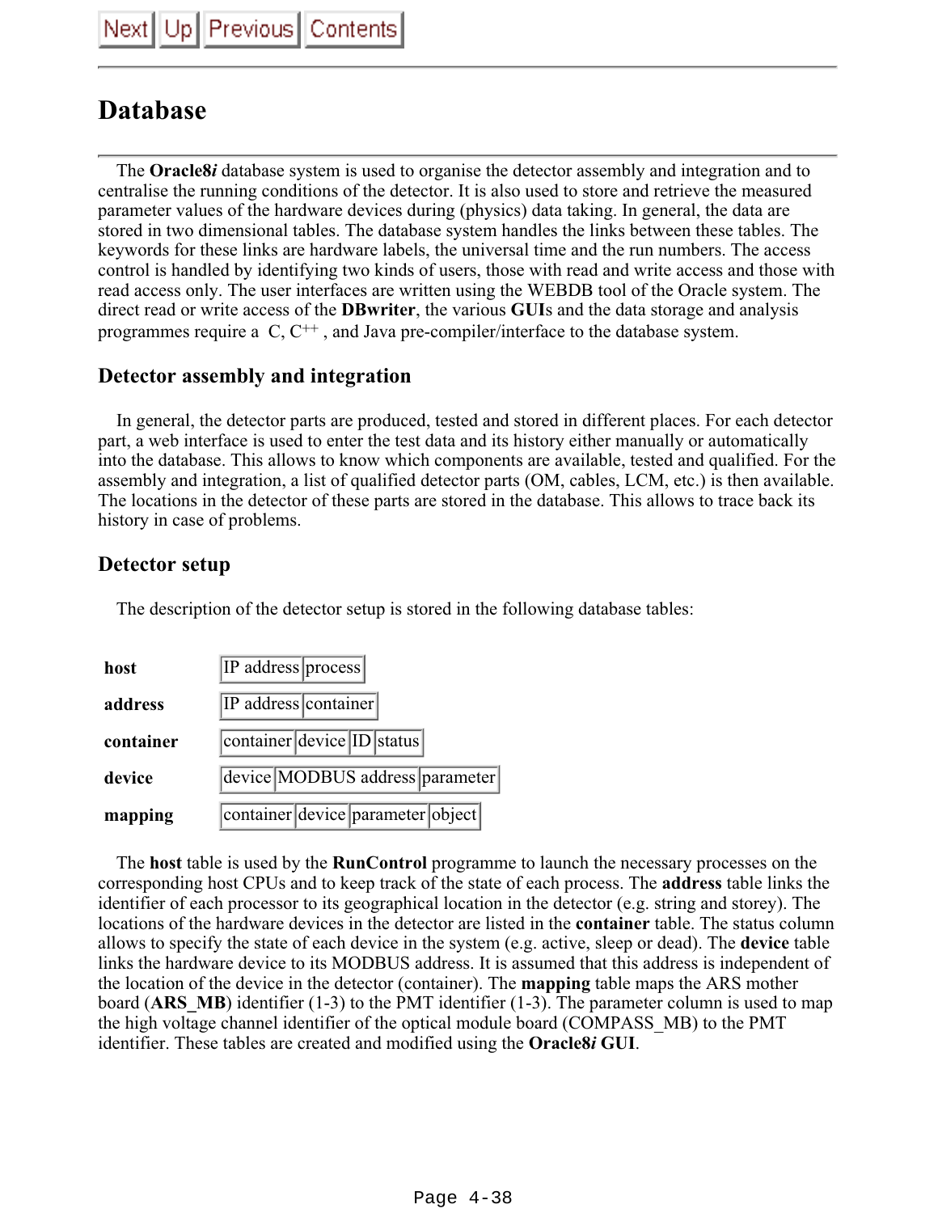Next | Up | Previous | Contents

# Database

The **Oracle8*i*** database system is used to organise the detector assembly and integration and to centralise the running conditions of the detector. It is also used to store and retrieve the measured parameter values of the hardware devices during (physics) data taking. In general, the data are stored in two dimensional tables. The database system handles the links between these tables. The keywords for these links are hardware labels, the universal time and the run numbers. The access control is handled by identifying two kinds of users, those with read and write access and those with read access only. The user interfaces are written using the WEBDB tool of the Oracle system. The direct read or write access of the **DBwriter**, the various **GUI**s and the data storage and analysis programmes require a C, $C^{++}$, and Java pre-compiler/interface to the database system.

## Detector assembly and integration

In general, the detector parts are produced, tested and stored in different places. For each detector part, a web interface is used to enter the test data and its history either manually or automatically into the database. This allows to know which components are available, tested and qualified. For the assembly and integration, a list of qualified detector parts (OM, cables, LCM, etc.) is then available. The locations in the detector of these parts are stored in the database. This allows to trace back its history in case of problems.

## Detector setup

The description of the detector setup is stored in the following database tables:

| | | | | |
|---|---|---|---|---|
| **host** | IP address | process | | |
| **address** | IP address | container | | |
| **container** | container | device | ID | status |
| **device** | device | MODBUS address | parameter | |
| **mapping** | container | device | parameter | object |

The **host** table is used by the **RunControl** programme to launch the necessary processes on the corresponding host CPUs and to keep track of the state of each process. The **address** table links the identifier of each processor to its geographical location in the detector (e.g. string and storey). The locations of the hardware devices in the detector are listed in the **container** table. The status column allows to specify the state of each device in the system (e.g. active, sleep or dead). The **device** table links the hardware device to its MODBUS address. It is assumed that this address is independent of the location of the device in the detector (container). The **mapping** table maps the ARS mother board (**ARS_MB**) identifier (1-3) to the PMT identifier (1-3). The parameter column is used to map the high voltage channel identifier of the optical module board (COMPASS_MB) to the PMT identifier. These tables are created and modified using the **Oracle8*i* GUI**.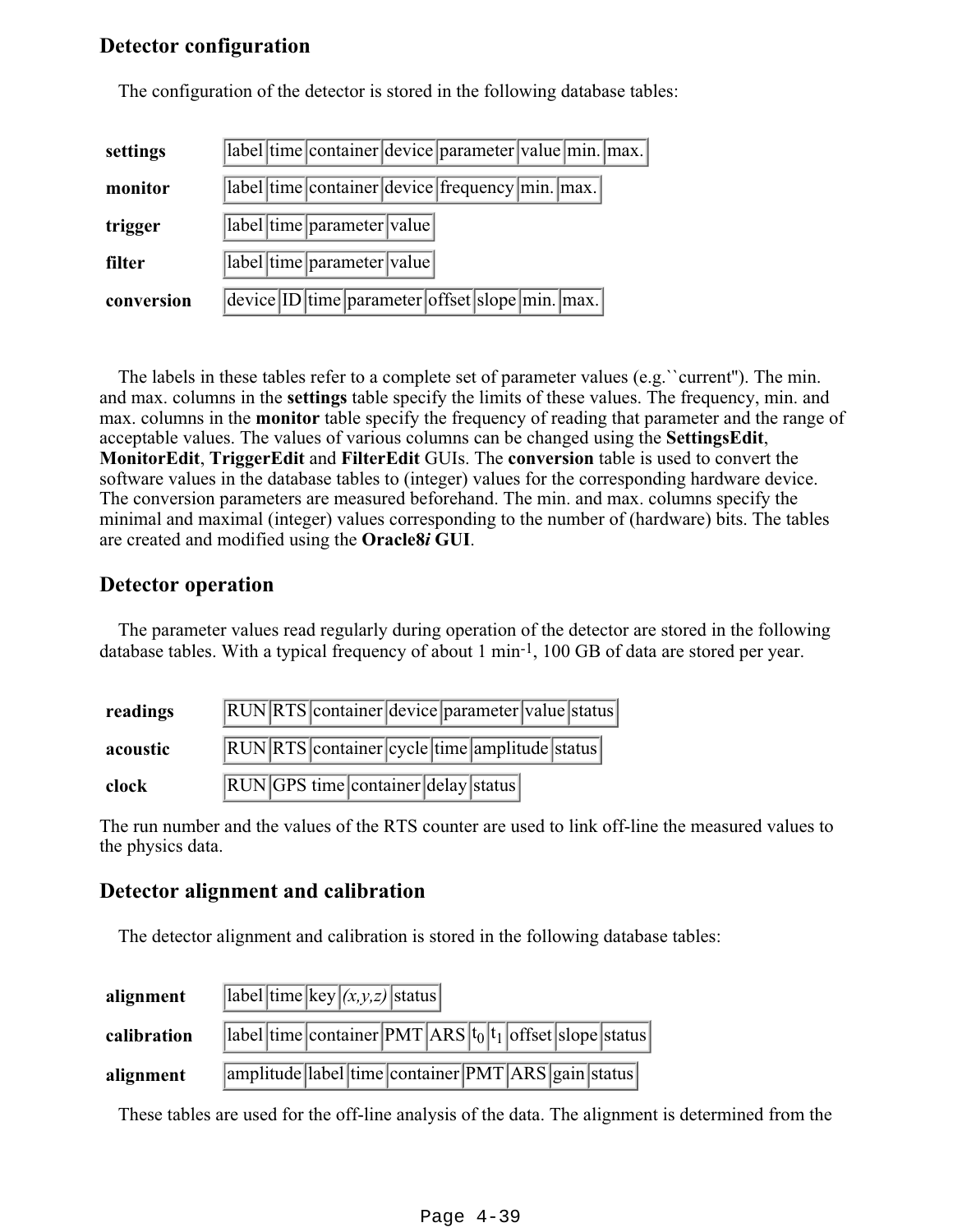## Detector configuration

The configuration of the detector is stored in the following database tables:

| | | | | | | | | |
|---|---|---|---|---|---|---|---|---|
| **settings** | label | time | container | device | parameter | value | min. | max. |
| **monitor** | label | time | container | device | frequency | min. | max. | |
| **trigger** | label | time | parameter | value | | | | |
| **filter** | label | time | parameter | value | | | | |
| **conversion** | device | ID | time | parameter | offset | slope | min. | max. |

The labels in these tables refer to a complete set of parameter values (e.g.``current''). The min. and max. columns in the **settings** table specify the limits of these values. The frequency, min. and max. columns in the **monitor** table specify the frequency of reading that parameter and the range of acceptable values. The values of various columns can be changed using the **SettingsEdit**, **MonitorEdit**, **TriggerEdit** and **FilterEdit** GUIs. The **conversion** table is used to convert the software values in the database tables to (integer) values for the corresponding hardware device. The conversion parameters are measured beforehand. The min. and max. columns specify the minimal and maximal (integer) values corresponding to the number of (hardware) bits. The tables are created and modified using the **Oracle8*i* GUI**.

## Detector operation

The parameter values read regularly during operation of the detector are stored in the following database tables. With a typical frequency of about 1 $min^{-1}$, 100 GB of data are stored per year.

| | | | | | | | |
|---|---|---|---|---|---|---|---|
| **readings** | RUN | RTS | container | device | parameter | value | status |
| **acoustic** | RUN | RTS | container | cycle | time | amplitude | status |
| **clock** | RUN | GPS time | container | delay | status | | |

The run number and the values of the RTS counter are used to link off-line the measured values to the physics data.

## Detector alignment and calibration

The detector alignment and calibration is stored in the following database tables:

| | | | | | | | | | | |
|---|---|---|---|---|---|---|---|---|---|---|
| **alignment** | label | time | key | *(x,y,z)* | status | | | | | |
| **calibration** | label | time | container | PMT | ARS | $t_0$ | $t_1$ | offset | slope | status |
| **alignment** | amplitude | label | time | container | PMT | ARS | gain | status | | |

These tables are used for the off-line analysis of the data. The alignment is determined from the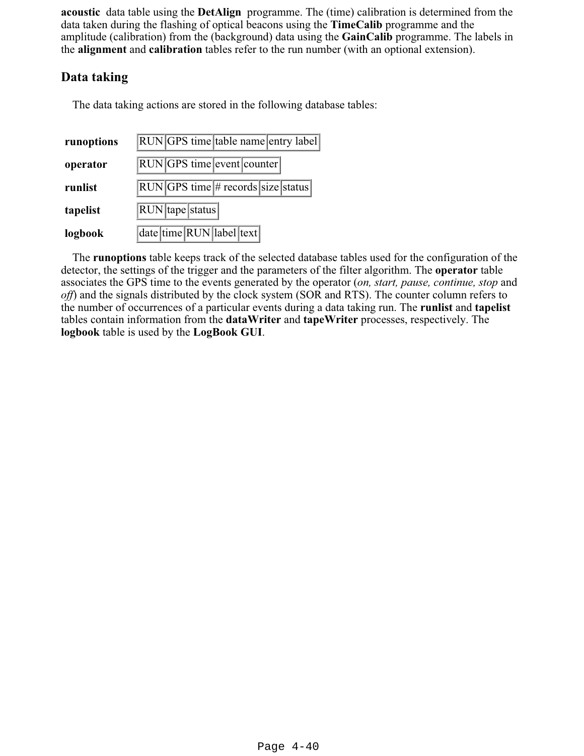**acoustic** data table using the **DetAlign** programme. The (time) calibration is determined from the data taken during the flashing of optical beacons using the **TimeCalib** programme and the amplitude (calibration) from the (background) data using the **GainCalib** programme. The labels in the **alignment** and **calibration** tables refer to the run number (with an optional extension).

## Data taking

The data taking actions are stored in the following database tables:

| | | | | | |
|---|---|---|---|---|---|
| **runoptions** | RUN | GPS time | table name | entry label | |
| **operator** | RUN | GPS time | event | counter | |
| **runlist** | RUN | GPS time | # records | size | status |
| **tapelist** | RUN | tape | status | | |
| **logbook** | date | time | RUN | label | text |

The **runoptions** table keeps track of the selected database tables used for the configuration of the detector, the settings of the trigger and the parameters of the filter algorithm. The **operator** table associates the GPS time to the events generated by the operator (*on, start, pause, continue, stop* and *off*) and the signals distributed by the clock system (SOR and RTS). The counter column refers to the number of occurrences of a particular events during a data taking run. The **runlist** and **tapelist** tables contain information from the **dataWriter** and **tapeWriter** processes, respectively. The **logbook** table is used by the **LogBook GUI**.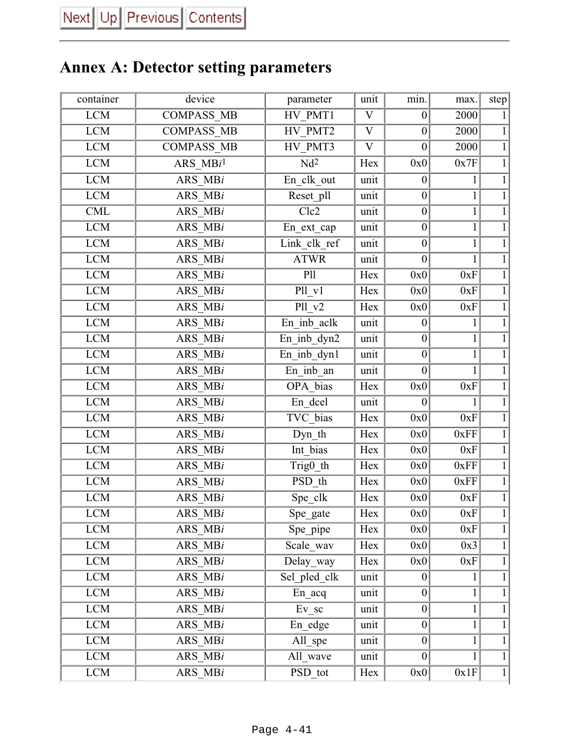Next Up Previous Contents

---

# Annex A: Detector setting parameters

| container | device | parameter | unit | min. | max. | step |
|---|---|---|---|---|---|---|
| LCM | COMPASS_MB | HV_PMT1 | V | 0 | 2000 | 1 |
| LCM | COMPASS_MB | HV_PMT2 | V | 0 | 2000 | 1 |
| LCM | COMPASS_MB | HV_PMT3 | V | 0 | 2000 | 1 |
| LCM | ARS_MB*i*[1] | Nd[2] | Hex | 0x0 | 0x7F | 1 |
| LCM | ARS_MB*i* | En_clk_out | unit | 0 | 1 | 1 |
| LCM | ARS_MB*i* | Reset_pll | unit | 0 | 1 | 1 |
| CML | ARS_MB*i* | Clc2 | unit | 0 | 1 | 1 |
| LCM | ARS_MB*i* | En_ext_cap | unit | 0 | 1 | 1 |
| LCM | ARS_MB*i* | Link_clk_ref | unit | 0 | 1 | 1 |
| LCM | ARS_MB*i* | ATWR | unit | 0 | 1 | 1 |
| LCM | ARS_MB*i* | Pll | Hex | 0x0 | 0xF | 1 |
| LCM | ARS_MB*i* | Pll_v1 | Hex | 0x0 | 0xF | 1 |
| LCM | ARS_MB*i* | Pll_v2 | Hex | 0x0 | 0xF | 1 |
| LCM | ARS_MB*i* | En_inb_aclk | unit | 0 | 1 | 1 |
| LCM | ARS_MB*i* | En_inb_dyn2 | unit | 0 | 1 | 1 |
| LCM | ARS_MB*i* | En_inb_dyn1 | unit | 0 | 1 | 1 |
| LCM | ARS_MB*i* | En_inb_an | unit | 0 | 1 | 1 |
| LCM | ARS_MB*i* | OPA_bias | Hex | 0x0 | 0xF | 1 |
| LCM | ARS_MB*i* | En_dcel | unit | 0 | 1 | 1 |
| LCM | ARS_MB*i* | TVC_bias | Hex | 0x0 | 0xF | 1 |
| LCM | ARS_MB*i* | Dyn_th | Hex | 0x0 | 0xFF | 1 |
| LCM | ARS_MB*i* | Int_bias | Hex | 0x0 | 0xF | 1 |
| LCM | ARS_MB*i* | Trig0_th | Hex | 0x0 | 0xFF | 1 |
| LCM | ARS_MB*i* | PSD_th | Hex | 0x0 | 0xFF | 1 |
| LCM | ARS_MB*i* | Spe_clk | Hex | 0x0 | 0xF | 1 |
| LCM | ARS_MB*i* | Spe_gate | Hex | 0x0 | 0xF | 1 |
| LCM | ARS_MB*i* | Spe_pipe | Hex | 0x0 | 0xF | 1 |
| LCM | ARS_MB*i* | Scale_wav | Hex | 0x0 | 0x3 | 1 |
| LCM | ARS_MB*i* | Delay_way | Hex | 0x0 | 0xF | 1 |
| LCM | ARS_MB*i* | Sel_pled_clk | unit | 0 | 1 | 1 |
| LCM | ARS_MB*i* | En_acq | unit | 0 | 1 | 1 |
| LCM | ARS_MB*i* | Ev_sc | unit | 0 | 1 | 1 |
| LCM | ARS_MB*i* | En_edge | unit | 0 | 1 | 1 |
| LCM | ARS_MB*i* | All_spe | unit | 0 | 1 | 1 |
| LCM | ARS_MB*i* | All_wave | unit | 0 | 1 | 1 |
| LCM | ARS_MB*i* | PSD_tot | Hex | 0x0 | 0x1F | 1 |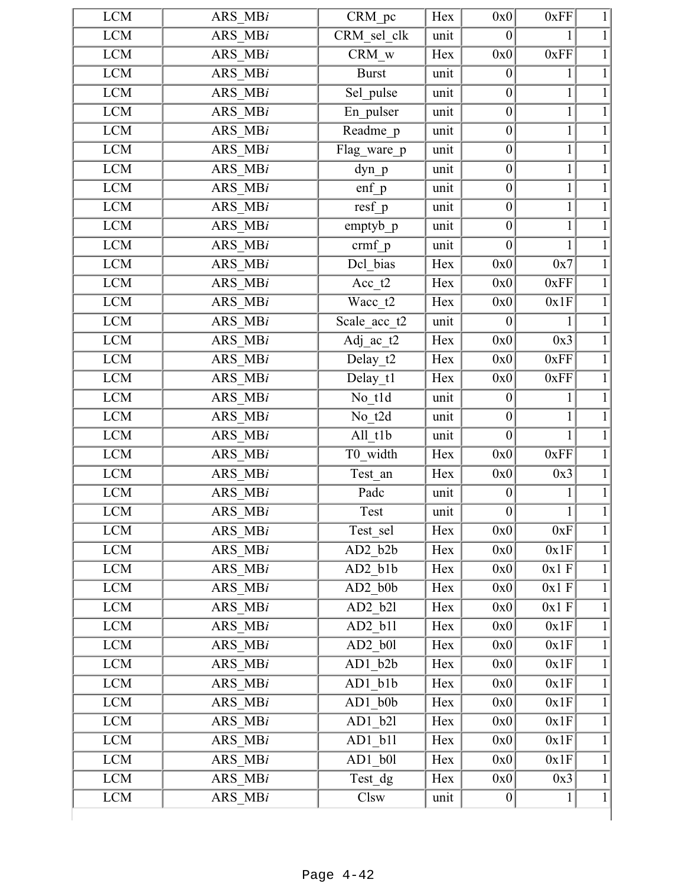| | | | | | | |
|---|---|---|---|---|---|---|
| LCM | ARS_MB*i* | CRM_pc | Hex | 0x0 | 0xFF | 1 |
| LCM | ARS_MB*i* | CRM_sel_clk | unit | 0 | 1 | 1 |
| LCM | ARS_MB*i* | CRM_w | Hex | 0x0 | 0xFF | 1 |
| LCM | ARS_MB*i* | Burst | unit | 0 | 1 | 1 |
| LCM | ARS_MB*i* | Sel_pulse | unit | 0 | 1 | 1 |
| LCM | ARS_MB*i* | En_pulser | unit | 0 | 1 | 1 |
| LCM | ARS_MB*i* | Readme_p | unit | 0 | 1 | 1 |
| LCM | ARS_MB*i* | Flag_ware_p | unit | 0 | 1 | 1 |
| LCM | ARS_MB*i* | dyn_p | unit | 0 | 1 | 1 |
| LCM | ARS_MB*i* | enf_p | unit | 0 | 1 | 1 |
| LCM | ARS_MB*i* | resf_p | unit | 0 | 1 | 1 |
| LCM | ARS_MB*i* | emptyb_p | unit | 0 | 1 | 1 |
| LCM | ARS_MB*i* | crmf_p | unit | 0 | 1 | 1 |
| LCM | ARS_MB*i* | Dcl_bias | Hex | 0x0 | 0x7 | 1 |
| LCM | ARS_MB*i* | Acc_t2 | Hex | 0x0 | 0xFF | 1 |
| LCM | ARS_MB*i* | Wacc_t2 | Hex | 0x0 | 0x1F | 1 |
| LCM | ARS_MB*i* | Scale_acc_t2 | unit | 0 | 1 | 1 |
| LCM | ARS_MB*i* | Adj_ac_t2 | Hex | 0x0 | 0x3 | 1 |
| LCM | ARS_MB*i* | Delay_t2 | Hex | 0x0 | 0xFF | 1 |
| LCM | ARS_MB*i* | Delay_t1 | Hex | 0x0 | 0xFF | 1 |
| LCM | ARS_MB*i* | No_t1d | unit | 0 | 1 | 1 |
| LCM | ARS_MB*i* | No_t2d | unit | 0 | 1 | 1 |
| LCM | ARS_MB*i* | All_t1b | unit | 0 | 1 | 1 |
| LCM | ARS_MB*i* | T0_width | Hex | 0x0 | 0xFF | 1 |
| LCM | ARS_MB*i* | Test_an | Hex | 0x0 | 0x3 | 1 |
| LCM | ARS_MB*i* | Padc | unit | 0 | 1 | 1 |
| LCM | ARS_MB*i* | Test | unit | 0 | 1 | 1 |
| LCM | ARS_MB*i* | Test_sel | Hex | 0x0 | 0xF | 1 |
| LCM | ARS_MB*i* | AD2_b2b | Hex | 0x0 | 0x1F | 1 |
| LCM | ARS_MB*i* | AD2_b1b | Hex | 0x0 | 0x1 F | 1 |
| LCM | ARS_MB*i* | AD2_b0b | Hex | 0x0 | 0x1 F | 1 |
| LCM | ARS_MB*i* | AD2_b2l | Hex | 0x0 | 0x1 F | 1 |
| LCM | ARS_MB*i* | AD2_b1l | Hex | 0x0 | 0x1F | 1 |
| LCM | ARS_MB*i* | AD2_b0l | Hex | 0x0 | 0x1F | 1 |
| LCM | ARS_MB*i* | AD1_b2b | Hex | 0x0 | 0x1F | 1 |
| LCM | ARS_MB*i* | AD1_b1b | Hex | 0x0 | 0x1F | 1 |
| LCM | ARS_MB*i* | AD1_b0b | Hex | 0x0 | 0x1F | 1 |
| LCM | ARS_MB*i* | AD1_b2l | Hex | 0x0 | 0x1F | 1 |
| LCM | ARS_MB*i* | AD1_b1l | Hex | 0x0 | 0x1F | 1 |
| LCM | ARS_MB*i* | AD1_b0l | Hex | 0x0 | 0x1F | 1 |
| LCM | ARS_MB*i* | Test_dg | Hex | 0x0 | 0x3 | 1 |
| LCM | ARS_MB*i* | Clsw | unit | 0 | 1 | 1 |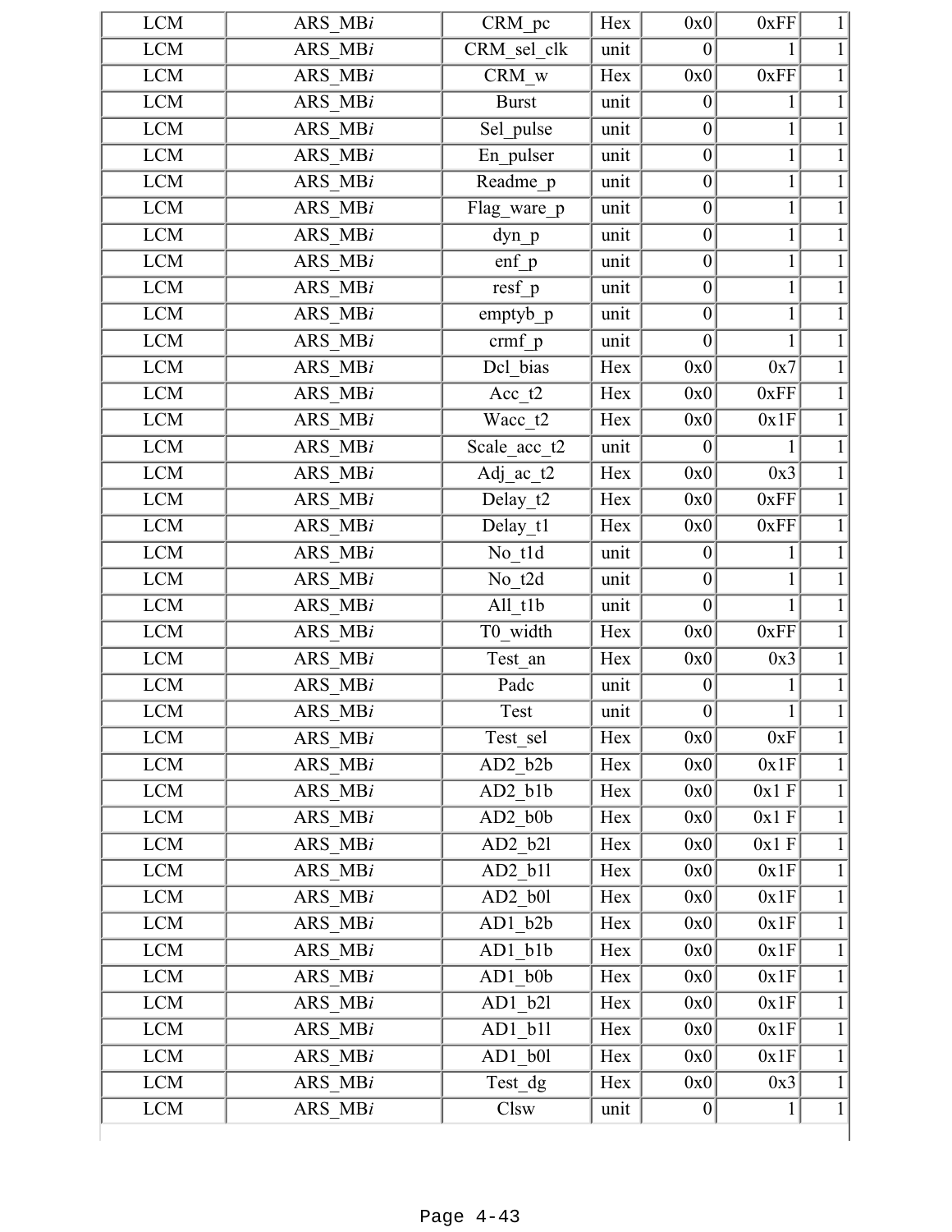| | | | | | | |
|---|---|---|---|---|---|---|
| LCM | ARS_MB*i* | CRM_pc | Hex | 0x0 | 0xFF | 1 |
| LCM | ARS_MB*i* | CRM_sel_clk | unit | 0 | 1 | 1 |
| LCM | ARS_MB*i* | CRM_w | Hex | 0x0 | 0xFF | 1 |
| LCM | ARS_MB*i* | Burst | unit | 0 | 1 | 1 |
| LCM | ARS_MB*i* | Sel_pulse | unit | 0 | 1 | 1 |
| LCM | ARS_MB*i* | En_pulser | unit | 0 | 1 | 1 |
| LCM | ARS_MB*i* | Readme_p | unit | 0 | 1 | 1 |
| LCM | ARS_MB*i* | Flag_ware_p | unit | 0 | 1 | 1 |
| LCM | ARS_MB*i* | dyn_p | unit | 0 | 1 | 1 |
| LCM | ARS_MB*i* | enf_p | unit | 0 | 1 | 1 |
| LCM | ARS_MB*i* | resf_p | unit | 0 | 1 | 1 |
| LCM | ARS_MB*i* | emptyb_p | unit | 0 | 1 | 1 |
| LCM | ARS_MB*i* | crmf_p | unit | 0 | 1 | 1 |
| LCM | ARS_MB*i* | Dcl_bias | Hex | 0x0 | 0x7 | 1 |
| LCM | ARS_MB*i* | Acc_t2 | Hex | 0x0 | 0xFF | 1 |
| LCM | ARS_MB*i* | Wacc_t2 | Hex | 0x0 | 0x1F | 1 |
| LCM | ARS_MB*i* | Scale_acc_t2 | unit | 0 | 1 | 1 |
| LCM | ARS_MB*i* | Adj_ac_t2 | Hex | 0x0 | 0x3 | 1 |
| LCM | ARS_MB*i* | Delay_t2 | Hex | 0x0 | 0xFF | 1 |
| LCM | ARS_MB*i* | Delay_t1 | Hex | 0x0 | 0xFF | 1 |
| LCM | ARS_MB*i* | No_t1d | unit | 0 | 1 | 1 |
| LCM | ARS_MB*i* | No_t2d | unit | 0 | 1 | 1 |
| LCM | ARS_MB*i* | All_t1b | unit | 0 | 1 | 1 |
| LCM | ARS_MB*i* | T0_width | Hex | 0x0 | 0xFF | 1 |
| LCM | ARS_MB*i* | Test_an | Hex | 0x0 | 0x3 | 1 |
| LCM | ARS_MB*i* | Padc | unit | 0 | 1 | 1 |
| LCM | ARS_MB*i* | Test | unit | 0 | 1 | 1 |
| LCM | ARS_MB*i* | Test_sel | Hex | 0x0 | 0xF | 1 |
| LCM | ARS_MB*i* | AD2_b2b | Hex | 0x0 | 0x1F | 1 |
| LCM | ARS_MB*i* | AD2_b1b | Hex | 0x0 | 0x1 F | 1 |
| LCM | ARS_MB*i* | AD2_b0b | Hex | 0x0 | 0x1 F | 1 |
| LCM | ARS_MB*i* | AD2_b2l | Hex | 0x0 | 0x1 F | 1 |
| LCM | ARS_MB*i* | AD2_b1l | Hex | 0x0 | 0x1F | 1 |
| LCM | ARS_MB*i* | AD2_b0l | Hex | 0x0 | 0x1F | 1 |
| LCM | ARS_MB*i* | AD1_b2b | Hex | 0x0 | 0x1F | 1 |
| LCM | ARS_MB*i* | AD1_b1b | Hex | 0x0 | 0x1F | 1 |
| LCM | ARS_MB*i* | AD1_b0b | Hex | 0x0 | 0x1F | 1 |
| LCM | ARS_MB*i* | AD1_b2l | Hex | 0x0 | 0x1F | 1 |
| LCM | ARS_MB*i* | AD1_b1l | Hex | 0x0 | 0x1F | 1 |
| LCM | ARS_MB*i* | AD1_b0l | Hex | 0x0 | 0x1F | 1 |
| LCM | ARS_MB*i* | Test_dg | Hex | 0x0 | 0x3 | 1 |
| LCM | ARS_MB*i* | Clsw | unit | 0 | 1 | 1 |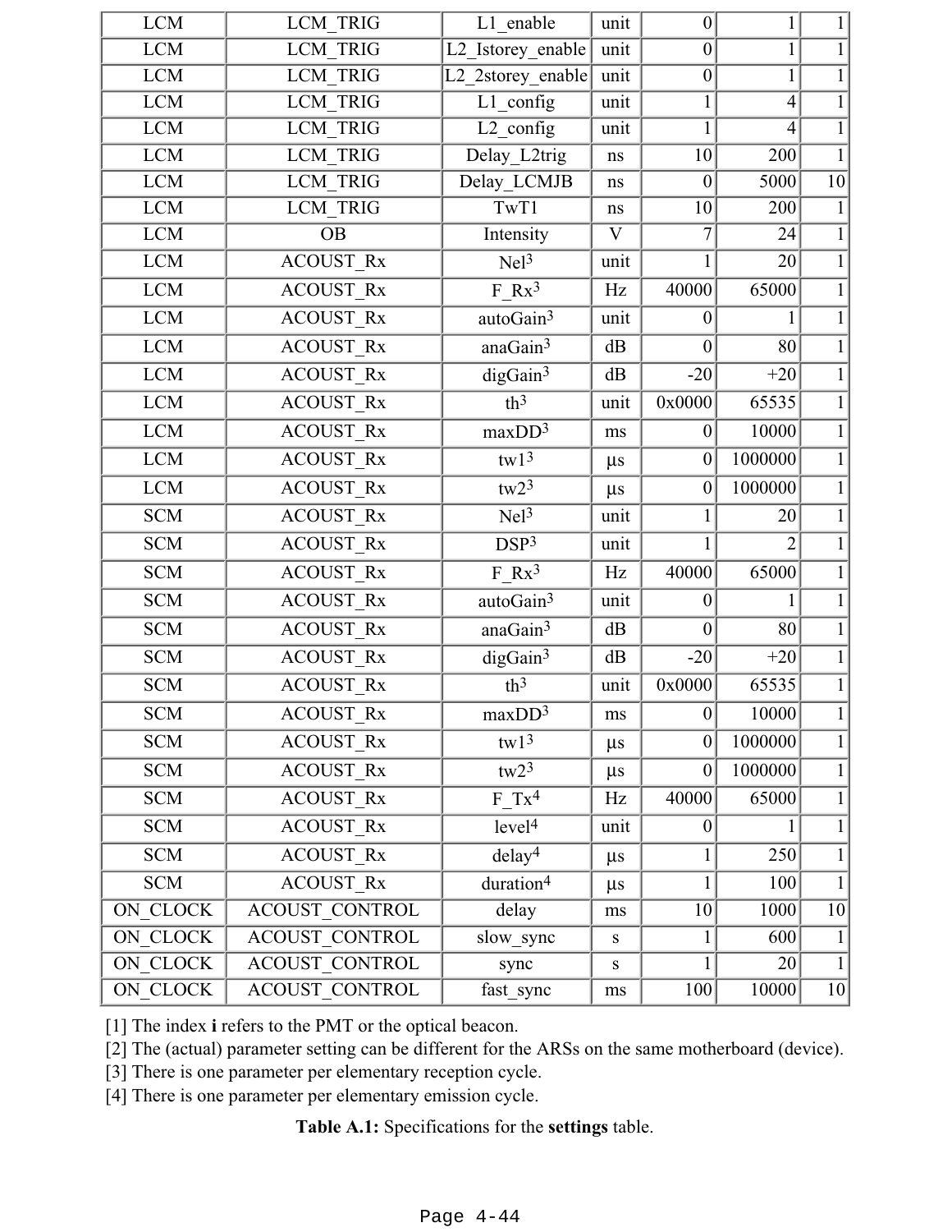| | | | | | | |
|---|---|---|---|---|---|---|
| LCM | LCM_TRIG | L1_enable | unit | 0 | 1 | 1 |
| LCM | LCM_TRIG | L2_Istorey_enable | unit | 0 | 1 | 1 |
| LCM | LCM_TRIG | L2_2storey_enable | unit | 0 | 1 | 1 |
| LCM | LCM_TRIG | L1_config | unit | 1 | 4 | 1 |
| LCM | LCM_TRIG | L2_config | unit | 1 | 4 | 1 |
| LCM | LCM_TRIG | Delay_L2trig | ns | 10 | 200 | 1 |
| LCM | LCM_TRIG | Delay_LCMJB | ns | 0 | 5000 | 10 |
| LCM | LCM_TRIG | TwT1 | ns | 10 | 200 | 1 |
| LCM | OB | Intensity | V | 7 | 24 | 1 |
| LCM | ACOUST_Rx | Nel[3] | unit | 1 | 20 | 1 |
| LCM | ACOUST_Rx | F_Rx[3] | Hz | 40000 | 65000 | 1 |
| LCM | ACOUST_Rx | autoGain[3] | unit | 0 | 1 | 1 |
| LCM | ACOUST_Rx | anaGain[3] | dB | 0 | 80 | 1 |
| LCM | ACOUST_Rx | digGain[3] | dB | -20 | +20 | 1 |
| LCM | ACOUST_Rx | th[3] | unit | 0x0000 | 65535 | 1 |
| LCM | ACOUST_Rx | maxDD[3] | ms | 0 | 10000 | 1 |
| LCM | ACOUST_Rx | tw1[3] | µs | 0 | 1000000 | 1 |
| LCM | ACOUST_Rx | tw2[3] | µs | 0 | 1000000 | 1 |
| SCM | ACOUST_Rx | Nel[3] | unit | 1 | 20 | 1 |
| SCM | ACOUST_Rx | DSP[3] | unit | 1 | 2 | 1 |
| SCM | ACOUST_Rx | F_Rx[3] | Hz | 40000 | 65000 | 1 |
| SCM | ACOUST_Rx | autoGain[3] | unit | 0 | 1 | 1 |
| SCM | ACOUST_Rx | anaGain[3] | dB | 0 | 80 | 1 |
| SCM | ACOUST_Rx | digGain[3] | dB | -20 | +20 | 1 |
| SCM | ACOUST_Rx | th[3] | unit | 0x0000 | 65535 | 1 |
| SCM | ACOUST_Rx | maxDD[3] | ms | 0 | 10000 | 1 |
| SCM | ACOUST_Rx | tw1[3] | µs | 0 | 1000000 | 1 |
| SCM | ACOUST_Rx | tw2[3] | µs | 0 | 1000000 | 1 |
| SCM | ACOUST_Rx | F_Tx[4] | Hz | 40000 | 65000 | 1 |
| SCM | ACOUST_Rx | level[4] | unit | 0 | 1 | 1 |
| SCM | ACOUST_Rx | delay[4] | µs | 1 | 250 | 1 |
| SCM | ACOUST_Rx | duration[4] | µs | 1 | 100 | 1 |
| ON_CLOCK | ACOUST_CONTROL | delay | ms | 10 | 1000 | 10 |
| ON_CLOCK | ACOUST_CONTROL | slow_sync | s | 1 | 600 | 1 |
| ON_CLOCK | ACOUST_CONTROL | sync | s | 1 | 20 | 1 |
| ON_CLOCK | ACOUST_CONTROL | fast_sync | ms | 100 | 10000 | 10 |

[1] The index **i** refers to the PMT or the optical beacon.
[2] The (actual) parameter setting can be different for the ARSs on the same motherboard (device).
[3] There is one parameter per elementary reception cycle.
[4] There is one parameter per elementary emission cycle.

**Table A.1:** Specifications for the **settings** table.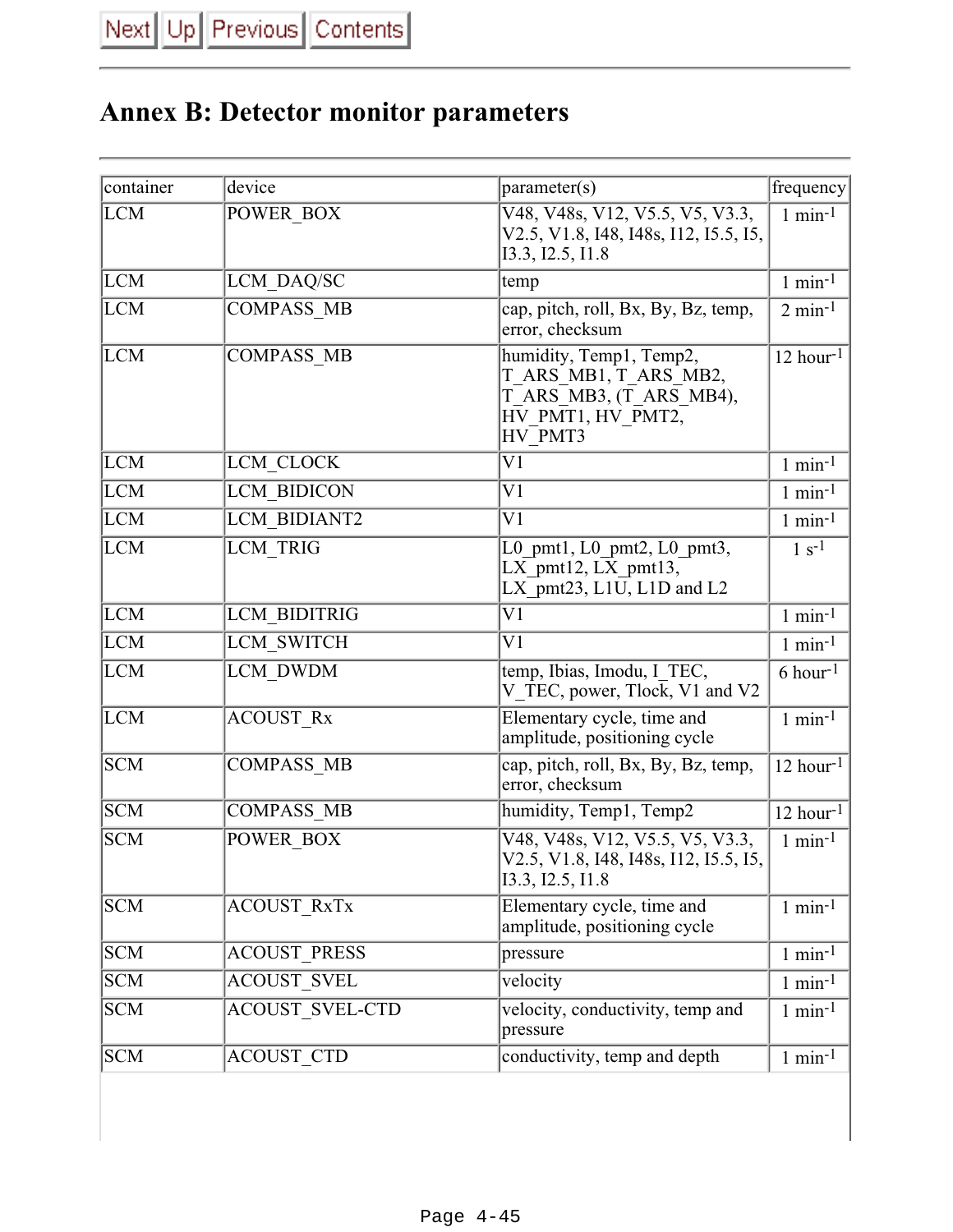# Annex B: Detector monitor parameters

| container | device | parameter(s) | frequency |
|---|---|---|---|
| LCM | POWER_BOX | V48, V48s, V12, V5.5, V5, V3.3, V2.5, V1.8, I48, I48s, I12, I5.5, I5, I3.3, I2.5, I1.8 | 1 $min^{-1}$ |
| LCM | LCM_DAQ/SC | temp | 1 $min^{-1}$ |
| LCM | COMPASS_MB | cap, pitch, roll, Bx, By, Bz, temp, error, checksum | 2 $min^{-1}$ |
| LCM | COMPASS_MB | humidity, Temp1, Temp2, T_ARS_MB1, T_ARS_MB2, T_ARS_MB3, (T_ARS_MB4), HV_PMT1, HV_PMT2, HV_PMT3 | 12 $hour^{-1}$ |
| LCM | LCM_CLOCK | V1 | 1 $min^{-1}$ |
| LCM | LCM_BIDICON | V1 | 1 $min^{-1}$ |
| LCM | LCM_BIDIANT2 | V1 | 1 $min^{-1}$ |
| LCM | LCM_TRIG | L0_pmt1, L0_pmt2, L0_pmt3, LX_pmt12, LX_pmt13, LX_pmt23, L1U, L1D and L2 | 1 $s^{-1}$ |
| LCM | LCM_BIDITRIG | V1 | 1 $min^{-1}$ |
| LCM | LCM_SWITCH | V1 | 1 $min^{-1}$ |
| LCM | LCM_DWDM | temp, Ibias, Imodu, I_TEC, V_TEC, power, Tlock, V1 and V2 | 6 $hour^{-1}$ |
| LCM | ACOUST_Rx | Elementary cycle, time and amplitude, positioning cycle | 1 $min^{-1}$ |
| SCM | COMPASS_MB | cap, pitch, roll, Bx, By, Bz, temp, error, checksum | 12 $hour^{-1}$ |
| SCM | COMPASS_MB | humidity, Temp1, Temp2 | 12 $hour^{-1}$ |
| SCM | POWER_BOX | V48, V48s, V12, V5.5, V5, V3.3, V2.5, V1.8, I48, I48s, I12, I5.5, I5, I3.3, I2.5, I1.8 | 1 $min^{-1}$ |
| SCM | ACOUST_RxTx | Elementary cycle, time and amplitude, positioning cycle | 1 $min^{-1}$ |
| SCM | ACOUST_PRESS | pressure | 1 $min^{-1}$ |
| SCM | ACOUST_SVEL | velocity | 1 $min^{-1}$ |
| SCM | ACOUST_SVEL-CTD | velocity, conductivity, temp and pressure | 1 $min^{-1}$ |
| SCM | ACOUST_CTD | conductivity, temp and depth | 1 $min^{-1}$ |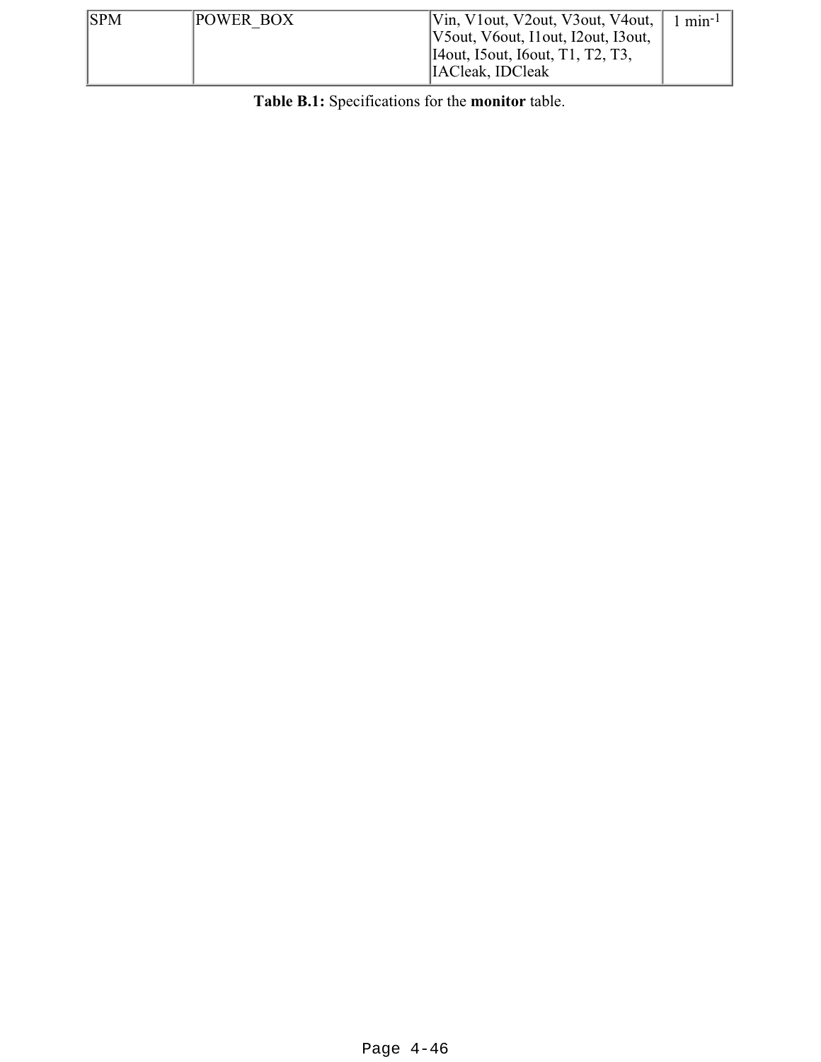| | | | |
|---|---|---|---|
| SPM | POWER_BOX | Vin, V1out, V2out, V3out, V4out, V5out, V6out, I1out, I2out, I3out, I4out, I5out, I6out, T1, T2, T3, IACleak, IDCleak | 1 $min^{-1}$ |

**Table B.1:** Specifications for the **monitor** table.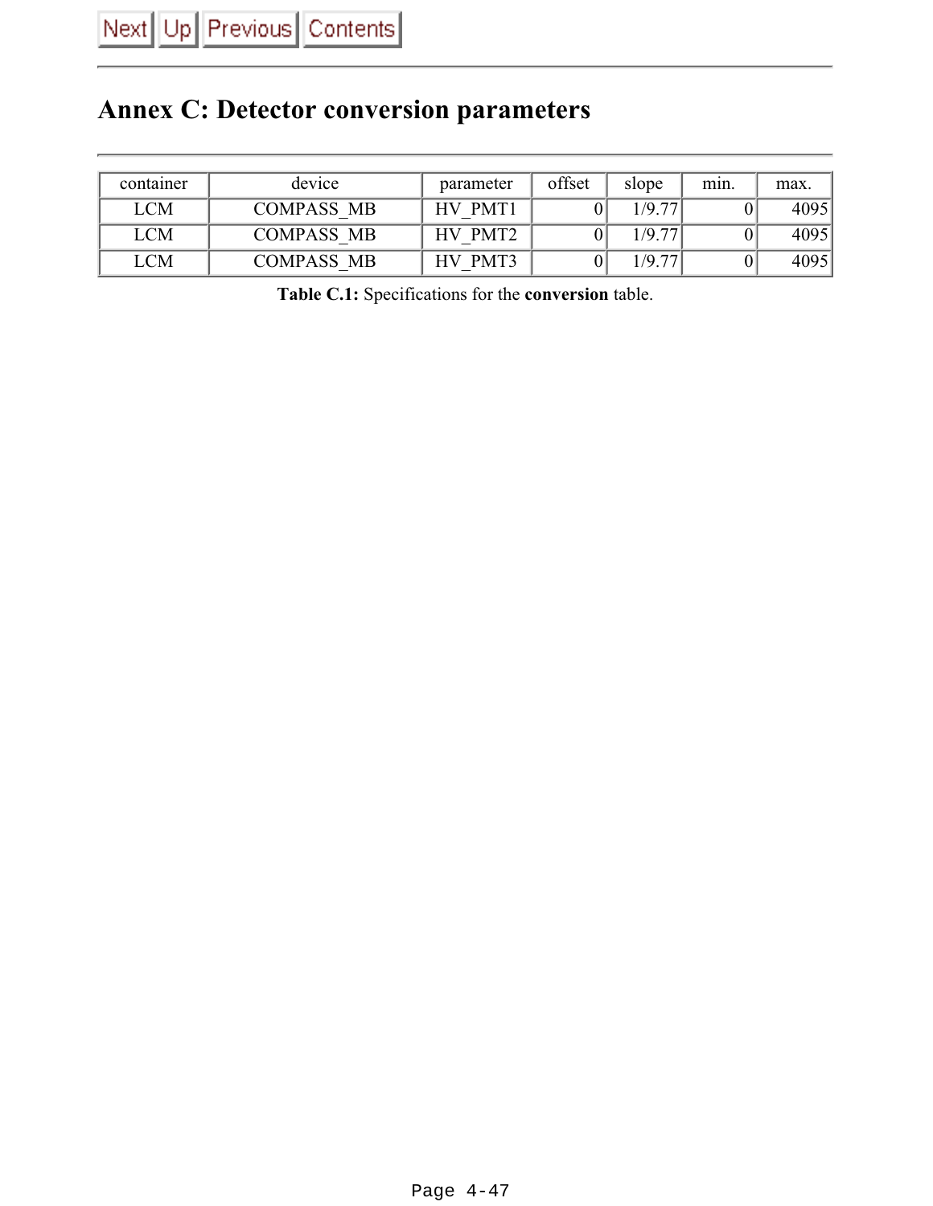# Annex C: Detector conversion parameters

| container | device | parameter | offset | slope | min. | max. |
|---|---|---|---|---|---|---|
| LCM | COMPASS_MB | HV_PMT1 | 0 | 1/9.77 | 0 | 4095 |
| LCM | COMPASS_MB | HV_PMT2 | 0 | 1/9.77 | 0 | 4095 |
| LCM | COMPASS_MB | HV_PMT3 | 0 | 1/9.77 | 0 | 4095 |

**Table C.1:** Specifications for the **conversion** table.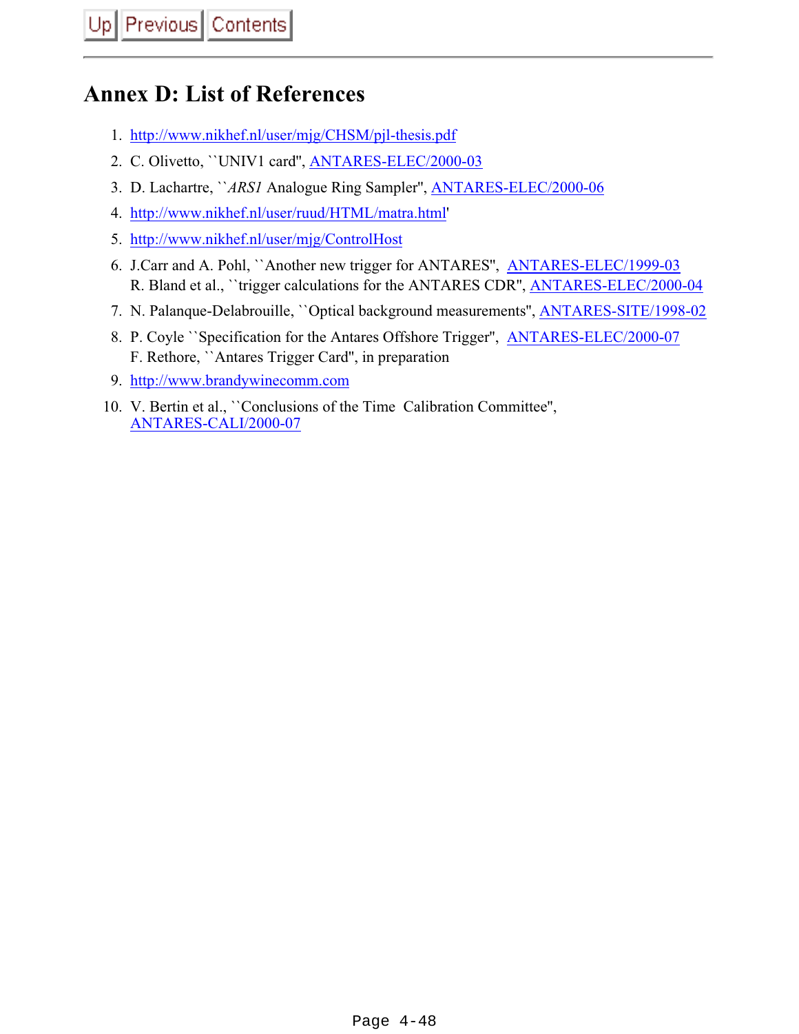Up Previous Contents

# Annex D: List of References

1. http://www.nikhef.nl/user/mjg/CHSM/pjl-thesis.pdf
2. C. Olivetto, ``UNIV1 card'', ANTARES-ELEC/2000-03
3. D. Lachartre, ``*ARS1* Analogue Ring Sampler'', ANTARES-ELEC/2000-06
4. http://www.nikhef.nl/user/ruud/HTML/matra.html'
5. http://www.nikhef.nl/user/mjg/ControlHost
6. J.Carr and A. Pohl, ``Another new trigger for ANTARES'', ANTARES-ELEC/1999-03
   R. Bland et al., ``trigger calculations for the ANTARES CDR'', ANTARES-ELEC/2000-04
7. N. Palanque-Delabrouille, ``Optical background measurements'', ANTARES-SITE/1998-02
8. P. Coyle ``Specification for the Antares Offshore Trigger'', ANTARES-ELEC/2000-07
   F. Rethore, ``Antares Trigger Card'', in preparation
9. http://www.brandywinecomm.com
10. V. Bertin et al., ``Conclusions of the Time Calibration Committee'', ANTARES-CALI/2000-07